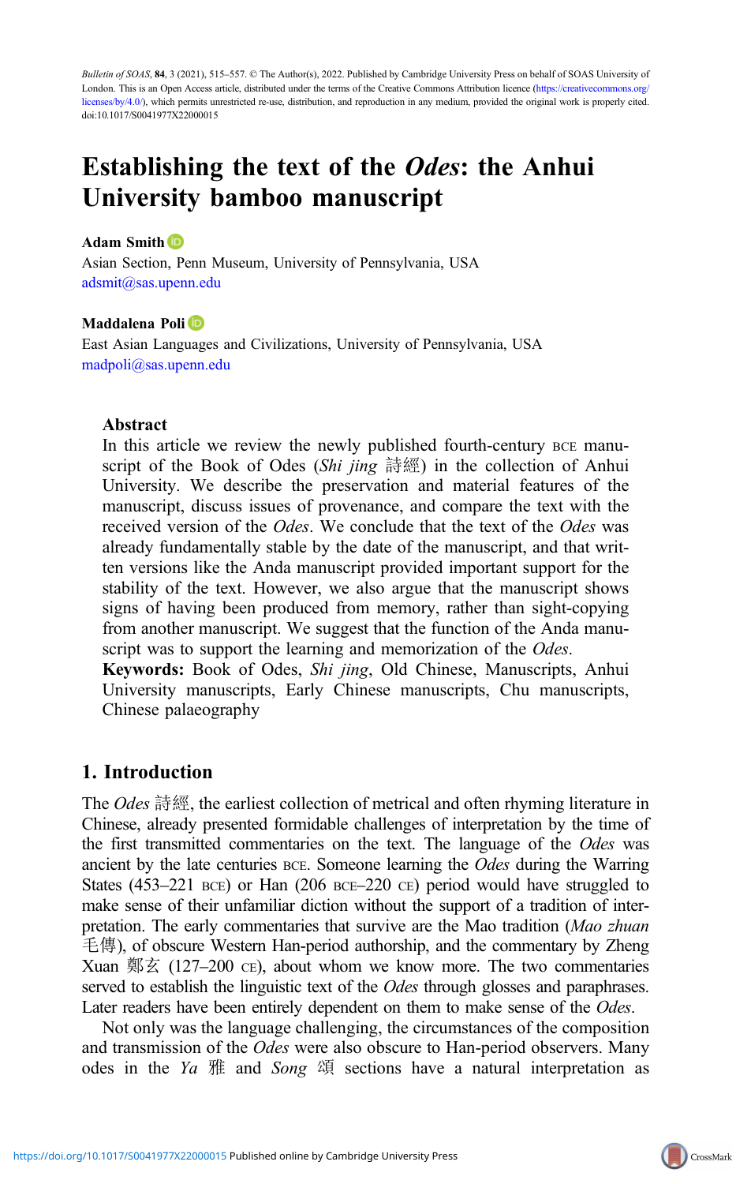Bulletin of SOAS, 84, 3 (2021), 515–557. © The Author(s), 2022. Published by Cambridge University Press on behalf of SOAS University of London. This is an Open Access article, distributed under the terms of the Creative Commons Attribution licence (https://creativecommons.org/licenses/by/4.0/), which permits unrestricted re-use, distribution, and reproduction in any medium, provided the original work is properly cited. doi:10.1017/S0041977X22000015

# Establishing the text of the *Odes*: the Anhui University bamboo manuscript

**Adam Smith**
Asian Section, Penn Museum, University of Pennsylvania, USA
adsmit@sas.upenn.edu

**Maddalena Poli**
East Asian Languages and Civilizations, University of Pennsylvania, USA
madpoli@sas.upenn.edu

## Abstract

In this article we review the newly published fourth-century BCE manuscript of the Book of Odes (*Shi jing* 詩經) in the collection of Anhui University. We describe the preservation and material features of the manuscript, discuss issues of provenance, and compare the text with the received version of the *Odes*. We conclude that the text of the *Odes* was already fundamentally stable by the date of the manuscript, and that written versions like the Anda manuscript provided important support for the stability of the text. However, we also argue that the manuscript shows signs of having been produced from memory, rather than sight-copying from another manuscript. We suggest that the function of the Anda manuscript was to support the learning and memorization of the *Odes*.

**Keywords:** Book of Odes, *Shi jing*, Old Chinese, Manuscripts, Anhui University manuscripts, Early Chinese manuscripts, Chu manuscripts, Chinese palaeography

## 1. Introduction

The *Odes* 詩經, the earliest collection of metrical and often rhyming literature in Chinese, already presented formidable challenges of interpretation by the time of the first transmitted commentaries on the text. The language of the *Odes* was ancient by the late centuries BCE. Someone learning the *Odes* during the Warring States (453–221 BCE) or Han (206 BCE–220 CE) period would have struggled to make sense of their unfamiliar diction without the support of a tradition of interpretation. The early commentaries that survive are the Mao tradition (*Mao zhuan* 毛傳), of obscure Western Han-period authorship, and the commentary by Zheng Xuan 鄭玄 (127–200 CE), about whom we know more. The two commentaries served to establish the linguistic text of the *Odes* through glosses and paraphrases. Later readers have been entirely dependent on them to make sense of the *Odes*.

Not only was the language challenging, the circumstances of the composition and transmission of the *Odes* were also obscure to Han-period observers. Many odes in the *Ya* 雅 and *Song* 頌 sections have a natural interpretation as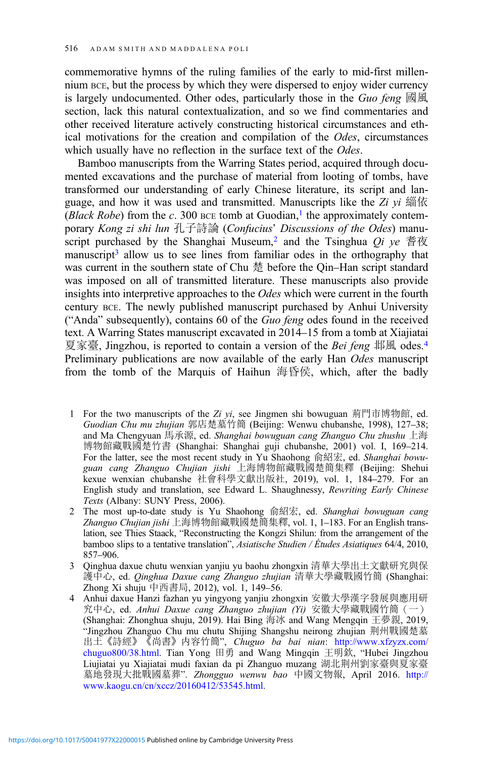commemorative hymns of the ruling families of the early to mid-first millennium BCE, but the process by which they were dispersed to enjoy wider currency is largely undocumented. Other odes, particularly those in the *Guo feng* 國風 section, lack this natural contextualization, and so we find commentaries and other received literature actively constructing historical circumstances and ethical motivations for the creation and compilation of the *Odes*, circumstances which usually have no reflection in the surface text of the *Odes*.

Bamboo manuscripts from the Warring States period, acquired through documented excavations and the purchase of material from looting of tombs, have transformed our understanding of early Chinese literature, its script and language, and how it was used and transmitted. Manuscripts like the *Zi yi* 緇依 (*Black Robe*) from the *c*. 300 BCE tomb at Guodian,[1] the approximately contemporary *Kong zi shi lun* 孔子詩論 (*Confucius*' *Discussions of the Odes*) manuscript purchased by the Shanghai Museum,[2] and the Tsinghua *Qi ye* 耆夜 manuscript[3] allow us to see lines from familiar odes in the orthography that was current in the southern state of Chu 楚 before the Qin–Han script standard was imposed on all of transmitted literature. These manuscripts also provide insights into interpretive approaches to the *Odes* which were current in the fourth century BCE. The newly published manuscript purchased by Anhui University ("Anda" subsequently), contains 60 of the *Guo feng* odes found in the received text. A Warring States manuscript excavated in 2014–15 from a tomb at Xiajiatai 夏家臺, Jingzhou, is reported to contain a version of the *Bei feng* 邶風 odes.[4] Preliminary publications are now available of the early Han *Odes* manuscript from the tomb of the Marquis of Haihun 海昏侯, which, after the badly

1 For the two manuscripts of the *Zi yi*, see Jingmen shi bowuguan 荊門市博物館, ed. *Guodian Chu mu zhujian* 郭店楚墓竹簡 (Beijing: Wenwu chubanshe, 1998), 127–38; and Ma Chengyuan 馬承源, ed. *Shanghai bowuguan cang Zhanguo Chu zhushu* 上海博物館藏戰國楚竹書 (Shanghai: Shanghai guji chubanshe, 2001) vol. I, 169–214. For the latter, see the most recent study in Yu Shaohong 俞紹宏, ed. *Shanghai bowuguan cang Zhanguo Chujian jishi* 上海博物館藏戰國楚簡集釋 (Beijing: Shehui kexue wenxian chubanshe 社會科學文獻出版社, 2019), vol. 1, 184–279. For an English study and translation, see Edward L. Shaughnessy, *Rewriting Early Chinese Texts* (Albany: SUNY Press, 2006).

2 The most up-to-date study is Yu Shaohong 俞紹宏, ed. *Shanghai bowuguan cang Zhanguo Chujian jishi* 上海博物館藏戰國楚簡集釋, vol. 1, 1–183. For an English translation, see Thies Staack, "Reconstructing the Kongzi Shilun: from the arrangement of the bamboo slips to a tentative translation", *Asiatische Studien / Études Asiatiques* 64/4, 2010, 857–906.

3 Qinghua daxue chutu wenxian yanjiu yu baohu zhongxin 清華大學出土文獻研究與保護中心, ed. *Qinghua Daxue cang Zhanguo zhujian* 清華大學藏戰國竹簡 (Shanghai: Zhong Xi shuju 中西書局, 2012), vol. 1, 149–56.

4 Anhui daxue Hanzi fazhan yu yingyong yanjiu zhongxin 安徽大學漢字發展與應用研究中心, ed. *Anhui Daxue cang Zhanguo zhujian (Yi)* 安徽大學藏戰國竹簡（一）(Shanghai: Zhonghua shuju, 2019). Hai Bing 海冰 and Wang Mengqin 王夢親, 2019, "Jingzhou Zhanguo Chu mu chutu Shijing Shangshu neirong zhujian 荊州戰國楚墓出土《詩經》《尚書》內容竹簡", *Chuguo ba bai nian*: http://www.xfzyzx.com/chuguo800/38.html. Tian Yong 田勇 and Wang Mingqin 王明欽, "Hubei Jingzhou Liujiatai yu Xiajiatai mudi faxian da pi Zhanguo muzang 湖北荊州劉家臺與夏家臺墓地發現大批戰國墓葬". *Zhongguo wenwu bao* 中國文物報, April 2016. http://www.kaogu.cn/cn/xccz/20160412/53545.html.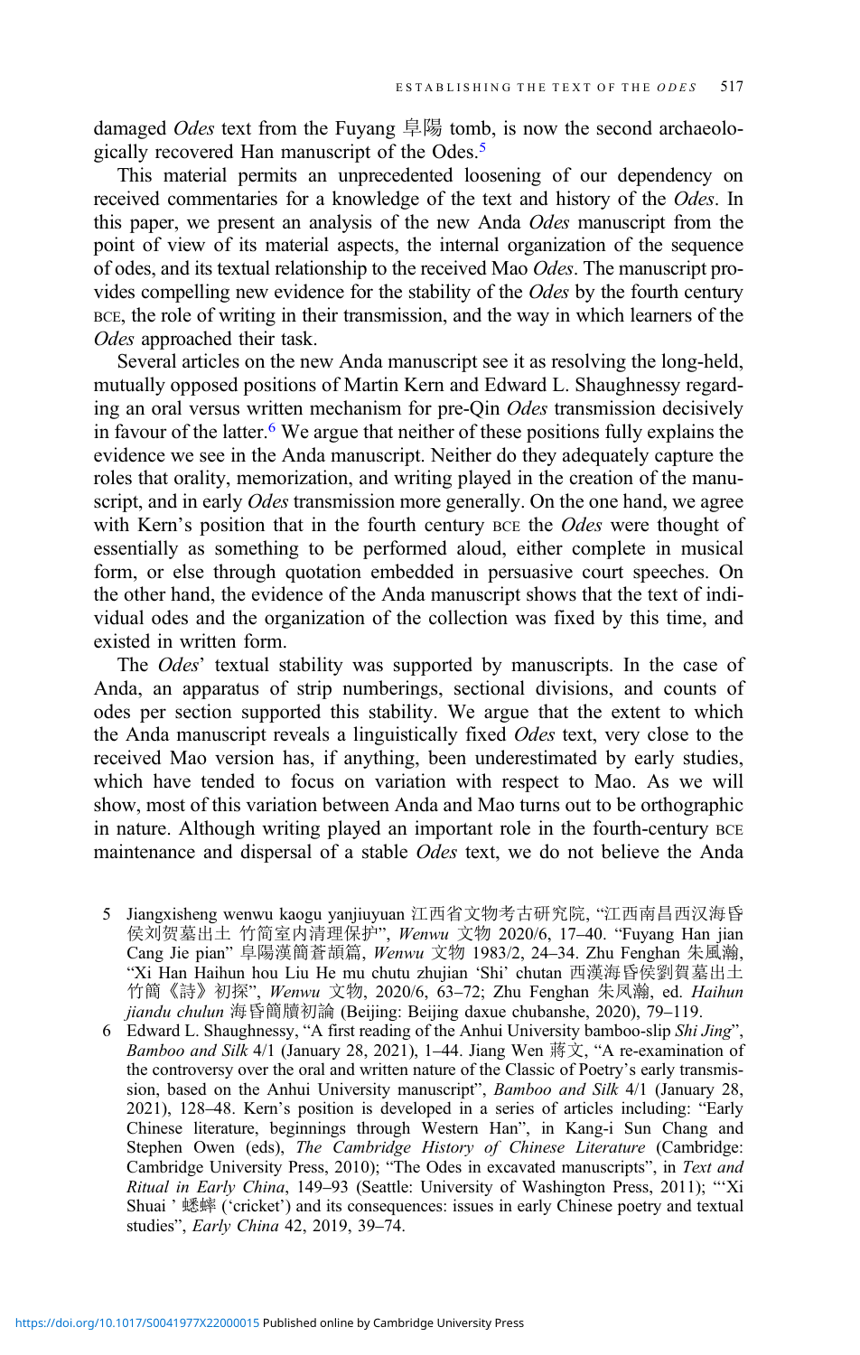damaged *Odes* text from the Fuyang 阜陽 tomb, is now the second archaeologically recovered Han manuscript of the Odes.[5]

This material permits an unprecedented loosening of our dependency on received commentaries for a knowledge of the text and history of the *Odes*. In this paper, we present an analysis of the new Anda *Odes* manuscript from the point of view of its material aspects, the internal organization of the sequence of odes, and its textual relationship to the received Mao *Odes*. The manuscript provides compelling new evidence for the stability of the *Odes* by the fourth century BCE, the role of writing in their transmission, and the way in which learners of the *Odes* approached their task.

Several articles on the new Anda manuscript see it as resolving the long-held, mutually opposed positions of Martin Kern and Edward L. Shaughnessy regarding an oral versus written mechanism for pre-Qin *Odes* transmission decisively in favour of the latter.[6] We argue that neither of these positions fully explains the evidence we see in the Anda manuscript. Neither do they adequately capture the roles that orality, memorization, and writing played in the creation of the manuscript, and in early *Odes* transmission more generally. On the one hand, we agree with Kern's position that in the fourth century BCE the *Odes* were thought of essentially as something to be performed aloud, either complete in musical form, or else through quotation embedded in persuasive court speeches. On the other hand, the evidence of the Anda manuscript shows that the text of individual odes and the organization of the collection was fixed by this time, and existed in written form.

The *Odes*' textual stability was supported by manuscripts. In the case of Anda, an apparatus of strip numberings, sectional divisions, and counts of odes per section supported this stability. We argue that the extent to which the Anda manuscript reveals a linguistically fixed *Odes* text, very close to the received Mao version has, if anything, been underestimated by early studies, which have tended to focus on variation with respect to Mao. As we will show, most of this variation between Anda and Mao turns out to be orthographic in nature. Although writing played an important role in the fourth-century BCE maintenance and dispersal of a stable *Odes* text, we do not believe the Anda

5 Jiangxisheng wenwu kaogu yanjiuyuan 江西省文物考古研究院, "江西南昌西汉海昏侯刘贺墓出土 竹简室内清理保护", *Wenwu* 文物 2020/6, 17–40. "Fuyang Han jian Cang Jie pian" 阜陽漢簡蒼頡篇, *Wenwu* 文物 1983/2, 24–34. Zhu Fenghan 朱鳳瀚, "Xi Han Haihun hou Liu He mu chutu zhujian 'Shi' chutan 西漢海昏侯劉賀墓出土竹簡《詩》初探", *Wenwu* 文物, 2020/6, 63–72; Zhu Fenghan 朱凤瀚, ed. *Haihun jiandu chulun* 海昏簡牘初論 (Beijing: Beijing daxue chubanshe, 2020), 79–119.

6 Edward L. Shaughnessy, "A first reading of the Anhui University bamboo-slip *Shi Jing*", *Bamboo and Silk* 4/1 (January 28, 2021), 1–44. Jiang Wen 蔣文, "A re-examination of the controversy over the oral and written nature of the Classic of Poetry's early transmission, based on the Anhui University manuscript", *Bamboo and Silk* 4/1 (January 28, 2021), 128–48. Kern's position is developed in a series of articles including: "Early Chinese literature, beginnings through Western Han", in Kang-i Sun Chang and Stephen Owen (eds), *The Cambridge History of Chinese Literature* (Cambridge: Cambridge University Press, 2010); "The Odes in excavated manuscripts", in *Text and Ritual in Early China*, 149–93 (Seattle: University of Washington Press, 2011); "'Xi Shuai' 蟋蟀 ('cricket') and its consequences: issues in early Chinese poetry and textual studies", *Early China* 42, 2019, 39–74.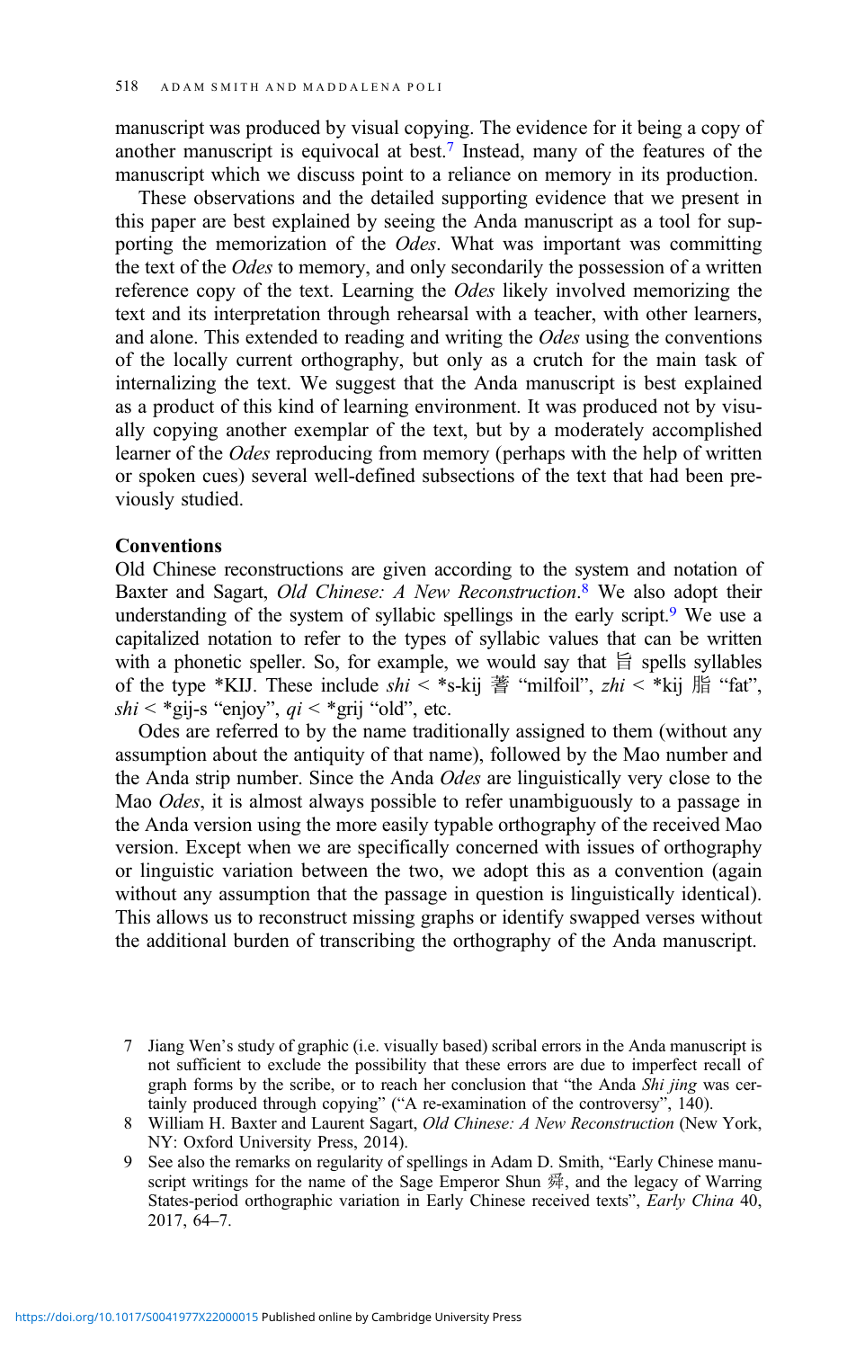manuscript was produced by visual copying. The evidence for it being a copy of another manuscript is equivocal at best.[7] Instead, many of the features of the manuscript which we discuss point to a reliance on memory in its production.

These observations and the detailed supporting evidence that we present in this paper are best explained by seeing the Anda manuscript as a tool for supporting the memorization of the *Odes*. What was important was committing the text of the *Odes* to memory, and only secondarily the possession of a written reference copy of the text. Learning the *Odes* likely involved memorizing the text and its interpretation through rehearsal with a teacher, with other learners, and alone. This extended to reading and writing the *Odes* using the conventions of the locally current orthography, but only as a crutch for the main task of internalizing the text. We suggest that the Anda manuscript is best explained as a product of this kind of learning environment. It was produced not by visually copying another exemplar of the text, but by a moderately accomplished learner of the *Odes* reproducing from memory (perhaps with the help of written or spoken cues) several well-defined subsections of the text that had been previously studied.

**Conventions**

Old Chinese reconstructions are given according to the system and notation of Baxter and Sagart, *Old Chinese: A New Reconstruction*.[8] We also adopt their understanding of the system of syllabic spellings in the early script.[9] We use a capitalized notation to refer to the types of syllabic values that can be written with a phonetic speller. So, for example, we would say that 旨 spells syllables of the type *KIJ. These include *shi* < *s-kij 蓍 "milfoil", *zhi* < *kij 脂 "fat", *shi* < *gij-s "enjoy", *qi* < *grij "old", etc.

Odes are referred to by the name traditionally assigned to them (without any assumption about the antiquity of that name), followed by the Mao number and the Anda strip number. Since the Anda *Odes* are linguistically very close to the Mao *Odes*, it is almost always possible to refer unambiguously to a passage in the Anda version using the more easily typable orthography of the received Mao version. Except when we are specifically concerned with issues of orthography or linguistic variation between the two, we adopt this as a convention (again without any assumption that the passage in question is linguistically identical). This allows us to reconstruct missing graphs or identify swapped verses without the additional burden of transcribing the orthography of the Anda manuscript.

7 Jiang Wen's study of graphic (i.e. visually based) scribal errors in the Anda manuscript is not sufficient to exclude the possibility that these errors are due to imperfect recall of graph forms by the scribe, or to reach her conclusion that "the Anda *Shi jing* was certainly produced through copying" ("A re-examination of the controversy", 140).

8 William H. Baxter and Laurent Sagart, *Old Chinese: A New Reconstruction* (New York, NY: Oxford University Press, 2014).

9 See also the remarks on regularity of spellings in Adam D. Smith, "Early Chinese manuscript writings for the name of the Sage Emperor Shun 舜, and the legacy of Warring States-period orthographic variation in Early Chinese received texts", *Early China* 40, 2017, 64–7.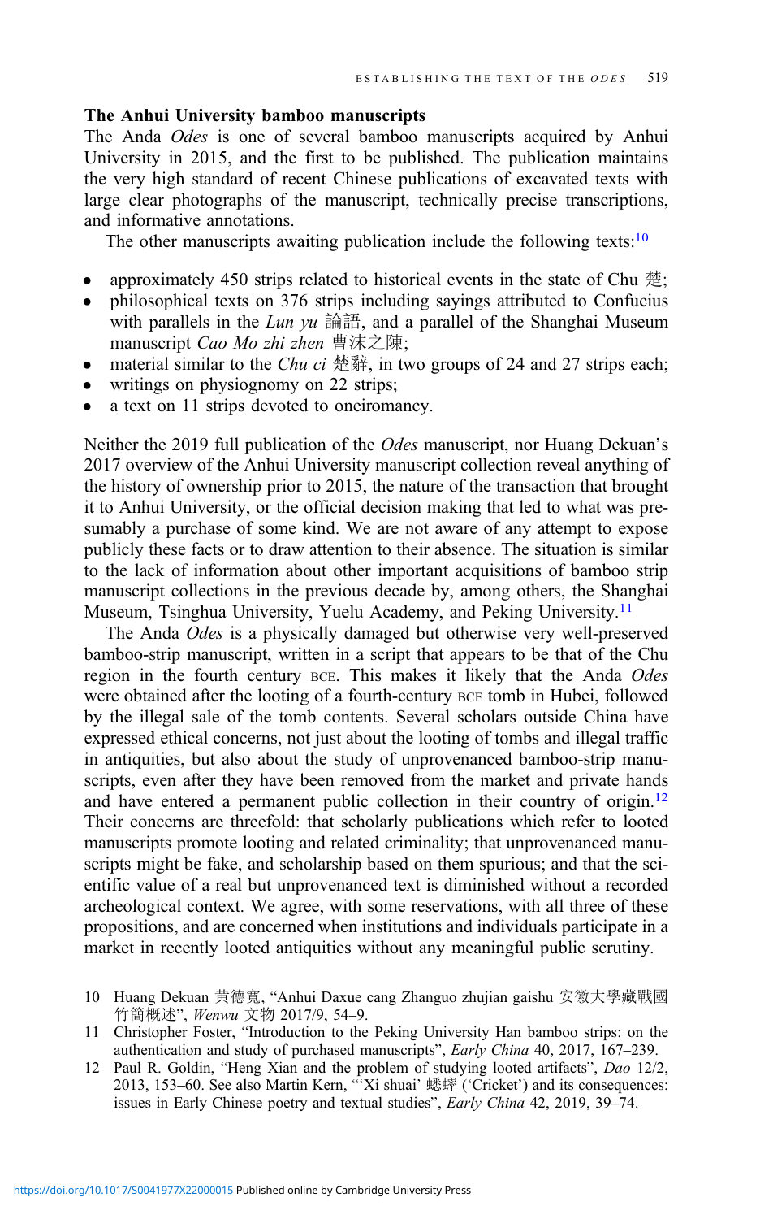### The Anhui University bamboo manuscripts

The Anda *Odes* is one of several bamboo manuscripts acquired by Anhui University in 2015, and the first to be published. The publication maintains the very high standard of recent Chinese publications of excavated texts with large clear photographs of the manuscript, technically precise transcriptions, and informative annotations.

The other manuscripts awaiting publication include the following texts:[10]

- approximately 450 strips related to historical events in the state of Chu 楚;
- philosophical texts on 376 strips including sayings attributed to Confucius with parallels in the *Lun yu* 論語, and a parallel of the Shanghai Museum manuscript *Cao Mo zhi zhen* 曹沫之陳;
- material similar to the *Chu ci* 楚辭, in two groups of 24 and 27 strips each;
- writings on physiognomy on 22 strips;
- a text on 11 strips devoted to oneiromancy.

Neither the 2019 full publication of the *Odes* manuscript, nor Huang Dekuan's 2017 overview of the Anhui University manuscript collection reveal anything of the history of ownership prior to 2015, the nature of the transaction that brought it to Anhui University, or the official decision making that led to what was presumably a purchase of some kind. We are not aware of any attempt to expose publicly these facts or to draw attention to their absence. The situation is similar to the lack of information about other important acquisitions of bamboo strip manuscript collections in the previous decade by, among others, the Shanghai Museum, Tsinghua University, Yuelu Academy, and Peking University.[11]

The Anda *Odes* is a physically damaged but otherwise very well-preserved bamboo-strip manuscript, written in a script that appears to be that of the Chu region in the fourth century BCE. This makes it likely that the Anda *Odes* were obtained after the looting of a fourth-century BCE tomb in Hubei, followed by the illegal sale of the tomb contents. Several scholars outside China have expressed ethical concerns, not just about the looting of tombs and illegal traffic in antiquities, but also about the study of unprovenanced bamboo-strip manuscripts, even after they have been removed from the market and private hands and have entered a permanent public collection in their country of origin.[12] Their concerns are threefold: that scholarly publications which refer to looted manuscripts promote looting and related criminality; that unprovenanced manuscripts might be fake, and scholarship based on them spurious; and that the scientific value of a real but unprovenanced text is diminished without a recorded archeological context. We agree, with some reservations, with all three of these propositions, and are concerned when institutions and individuals participate in a market in recently looted antiquities without any meaningful public scrutiny.

10 Huang Dekuan 黃德寬, "Anhui Daxue cang Zhanguo zhujian gaishu 安徽大學藏戰國竹簡概述", *Wenwu* 文物 2017/9, 54–9.

11 Christopher Foster, "Introduction to the Peking University Han bamboo strips: on the authentication and study of purchased manuscripts", *Early China* 40, 2017, 167–239.

12 Paul R. Goldin, "Heng Xian and the problem of studying looted artifacts", *Dao* 12/2, 2013, 153–60. See also Martin Kern, "'Xi shuai' 蟋蟀 ('Cricket') and its consequences: issues in Early Chinese poetry and textual studies", *Early China* 42, 2019, 39–74.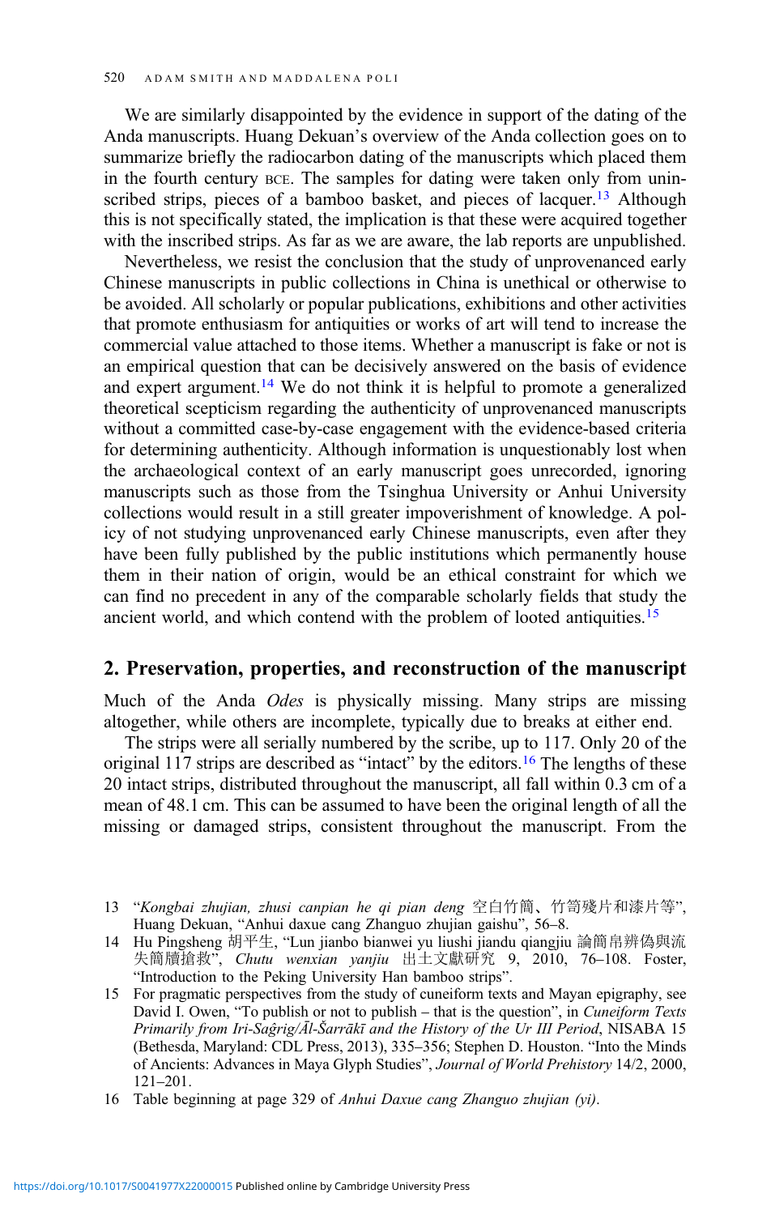We are similarly disappointed by the evidence in support of the dating of the Anda manuscripts. Huang Dekuan's overview of the Anda collection goes on to summarize briefly the radiocarbon dating of the manuscripts which placed them in the fourth century BCE. The samples for dating were taken only from uninscribed strips, pieces of a bamboo basket, and pieces of lacquer.[13] Although this is not specifically stated, the implication is that these were acquired together with the inscribed strips. As far as we are aware, the lab reports are unpublished.

Nevertheless, we resist the conclusion that the study of unprovenanced early Chinese manuscripts in public collections in China is unethical or otherwise to be avoided. All scholarly or popular publications, exhibitions and other activities that promote enthusiasm for antiquities or works of art will tend to increase the commercial value attached to those items. Whether a manuscript is fake or not is an empirical question that can be decisively answered on the basis of evidence and expert argument.[14] We do not think it is helpful to promote a generalized theoretical scepticism regarding the authenticity of unprovenanced manuscripts without a committed case-by-case engagement with the evidence-based criteria for determining authenticity. Although information is unquestionably lost when the archaeological context of an early manuscript goes unrecorded, ignoring manuscripts such as those from the Tsinghua University or Anhui University collections would result in a still greater impoverishment of knowledge. A policy of not studying unprovenanced early Chinese manuscripts, even after they have been fully published by the public institutions which permanently house them in their nation of origin, would be an ethical constraint for which we can find no precedent in any of the comparable scholarly fields that study the ancient world, and which contend with the problem of looted antiquities.[15]

## 2. Preservation, properties, and reconstruction of the manuscript

Much of the Anda *Odes* is physically missing. Many strips are missing altogether, while others are incomplete, typically due to breaks at either end.

The strips were all serially numbered by the scribe, up to 117. Only 20 of the original 117 strips are described as "intact" by the editors.[16] The lengths of these 20 intact strips, distributed throughout the manuscript, all fall within 0.3 cm of a mean of 48.1 cm. This can be assumed to have been the original length of all the missing or damaged strips, consistent throughout the manuscript. From the

---

13 "*Kongbai zhujian, zhusi canpian he qi pian deng* 空白竹簡、竹笥殘片和漆片等", Huang Dekuan, "Anhui daxue cang Zhanguo zhujian gaishu", 56–8.

14 Hu Pingsheng 胡平生, "Lun jianbo bianwei yu liushi jiandu qiangjiu 論簡帛辨偽與流失簡牘搶救", *Chutu wenxian yanjiu* 出土文獻研究 9, 2010, 76–108. Foster, "Introduction to the Peking University Han bamboo strips".

15 For pragmatic perspectives from the study of cuneiform texts and Mayan epigraphy, see David I. Owen, "To publish or not to publish – that is the question", in *Cuneiform Texts Primarily from Iri-Saĝrig/Āl-Šarrākī and the History of the Ur III Period*, NISABA 15 (Bethesda, Maryland: CDL Press, 2013), 335–356; Stephen D. Houston. "Into the Minds of Ancients: Advances in Maya Glyph Studies", *Journal of World Prehistory* 14/2, 2000, 121–201.

16 Table beginning at page 329 of *Anhui Daxue cang Zhanguo zhujian (yi)*.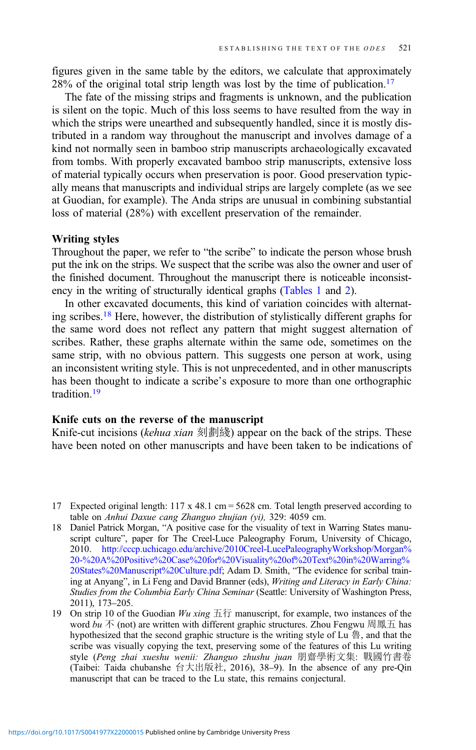figures given in the same table by the editors, we calculate that approximately 28% of the original total strip length was lost by the time of publication.[17]

The fate of the missing strips and fragments is unknown, and the publication is silent on the topic. Much of this loss seems to have resulted from the way in which the strips were unearthed and subsequently handled, since it is mostly distributed in a random way throughout the manuscript and involves damage of a kind not normally seen in bamboo strip manuscripts archaeologically excavated from tombs. With properly excavated bamboo strip manuscripts, extensive loss of material typically occurs when preservation is poor. Good preservation typically means that manuscripts and individual strips are largely complete (as we see at Guodian, for example). The Anda strips are unusual in combining substantial loss of material (28%) with excellent preservation of the remainder.

### Writing styles

Throughout the paper, we refer to "the scribe" to indicate the person whose brush put the ink on the strips. We suspect that the scribe was also the owner and user of the finished document. Throughout the manuscript there is noticeable inconsistency in the writing of structurally identical graphs (Tables 1 and 2).

In other excavated documents, this kind of variation coincides with alternating scribes.[18] Here, however, the distribution of stylistically different graphs for the same word does not reflect any pattern that might suggest alternation of scribes. Rather, these graphs alternate within the same ode, sometimes on the same strip, with no obvious pattern. This suggests one person at work, using an inconsistent writing style. This is not unprecedented, and in other manuscripts has been thought to indicate a scribe's exposure to more than one orthographic tradition.[19]

### Knife cuts on the reverse of the manuscript

Knife-cut incisions (*kehua xian* 刻劃綫) appear on the back of the strips. These have been noted on other manuscripts and have been taken to be indications of

---

17 Expected original length: 117 x 48.1 cm = 5628 cm. Total length preserved according to table on *Anhui Daxue cang Zhanguo zhujian (yi),* 329: 4059 cm.

18 Daniel Patrick Morgan, "A positive case for the visuality of text in Warring States manuscript culture", paper for The Creel-Luce Paleography Forum, University of Chicago, 2010. http://cccp.uchicago.edu/archive/2010Creel-LucePaleographyWorkshop/Morgan%20-%20A%20Positive%20Case%20for%20Visuality%20of%20Text%20in%20Warring%20States%20Manuscript%20Culture.pdf; Adam D. Smith, "The evidence for scribal training at Anyang", in Li Feng and David Branner (eds), *Writing and Literacy in Early China: Studies from the Columbia Early China Seminar* (Seattle: University of Washington Press, 2011), 173–205.

19 On strip 10 of the Guodian *Wu xing* 五行 manuscript, for example, two instances of the word *bu* 不 (not) are written with different graphic structures. Zhou Fengwu 周鳳五 has hypothesized that the second graphic structure is the writing style of Lu 魯, and that the scribe was visually copying the text, preserving some of the features of this Lu writing style (*Peng zhai xueshu wenii: Zhanguo zhushu juan* 朋齋學術文集: 戰國竹書卷 (Taibei: Taida chubanshe 台大出版社, 2016), 38–9). In the absence of any pre-Qin manuscript that can be traced to the Lu state, this remains conjectural.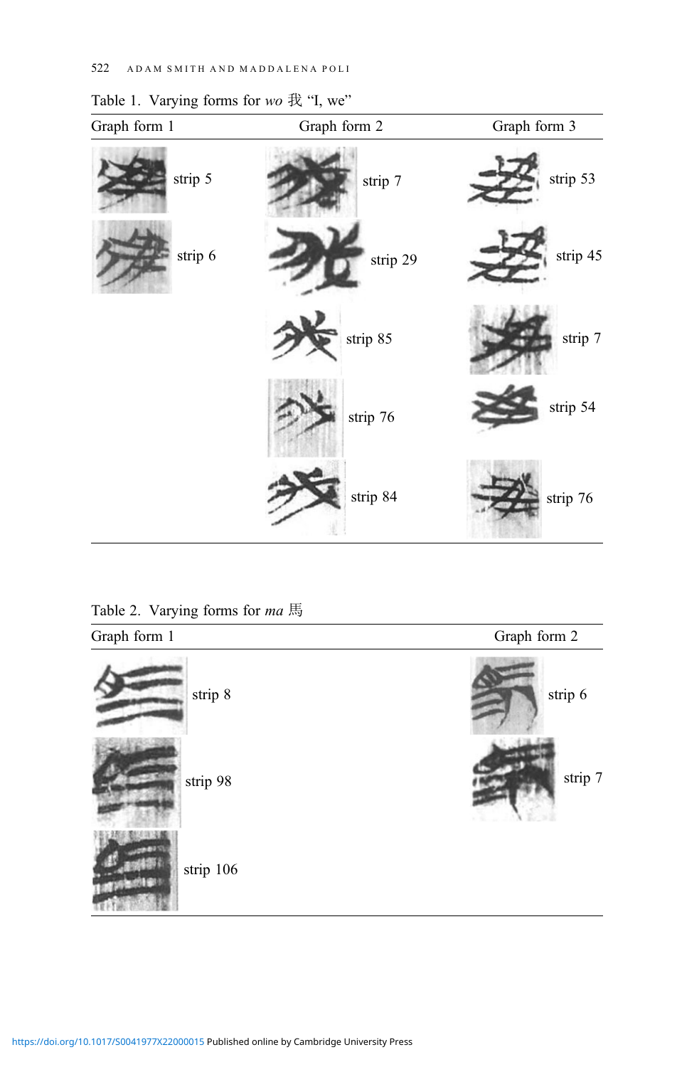Table 1. Varying forms for *wo* 我 "I, we"

| Graph form 1 | Graph form 2 | Graph form 3 |
| --- | --- | --- |
| strip 5 | strip 7 | strip 53 |
| strip 6 | strip 29 | strip 45 |
| | strip 85 | strip 7 |
| | strip 76 | strip 54 |
| | strip 84 | strip 76 |

Table 2. Varying forms for *ma* 馬

| Graph form 1 | Graph form 2 |
| --- | --- |
| strip 8 | strip 6 |
| strip 98 | strip 7 |
| strip 106 | |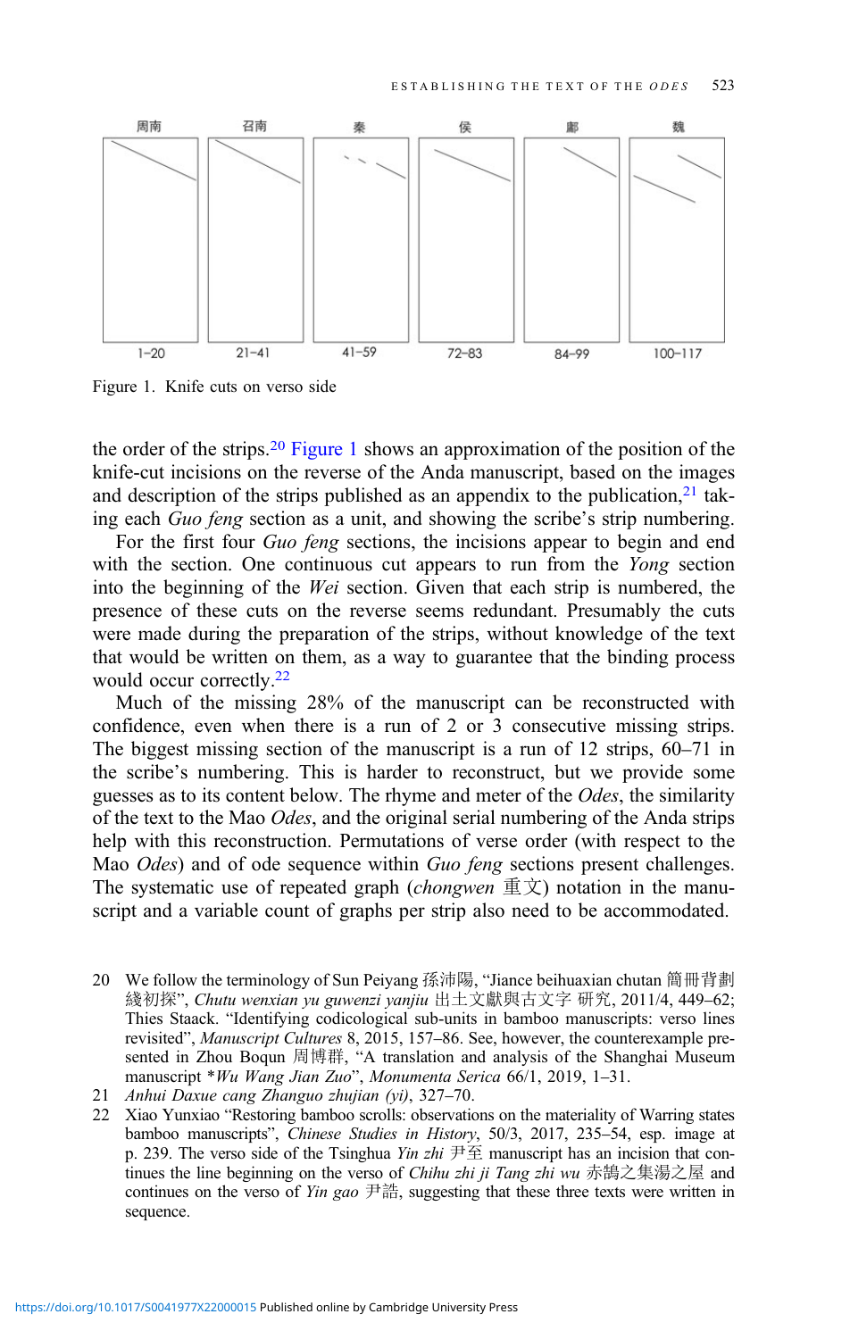周南 召南 秦 侯 鄘 魏

1–20 21–41 41–59 72–83 84–99 100–117

Figure 1. Knife cuts on verso side

the order of the strips.[20] Figure 1 shows an approximation of the position of the knife-cut incisions on the reverse of the Anda manuscript, based on the images and description of the strips published as an appendix to the publication,[21] taking each *Guo feng* section as a unit, and showing the scribe's strip numbering.

For the first four *Guo feng* sections, the incisions appear to begin and end with the section. One continuous cut appears to run from the *Yong* section into the beginning of the *Wei* section. Given that each strip is numbered, the presence of these cuts on the reverse seems redundant. Presumably the cuts were made during the preparation of the strips, without knowledge of the text that would be written on them, as a way to guarantee that the binding process would occur correctly.[22]

Much of the missing 28% of the manuscript can be reconstructed with confidence, even when there is a run of 2 or 3 consecutive missing strips. The biggest missing section of the manuscript is a run of 12 strips, 60–71 in the scribe's numbering. This is harder to reconstruct, but we provide some guesses as to its content below. The rhyme and meter of the *Odes*, the similarity of the text to the Mao *Odes*, and the original serial numbering of the Anda strips help with this reconstruction. Permutations of verse order (with respect to the Mao *Odes*) and of ode sequence within *Guo feng* sections present challenges. The systematic use of repeated graph (*chongwen* 重文) notation in the manuscript and a variable count of graphs per strip also need to be accommodated.

20 We follow the terminology of Sun Peiyang 孫沛陽, "Jiance beihuaxian chutan 簡冊背劃綫初探", *Chutu wenxian yu guwenzi yanjiu* 出土文獻與古文字 研究, 2011/4, 449–62; Thies Staack. "Identifying codicological sub-units in bamboo manuscripts: verso lines revisited", *Manuscript Cultures* 8, 2015, 157–86. See, however, the counterexample presented in Zhou Boqun 周博群, "A translation and analysis of the Shanghai Museum manuscript \**Wu Wang Jian Zuo*", *Monumenta Serica* 66/1, 2019, 1–31.

21 *Anhui Daxue cang Zhanguo zhujian (yi)*, 327–70.

22 Xiao Yunxiao "Restoring bamboo scrolls: observations on the materiality of Warring states bamboo manuscripts", *Chinese Studies in History*, 50/3, 2017, 235–54, esp. image at p. 239. The verso side of the Tsinghua *Yin zhi* 尹至 manuscript has an incision that continues the line beginning on the verso of *Chihu zhi ji Tang zhi wu* 赤鵠之集湯之屋 and continues on the verso of *Yin gao* 尹誥, suggesting that these three texts were written in sequence.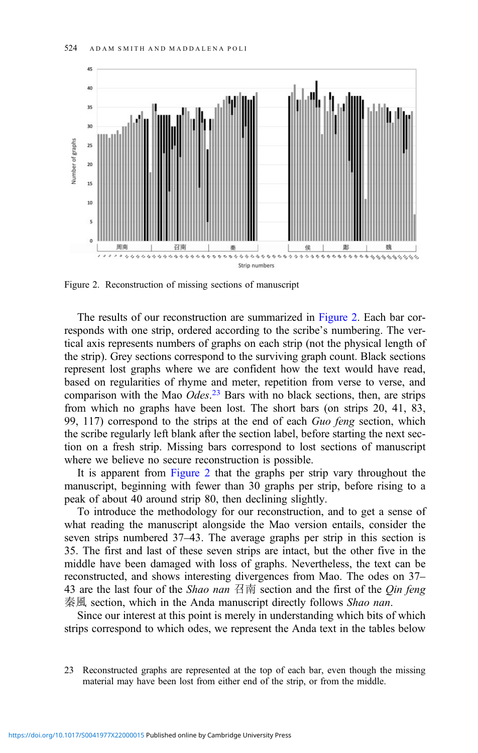Figure 2. Reconstruction of missing sections of manuscript

The results of our reconstruction are summarized in Figure 2. Each bar corresponds with one strip, ordered according to the scribe's numbering. The vertical axis represents numbers of graphs on each strip (not the physical length of the strip). Grey sections correspond to the surviving graph count. Black sections represent lost graphs where we are confident how the text would have read, based on regularities of rhyme and meter, repetition from verse to verse, and comparison with the Mao *Odes*.[23] Bars with no black sections, then, are strips from which no graphs have been lost. The short bars (on strips 20, 41, 83, 99, 117) correspond to the strips at the end of each *Guo feng* section, which the scribe regularly left blank after the section label, before starting the next section on a fresh strip. Missing bars correspond to lost sections of manuscript where we believe no secure reconstruction is possible.

It is apparent from Figure 2 that the graphs per strip vary throughout the manuscript, beginning with fewer than 30 graphs per strip, before rising to a peak of about 40 around strip 80, then declining slightly.

To introduce the methodology for our reconstruction, and to get a sense of what reading the manuscript alongside the Mao version entails, consider the seven strips numbered 37–43. The average graphs per strip in this section is 35. The first and last of these seven strips are intact, but the other five in the middle have been damaged with loss of graphs. Nevertheless, the text can be reconstructed, and shows interesting divergences from Mao. The odes on 37–43 are the last four of the *Shao nan* 召南 section and the first of the *Qin feng* 秦風 section, which in the Anda manuscript directly follows *Shao nan*.

Since our interest at this point is merely in understanding which bits of which strips correspond to which odes, we represent the Anda text in the tables below

23 Reconstructed graphs are represented at the top of each bar, even though the missing material may have been lost from either end of the strip, or from the middle.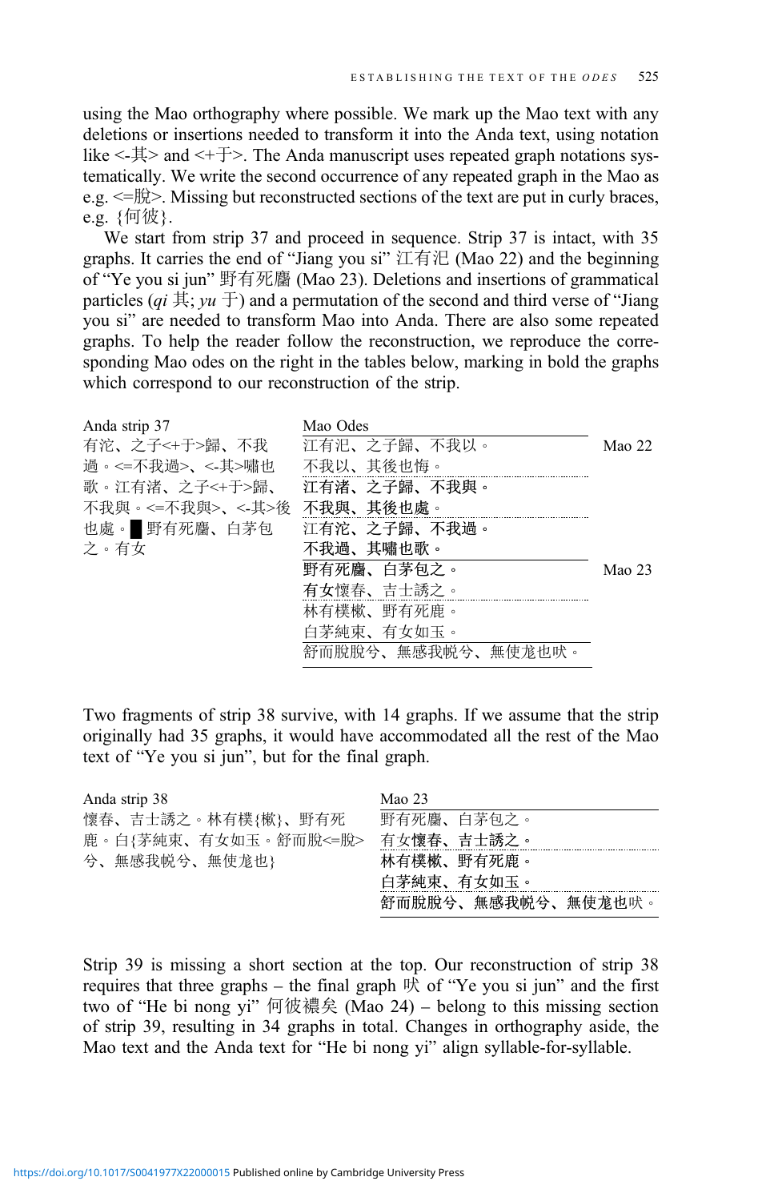using the Mao orthography where possible. We mark up the Mao text with any deletions or insertions needed to transform it into the Anda text, using notation like <-其> and <+于>. The Anda manuscript uses repeated graph notations systematically. We write the second occurrence of any repeated graph in the Mao as e.g. <=脫>. Missing but reconstructed sections of the text are put in curly braces, e.g. {何彼}.

We start from strip 37 and proceed in sequence. Strip 37 is intact, with 35 graphs. It carries the end of "Jiang you si" 江有汜 (Mao 22) and the beginning of "Ye you si jun" 野有死麕 (Mao 23). Deletions and insertions of grammatical particles (*qi* 其; *yu* 于) and a permutation of the second and third verse of "Jiang you si" are needed to transform Mao into Anda. There are also some repeated graphs. To help the reader follow the reconstruction, we reproduce the corresponding Mao odes on the right in the tables below, marking in bold the graphs which correspond to our reconstruction of the strip.

| Anda strip 37 | Mao Odes | |
|---|---|---|
| 有沱、之子<+于>歸、不我 | 江有汜、之子歸、不我以。 | Mao 22 |
| 過。<=不我過>、<-其>嘯也 | 不我以、其後也悔。 | |
| 歌。江有渚、之子<+于>歸、 | **江有渚、之子歸、不我與。** | |
| 不我與。<=不我與>、<-其>後 | **不我與、其後也處。** | |
| 也處。█ 野有死麕、白茅包 | 江有**沱、之子歸、不我過。** | |
| 之。有女 | **不我過、其嘯也歌。** | |
| | **野有死麕、白茅包之。** | Mao 23 |
| | **有女**懷春、吉士誘之。 | |
| | 林有樸樕、野有死鹿。 | |
| | 白茅純束、有女如玉。 | |
| | 舒而脫脫兮、無感我帨兮、無使尨也吠。 | |

Two fragments of strip 38 survive, with 14 graphs. If we assume that the strip originally had 35 graphs, it would have accommodated all the rest of the Mao text of "Ye you si jun", but for the final graph.

| Anda strip 38 | Mao 23 |
|---|---|
| 懷春、吉士誘之。林有樸{樕}、野有死 | 野有死麕、白茅包之。 |
| 鹿。白{茅純束、有女如玉。舒而脫<=脫> | 有女**懷春、吉士誘之。** |
| 兮、無感我帨兮、無使尨也} | **林有樸樕、野有死鹿。** |
| | **白茅純束、有女如玉。** |
| | **舒而脫脫兮、無感我帨兮、無使尨也**吠。 |

Strip 39 is missing a short section at the top. Our reconstruction of strip 38 requires that three graphs – the final graph 吠 of "Ye you si jun" and the first two of "He bi nong yi" 何彼襛矣 (Mao 24) – belong to this missing section of strip 39, resulting in 34 graphs in total. Changes in orthography aside, the Mao text and the Anda text for "He bi nong yi" align syllable-for-syllable.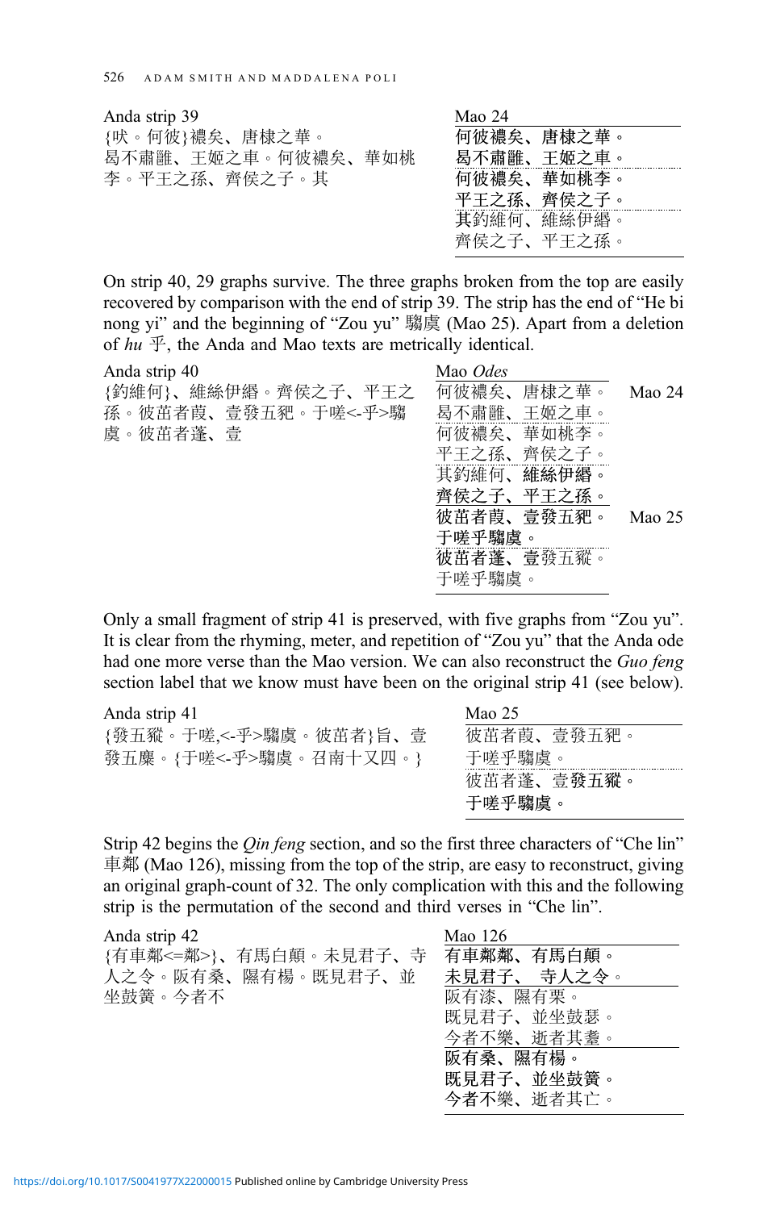| Anda strip 39 | Mao 24 |
|---|---|
| {吠。何彼}襛矣、唐棣之華。<br>曷不肅雝、王姬之車。何彼襛矣、華如桃李。平王之孫、齊侯之子。其 | 何彼襛矣、唐棣之華。<br>曷不肅雝、王姬之車。<br>何彼襛矣、華如桃李。<br>平王之孫、齊侯之子。<br>其釣維何、維絲伊緡。<br>齊侯之子、平王之孫。 |

On strip 40, 29 graphs survive. The three graphs broken from the top are easily recovered by comparison with the end of strip 39. The strip has the end of "He bi nong yi" and the beginning of "Zou yu" 騶虞 (Mao 25). Apart from a deletion of *hu* 乎, the Anda and Mao texts are metrically identical.

| Anda strip 40 | Mao *Odes* | |
|---|---|---|
| {釣維何}、維絲伊緡。齊侯之子、平王之孫。彼茁者葭、壹發五豝。于嗟<-乎>騶虞。彼茁者蓬、壹 | 何彼襛矣、唐棣之華。<br>曷不肅雝、王姬之車。<br>何彼襛矣、華如桃李。<br>平王之孫、齊侯之子。<br>其釣維何、維絲伊緡。<br>齊侯之子、平王之孫。 | Mao 24 |
| | 彼茁者葭、壹發五豝。<br>于嗟乎騶虞。<br>彼茁者蓬、壹發五豵。<br>于嗟乎騶虞。 | Mao 25 |

Only a small fragment of strip 41 is preserved, with five graphs from "Zou yu". It is clear from the rhyming, meter, and repetition of "Zou yu" that the Anda ode had one more verse than the Mao version. We can also reconstruct the *Guo feng* section label that we know must have been on the original strip 41 (see below).

| Anda strip 41 | Mao 25 |
|---|---|
| {發五豵。于嗟,<-乎>騶虞。彼茁者}旨、壹發五麋。{于嗟<-乎>騶虞。召南十又四。} | 彼茁者葭、壹發五豝。<br>于嗟乎騶虞。<br>彼茁者蓬、壹發五豵。<br>于嗟乎騶虞。 |

Strip 42 begins the *Qin feng* section, and so the first three characters of "Che lin" 車鄰 (Mao 126), missing from the top of the strip, are easy to reconstruct, giving an original graph-count of 32. The only complication with this and the following strip is the permutation of the second and third verses in "Che lin".

| Anda strip 42 | Mao 126 |
|---|---|
| {有車鄰<=鄰>}、有馬白顛。未見君子、寺人之令。阪有桑、隰有楊。既見君子、並坐鼓簧。今者不 | 有車鄰鄰、有馬白顛。<br>未見君子、寺人之令。<br>阪有漆、隰有栗。<br>既見君子、並坐鼓瑟。<br>今者不樂、逝者其耋。<br>阪有桑、隰有楊。<br>既見君子、並坐鼓簧。<br>今者不樂、逝者其亡。 |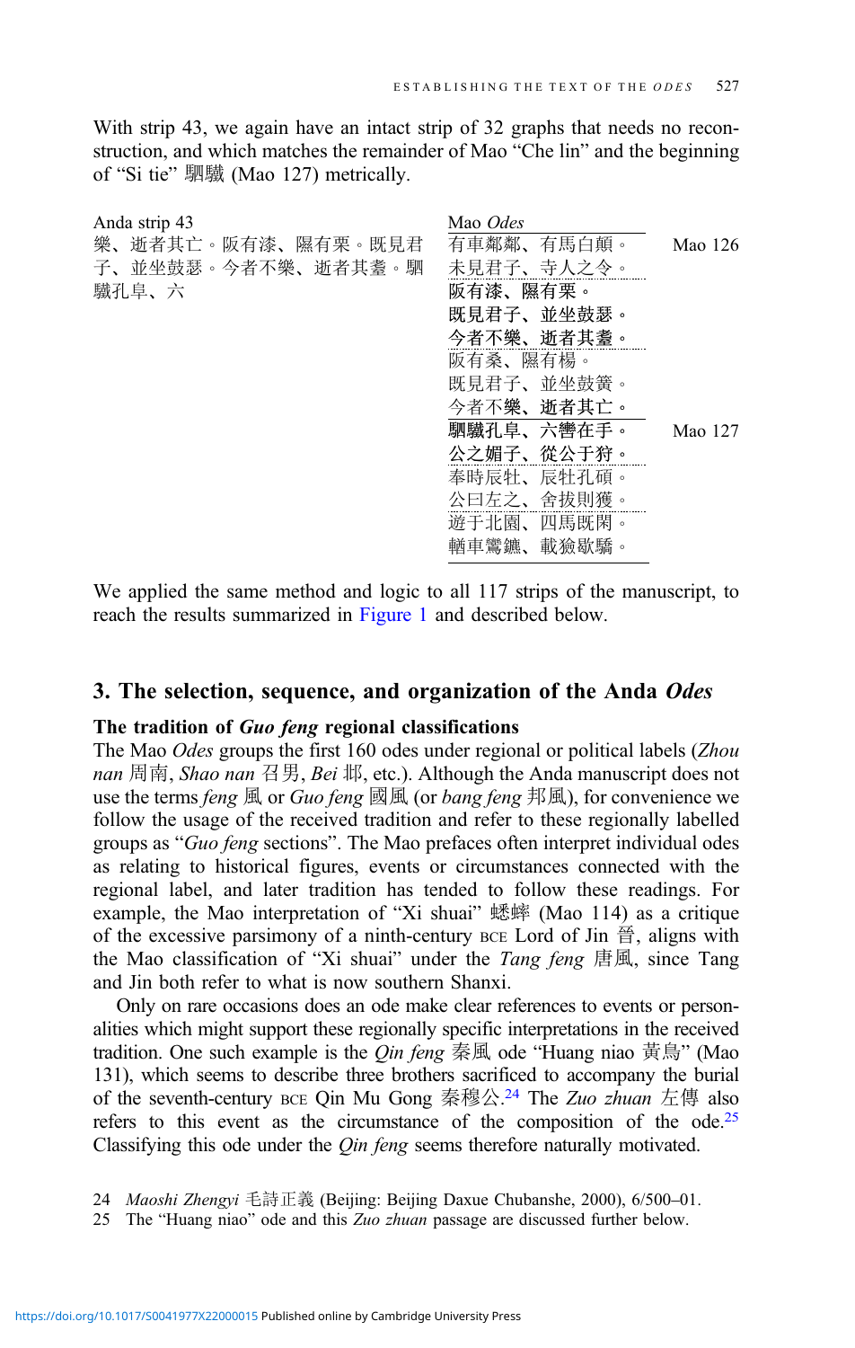With strip 43, we again have an intact strip of 32 graphs that needs no reconstruction, and which matches the remainder of Mao "Che lin" and the beginning of "Si tie" 駟驖 (Mao 127) metrically.

| Anda strip 43 | Mao *Odes* | |
|---|---|---|
| 樂、逝者其亡。阪有漆、隰有栗。既見君子、並坐鼓瑟。今者不樂、逝者其耋。駟驖孔皁、六 | 有車鄰鄰、有馬白顛。 | Mao 126 |
| | 未見君子、寺人之令。 | |
| | 阪有漆、隰有栗。 | |
| | 既見君子、並坐鼓瑟。 | |
| | 今者不樂、逝者其耋。 | |
| | 阪有桑、隰有楊。 | |
| | 既見君子、並坐鼓簧。 | |
| | 今者不樂、逝者其亡。 | |
| | 駟驖孔阜、六轡在手。 | Mao 127 |
| | 公之媚子、從公于狩。 | |
| | 奉時辰牡、辰牡孔碩。 | |
| | 公曰左之、舍拔則獲。 | |
| | 遊于北園、四馬既閑。 | |
| | 輶車鸞鑣、載獫歇驕。 | |

We applied the same method and logic to all 117 strips of the manuscript, to reach the results summarized in Figure 1 and described below.

## 3. The selection, sequence, and organization of the Anda *Odes*

### The tradition of *Guo feng* regional classifications

The Mao *Odes* groups the first 160 odes under regional or political labels (*Zhou nan* 周南, *Shao nan* 召男, *Bei* 邶, etc.). Although the Anda manuscript does not use the terms *feng* 風 or *Guo feng* 國風 (or *bang feng* 邦風), for convenience we follow the usage of the received tradition and refer to these regionally labelled groups as "*Guo feng* sections". The Mao prefaces often interpret individual odes as relating to historical figures, events or circumstances connected with the regional label, and later tradition has tended to follow these readings. For example, the Mao interpretation of "Xi shuai" 蟋蟀 (Mao 114) as a critique of the excessive parsimony of a ninth-century BCE Lord of Jin 晉, aligns with the Mao classification of "Xi shuai" under the *Tang feng* 唐風, since Tang and Jin both refer to what is now southern Shanxi.

Only on rare occasions does an ode make clear references to events or personalities which might support these regionally specific interpretations in the received tradition. One such example is the *Qin feng* 秦風 ode "Huang niao 黃鳥" (Mao 131), which seems to describe three brothers sacrificed to accompany the burial of the seventh-century BCE Qin Mu Gong 秦穆公.[24] The *Zuo zhuan* 左傳 also refers to this event as the circumstance of the composition of the ode.[25] Classifying this ode under the *Qin feng* seems therefore naturally motivated.

24 *Maoshi Zhengyi* 毛詩正義 (Beijing: Beijing Daxue Chubanshe, 2000), 6/500–01.

25 The "Huang niao" ode and this *Zuo zhuan* passage are discussed further below.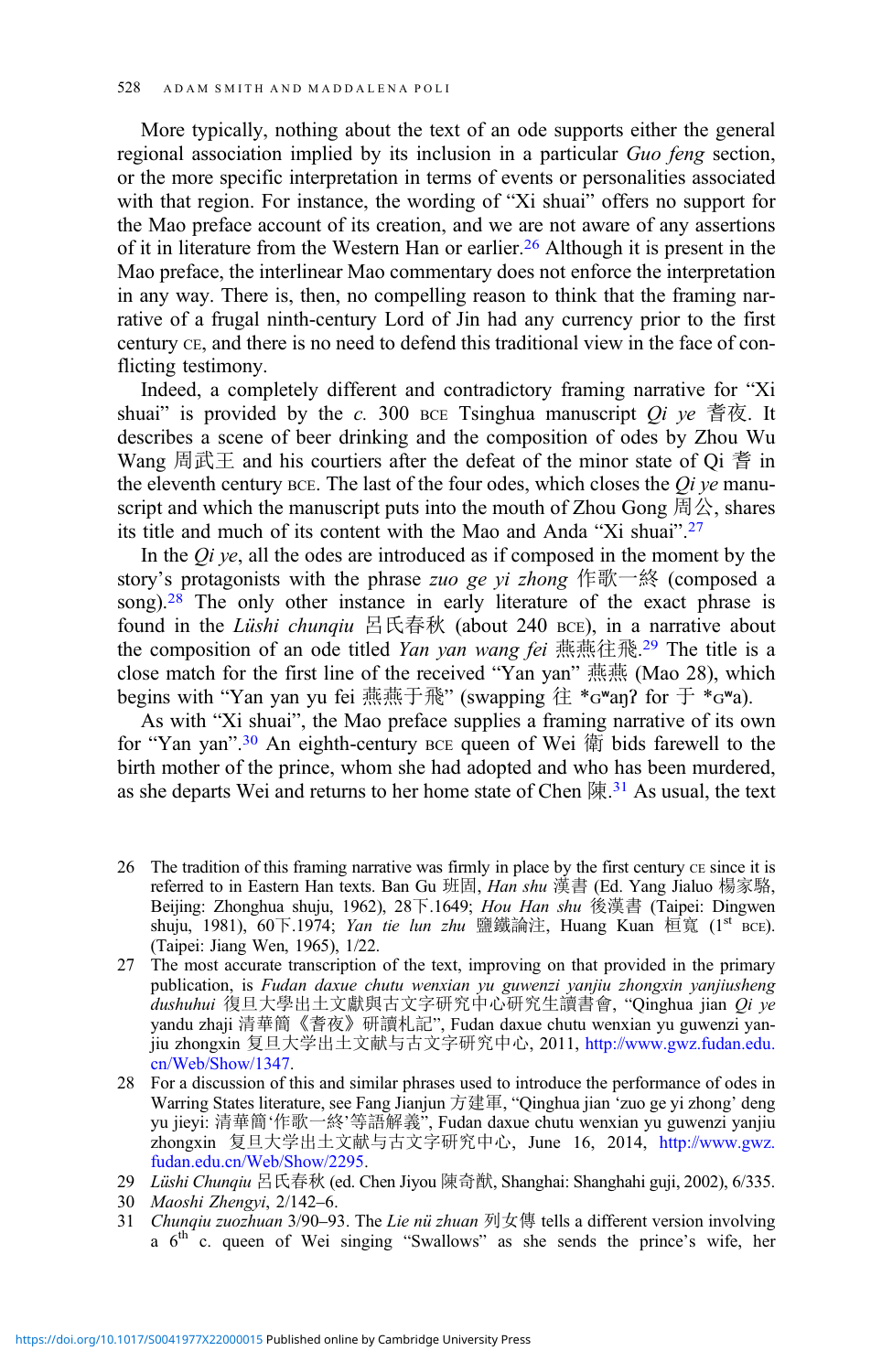More typically, nothing about the text of an ode supports either the general regional association implied by its inclusion in a particular *Guo feng* section, or the more specific interpretation in terms of events or personalities associated with that region. For instance, the wording of "Xi shuai" offers no support for the Mao preface account of its creation, and we are not aware of any assertions of it in literature from the Western Han or earlier.[26] Although it is present in the Mao preface, the interlinear Mao commentary does not enforce the interpretation in any way. There is, then, no compelling reason to think that the framing narrative of a frugal ninth-century Lord of Jin had any currency prior to the first century CE, and there is no need to defend this traditional view in the face of conflicting testimony.

Indeed, a completely different and contradictory framing narrative for "Xi shuai" is provided by the *c.* 300 BCE Tsinghua manuscript *Qi ye* 耆夜. It describes a scene of beer drinking and the composition of odes by Zhou Wu Wang 周武王 and his courtiers after the defeat of the minor state of Qi 耆 in the eleventh century BCE. The last of the four odes, which closes the *Qi ye* manuscript and which the manuscript puts into the mouth of Zhou Gong 周公, shares its title and much of its content with the Mao and Anda "Xi shuai".[27]

In the *Qi ye*, all the odes are introduced as if composed in the moment by the story's protagonists with the phrase *zuo ge yi zhong* 作歌一終 (composed a song).[28] The only other instance in early literature of the exact phrase is found in the *Lüshi chunqiu* 呂氏春秋 (about 240 BCE), in a narrative about the composition of an ode titled *Yan yan wang fei* 燕燕往飛.[29] The title is a close match for the first line of the received "Yan yan" 燕燕 (Mao 28), which begins with "Yan yan yu fei 燕燕于飛" (swapping 往 *ɢʷaŋʔ for 于 *ɢʷa).

As with "Xi shuai", the Mao preface supplies a framing narrative of its own for "Yan yan".[30] An eighth-century BCE queen of Wei 衛 bids farewell to the birth mother of the prince, whom she had adopted and who has been murdered, as she departs Wei and returns to her home state of Chen 陳.[31] As usual, the text

---

26 The tradition of this framing narrative was firmly in place by the first century CE since it is referred to in Eastern Han texts. Ban Gu 班固, *Han shu* 漢書 (Ed. Yang Jialuo 楊家駱, Beijing: Zhonghua shuju, 1962), 28下.1649; *Hou Han shu* 後漢書 (Taipei: Dingwen shuju, 1981), 60下.1974; *Yan tie lun zhu* 鹽鐵論注, Huang Kuan 桓寬 (1st BCE). (Taipei: Jiang Wen, 1965), 1/22.

27 The most accurate transcription of the text, improving on that provided in the primary publication, is *Fudan daxue chutu wenxian yu guwenzi yanjiu zhongxin yanjiusheng dushuhui* 復旦大學出土文獻與古文字研究中心研究生讀書會, "Qinghua jian *Qi ye* yandu zhaji 清華簡《耆夜》研讀札記", Fudan daxue chutu wenxian yu guwenzi yanjiu zhongxin 复旦大学出土文献与古文字研究中心, 2011, http://www.gwz.fudan.edu.cn/Web/Show/1347.

28 For a discussion of this and similar phrases used to introduce the performance of odes in Warring States literature, see Fang Jianjun 方建軍, "Qinghua jian 'zuo ge yi zhong' deng yu jieyi: 清華簡'作歌一終'等語解義", Fudan daxue chutu wenxian yu guwenzi yanjiu zhongxin 复旦大学出土文献与古文字研究中心, June 16, 2014, http://www.gwz.fudan.edu.cn/Web/Show/2295.

29 *Lüshi Chunqiu* 呂氏春秋 (ed. Chen Jiyou 陳奇猷, Shanghai: Shanghahi guji, 2002), 6/335.

30 *Maoshi Zhengyi*, 2/142–6.

31 *Chunqiu zuozhuan* 3/90–93. The *Lie nü zhuan* 列女傳 tells a different version involving a 6th c. queen of Wei singing "Swallows" as she sends the prince's wife, her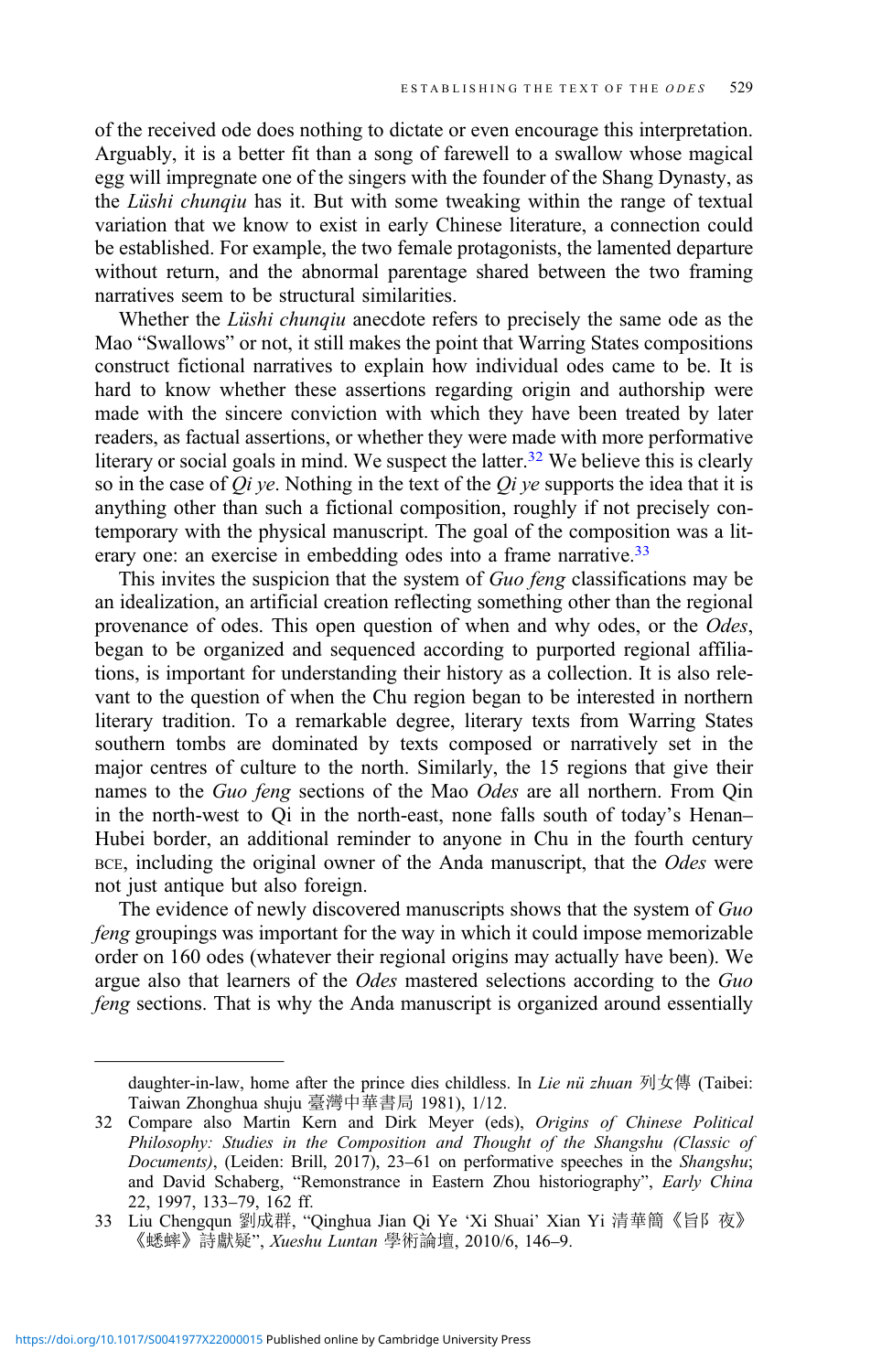of the received ode does nothing to dictate or even encourage this interpretation. Arguably, it is a better fit than a song of farewell to a swallow whose magical egg will impregnate one of the singers with the founder of the Shang Dynasty, as the *Lüshi chunqiu* has it. But with some tweaking within the range of textual variation that we know to exist in early Chinese literature, a connection could be established. For example, the two female protagonists, the lamented departure without return, and the abnormal parentage shared between the two framing narratives seem to be structural similarities.

Whether the *Lüshi chunqiu* anecdote refers to precisely the same ode as the Mao "Swallows" or not, it still makes the point that Warring States compositions construct fictional narratives to explain how individual odes came to be. It is hard to know whether these assertions regarding origin and authorship were made with the sincere conviction with which they have been treated by later readers, as factual assertions, or whether they were made with more performative literary or social goals in mind. We suspect the latter.[32] We believe this is clearly so in the case of *Qi ye*. Nothing in the text of the *Qi ye* supports the idea that it is anything other than such a fictional composition, roughly if not precisely contemporary with the physical manuscript. The goal of the composition was a literary one: an exercise in embedding odes into a frame narrative.[33]

This invites the suspicion that the system of *Guo feng* classifications may be an idealization, an artificial creation reflecting something other than the regional provenance of odes. This open question of when and why odes, or the *Odes*, began to be organized and sequenced according to purported regional affiliations, is important for understanding their history as a collection. It is also relevant to the question of when the Chu region began to be interested in northern literary tradition. To a remarkable degree, literary texts from Warring States southern tombs are dominated by texts composed or narratively set in the major centres of culture to the north. Similarly, the 15 regions that give their names to the *Guo feng* sections of the Mao *Odes* are all northern. From Qin in the north-west to Qi in the north-east, none falls south of today's Henan–Hubei border, an additional reminder to anyone in Chu in the fourth century BCE, including the original owner of the Anda manuscript, that the *Odes* were not just antique but also foreign.

The evidence of newly discovered manuscripts shows that the system of *Guo feng* groupings was important for the way in which it could impose memorizable order on 160 odes (whatever their regional origins may actually have been). We argue also that learners of the *Odes* mastered selections according to the *Guo feng* sections. That is why the Anda manuscript is organized around essentially

---

daughter-in-law, home after the prince dies childless. In *Lie nü zhuan* 列女傳 (Taibei: Taiwan Zhonghua shuju 臺灣中華書局 1981), 1/12.

32 Compare also Martin Kern and Dirk Meyer (eds), *Origins of Chinese Political Philosophy: Studies in the Composition and Thought of the Shangshu (Classic of Documents)*, (Leiden: Brill, 2017), 23–61 on performative speeches in the *Shangshu*; and David Schaberg, "Remonstrance in Eastern Zhou historiography", *Early China* 22, 1997, 133–79, 162 ff.

33 Liu Chengqun 劉成群, "Qinghua Jian Qi Ye 'Xi Shuai' Xian Yi 清華簡《旨阝夜》《蟋蟀》詩獻疑", *Xueshu Luntan* 學術論壇, 2010/6, 146–9.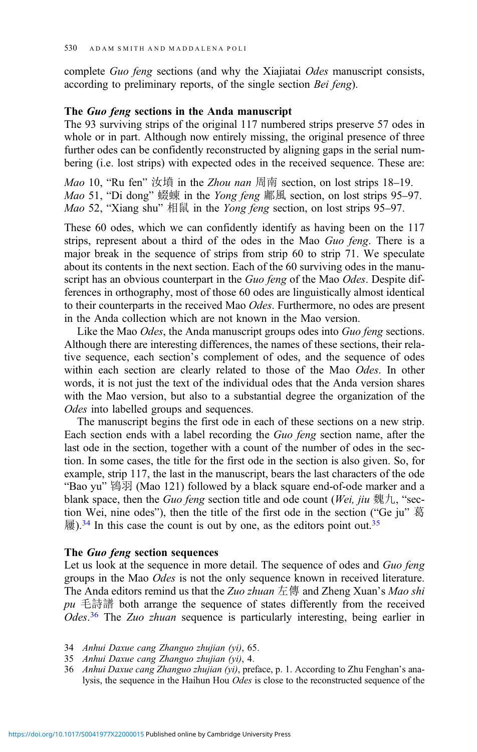complete *Guo feng* sections (and why the Xiajiatai *Odes* manuscript consists, according to preliminary reports, of the single section *Bei feng*).

### The *Guo feng* sections in the Anda manuscript

The 93 surviving strips of the original 117 numbered strips preserve 57 odes in whole or in part. Although now entirely missing, the original presence of three further odes can be confidently reconstructed by aligning gaps in the serial numbering (i.e. lost strips) with expected odes in the received sequence. These are:

*Mao* 10, "Ru fen" 汝墳 in the *Zhou nan* 周南 section, on lost strips 18–19.
*Mao* 51, "Di dong" 蝃蝀 in the *Yong feng* 鄘風 section, on lost strips 95–97.
*Mao* 52, "Xiang shu" 相鼠 in the *Yong feng* section, on lost strips 95–97.

These 60 odes, which we can confidently identify as having been on the 117 strips, represent about a third of the odes in the Mao *Guo feng*. There is a major break in the sequence of strips from strip 60 to strip 71. We speculate about its contents in the next section. Each of the 60 surviving odes in the manuscript has an obvious counterpart in the *Guo feng* of the Mao *Odes*. Despite differences in orthography, most of those 60 odes are linguistically almost identical to their counterparts in the received Mao *Odes*. Furthermore, no odes are present in the Anda collection which are not known in the Mao version.

Like the Mao *Odes*, the Anda manuscript groups odes into *Guo feng* sections. Although there are interesting differences, the names of these sections, their relative sequence, each section's complement of odes, and the sequence of odes within each section are clearly related to those of the Mao *Odes*. In other words, it is not just the text of the individual odes that the Anda version shares with the Mao version, but also to a substantial degree the organization of the *Odes* into labelled groups and sequences.

The manuscript begins the first ode in each of these sections on a new strip. Each section ends with a label recording the *Guo feng* section name, after the last ode in the section, together with a count of the number of odes in the section. In some cases, the title for the first ode in the section is also given. So, for example, strip 117, the last in the manuscript, bears the last characters of the ode "Bao yu" 鴇羽 (Mao 121) followed by a black square end-of-ode marker and a blank space, then the *Guo feng* section title and ode count (*Wei, jiu* 魏九, "section Wei, nine odes"), then the title of the first ode in the section ("Ge ju" 葛屨).[34] In this case the count is out by one, as the editors point out.[35]

### The *Guo feng* section sequences

Let us look at the sequence in more detail. The sequence of odes and *Guo feng* groups in the Mao *Odes* is not the only sequence known in received literature. The Anda editors remind us that the *Zuo zhuan* 左傳 and Zheng Xuan's *Mao shi pu* 毛詩譜 both arrange the sequence of states differently from the received *Odes*.[36] The *Zuo zhuan* sequence is particularly interesting, being earlier in

34 *Anhui Daxue cang Zhanguo zhujian (yi)*, 65.

35 *Anhui Daxue cang Zhanguo zhujian (yi)*, 4.

36 *Anhui Daxue cang Zhanguo zhujian (yi)*, preface, p. 1. According to Zhu Fenghan's analysis, the sequence in the Haihun Hou *Odes* is close to the reconstructed sequence of the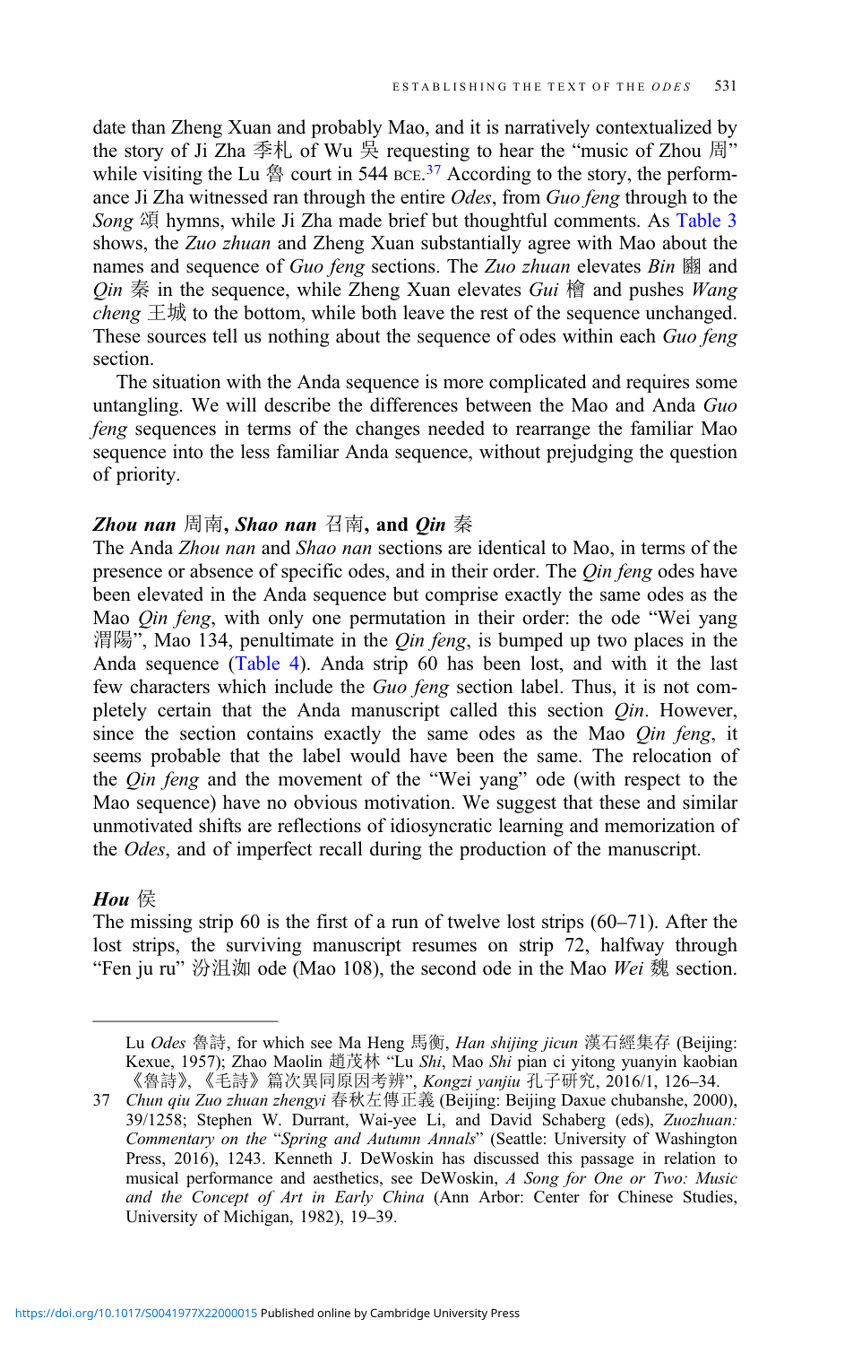date than Zheng Xuan and probably Mao, and it is narratively contextualized by the story of Ji Zha 季札 of Wu 吳 requesting to hear the "music of Zhou 周" while visiting the Lu 魯 court in 544 BCE.[37] According to the story, the performance Ji Zha witnessed ran through the entire *Odes*, from *Guo feng* through to the *Song* 頌 hymns, while Ji Zha made brief but thoughtful comments. As Table 3 shows, the *Zuo zhuan* and Zheng Xuan substantially agree with Mao about the names and sequence of *Guo feng* sections. The *Zuo zhuan* elevates *Bin* 豳 and *Qin* 秦 in the sequence, while Zheng Xuan elevates *Gui* 檜 and pushes *Wang cheng* 王城 to the bottom, while both leave the rest of the sequence unchanged. These sources tell us nothing about the sequence of odes within each *Guo feng* section.

The situation with the Anda sequence is more complicated and requires some untangling. We will describe the differences between the Mao and Anda *Guo feng* sequences in terms of the changes needed to rearrange the familiar Mao sequence into the less familiar Anda sequence, without prejudging the question of priority.

### *Zhou nan* 周南, *Shao nan* 召南, and *Qin* 秦

The Anda *Zhou nan* and *Shao nan* sections are identical to Mao, in terms of the presence or absence of specific odes, and in their order. The *Qin feng* odes have been elevated in the Anda sequence but comprise exactly the same odes as the Mao *Qin feng*, with only one permutation in their order: the ode "Wei yang 渭陽", Mao 134, penultimate in the *Qin feng*, is bumped up two places in the Anda sequence (Table 4). Anda strip 60 has been lost, and with it the last few characters which include the *Guo feng* section label. Thus, it is not completely certain that the Anda manuscript called this section *Qin*. However, since the section contains exactly the same odes as the Mao *Qin feng*, it seems probable that the label would have been the same. The relocation of the *Qin feng* and the movement of the "Wei yang" ode (with respect to the Mao sequence) have no obvious motivation. We suggest that these and similar unmotivated shifts are reflections of idiosyncratic learning and memorization of the *Odes*, and of imperfect recall during the production of the manuscript.

### *Hou* 侯

The missing strip 60 is the first of a run of twelve lost strips (60–71). After the lost strips, the surviving manuscript resumes on strip 72, halfway through "Fen ju ru" 汾沮洳 ode (Mao 108), the second ode in the Mao *Wei* 魏 section.

---

Lu *Odes* 魯詩, for which see Ma Heng 馬衡, *Han shijing jicun* 漢石經集存 (Beijing: Kexue, 1957); Zhao Maolin 趙茂林 "Lu *Shi*, Mao *Shi* pian ci yitong yuanyin kaobian 《魯詩》, 《毛詩》篇次異同原因考辨", *Kongzi yanjiu* 孔子研究, 2016/1, 126–34.

37 *Chun qiu Zuo zhuan zhengyi* 春秋左傳正義 (Beijing: Beijing Daxue chubanshe, 2000), 39/1258; Stephen W. Durrant, Wai-yee Li, and David Schaberg (eds), *Zuozhuan: Commentary on the "Spring and Autumn Annals"* (Seattle: University of Washington Press, 2016), 1243. Kenneth J. DeWoskin has discussed this passage in relation to musical performance and aesthetics, see DeWoskin, *A Song for One or Two: Music and the Concept of Art in Early China* (Ann Arbor: Center for Chinese Studies, University of Michigan, 1982), 19–39.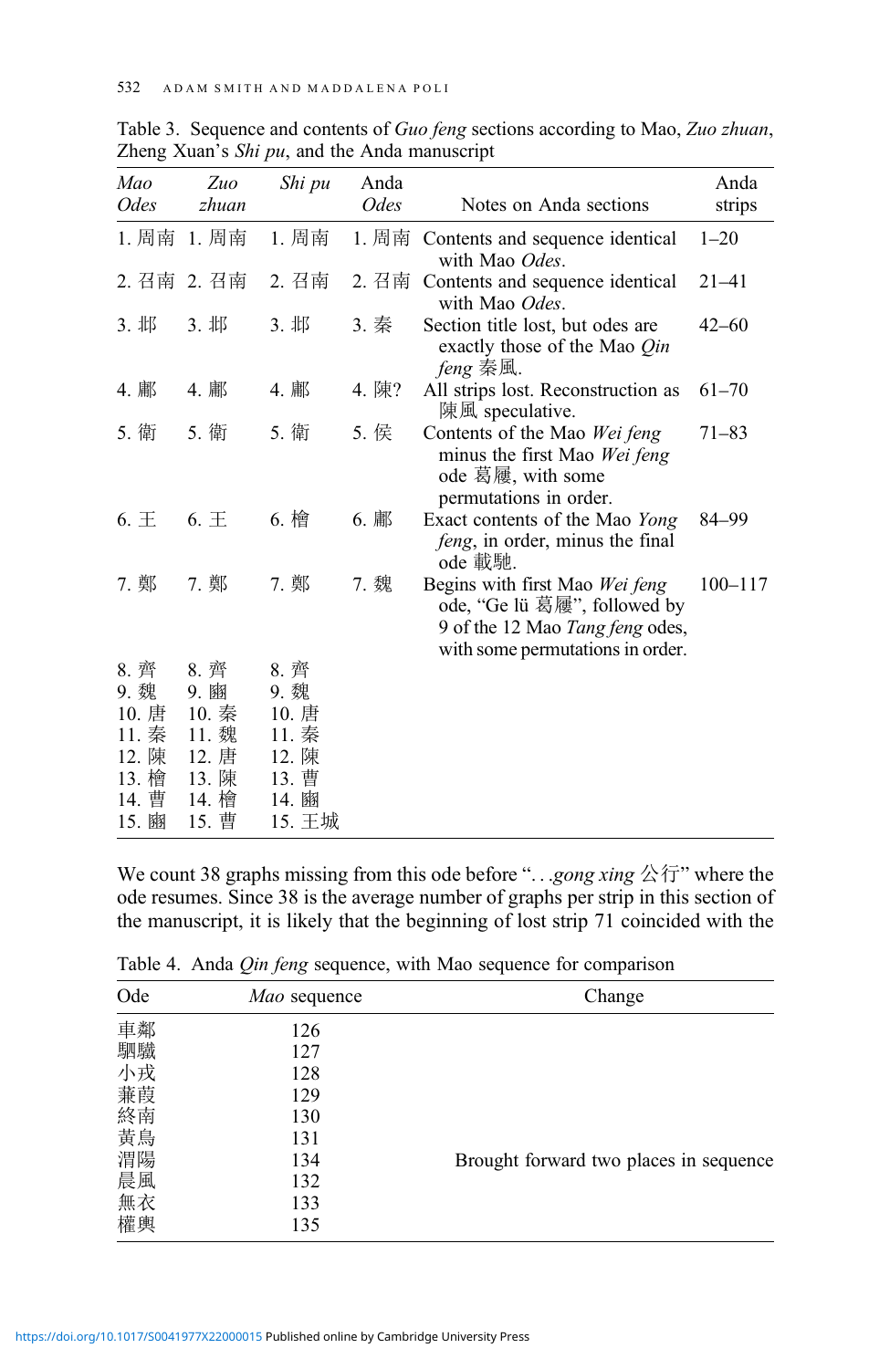Table 3. Sequence and contents of *Guo feng* sections according to Mao, *Zuo zhuan*, Zheng Xuan's *Shi pu*, and the Anda manuscript

| *Mao Odes* | *Zuo zhuan* | *Shi pu* | Anda *Odes* | Notes on Anda sections | Anda strips |
|---|---|---|---|---|---|
| 1. 周南 | 1. 周南 | 1. 周南 | 1. 周南 | Contents and sequence identical with Mao *Odes*. | 1–20 |
| 2. 召南 | 2. 召南 | 2. 召南 | 2. 召南 | Contents and sequence identical with Mao *Odes*. | 21–41 |
| 3. 邶 | 3. 邶 | 3. 邶 | 3. 秦 | Section title lost, but odes are exactly those of the Mao *Qin feng* 秦風. | 42–60 |
| 4. 鄘 | 4. 鄘 | 4. 鄘 | 4. 陳? | All strips lost. Reconstruction as 陳風 speculative. | 61–70 |
| 5. 衛 | 5. 衛 | 5. 衛 | 5. 侯 | Contents of the Mao *Wei feng* minus the first Mao *Wei feng* ode 葛屨, with some permutations in order. | 71–83 |
| 6. 王 | 6. 王 | 6. 檜 | 6. 鄘 | Exact contents of the Mao *Yong feng*, in order, minus the final ode 載馳. | 84–99 |
| 7. 鄭 | 7. 鄭 | 7. 鄭 | 7. 魏 | Begins with first Mao *Wei feng* ode, "Ge lü 葛屨", followed by 9 of the 12 Mao *Tang feng* odes, with some permutations in order. | 100–117 |
| 8. 齊 | 8. 齊 | 8. 齊 | | | |
| 9. 魏 | 9. 豳 | 9. 魏 | | | |
| 10. 唐 | 10. 秦 | 10. 唐 | | | |
| 11. 秦 | 11. 魏 | 11. 秦 | | | |
| 12. 陳 | 12. 唐 | 12. 陳 | | | |
| 13. 檜 | 13. 陳 | 13. 曹 | | | |
| 14. 曹 | 14. 檜 | 14. 豳 | | | |
| 15. 豳 | 15. 曹 | 15. 王城 | | | |

We count 38 graphs missing from this ode before "…*gong xing* 公行" where the ode resumes. Since 38 is the average number of graphs per strip in this section of the manuscript, it is likely that the beginning of lost strip 71 coincided with the

Table 4. Anda *Qin feng* sequence, with Mao sequence for comparison

| Ode | *Mao* sequence | Change |
|---|---|---|
| 車鄰 | 126 | |
| 駟驖 | 127 | |
| 小戎 | 128 | |
| 蒹葭 | 129 | |
| 終南 | 130 | |
| 黃鳥 | 131 | |
| 渭陽 | 134 | Brought forward two places in sequence |
| 晨風 | 132 | |
| 無衣 | 133 | |
| 權輿 | 135 | |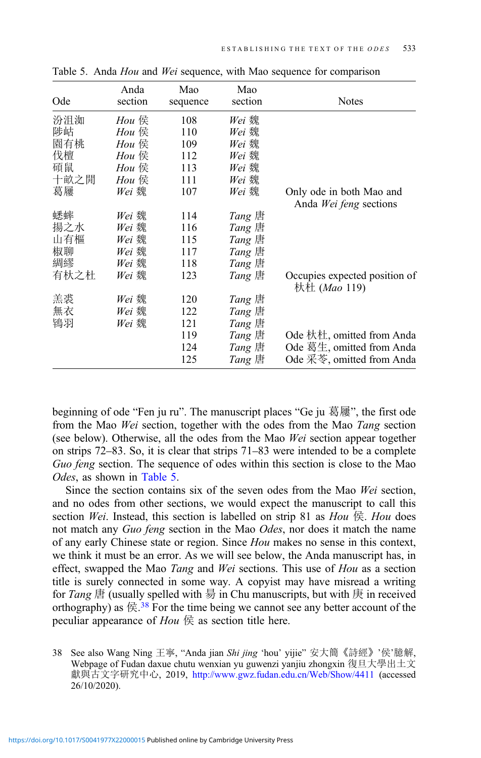Table 5. Anda *Hou* and *Wei* sequence, with Mao sequence for comparison

| Ode | Anda section | Mao sequence | Mao section | Notes |
|---|---|---|---|---|
| 汾沮洳 | *Hou* 侯 | 108 | *Wei* 魏 | |
| 陟岵 | *Hou* 侯 | 110 | *Wei* 魏 | |
| 園有桃 | *Hou* 侯 | 109 | *Wei* 魏 | |
| 伐檀 | *Hou* 侯 | 112 | *Wei* 魏 | |
| 碩鼠 | *Hou* 侯 | 113 | *Wei* 魏 | |
| 十畝之閒 | *Hou* 侯 | 111 | *Wei* 魏 | |
| 葛屨 | *Wei* 魏 | 107 | *Wei* 魏 | Only ode in both Mao and Anda *Wei feng* sections |
| 蟋蟀 | *Wei* 魏 | 114 | *Tang* 唐 | |
| 揚之水 | *Wei* 魏 | 116 | *Tang* 唐 | |
| 山有樞 | *Wei* 魏 | 115 | *Tang* 唐 | |
| 椒聊 | *Wei* 魏 | 117 | *Tang* 唐 | |
| 綢繆 | *Wei* 魏 | 118 | *Tang* 唐 | |
| 有杕之杜 | *Wei* 魏 | 123 | *Tang* 唐 | Occupies expected position of 杕杜 (*Mao* 119) |
| 羔裘 | *Wei* 魏 | 120 | *Tang* 唐 | |
| 無衣 | *Wei* 魏 | 122 | *Tang* 唐 | |
| 鴇羽 | *Wei* 魏 | 121 | *Tang* 唐 | |
| | | 119 | *Tang* 唐 | Ode 杕杜, omitted from Anda |
| | | 124 | *Tang* 唐 | Ode 葛生, omitted from Anda |
| | | 125 | *Tang* 唐 | Ode 采苓, omitted from Anda |

beginning of ode "Fen ju ru". The manuscript places "Ge ju 葛屨", the first ode from the Mao *Wei* section, together with the odes from the Mao *Tang* section (see below). Otherwise, all the odes from the Mao *Wei* section appear together on strips 72–83. So, it is clear that strips 71–83 were intended to be a complete *Guo feng* section. The sequence of odes within this section is close to the Mao *Odes*, as shown in Table 5.

Since the section contains six of the seven odes from the Mao *Wei* section, and no odes from other sections, we would expect the manuscript to call this section *Wei*. Instead, this section is labelled on strip 81 as *Hou* 侯. *Hou* does not match any *Guo feng* section in the Mao *Odes*, nor does it match the name of any early Chinese state or region. Since *Hou* makes no sense in this context, we think it must be an error. As we will see below, the Anda manuscript has, in effect, swapped the Mao *Tang* and *Wei* sections. This use of *Hou* as a section title is surely connected in some way. A copyist may have misread a writing for *Tang* 唐 (usually spelled with 昜 in Chu manuscripts, but with 庚 in received orthography) as 侯.[38] For the time being we cannot see any better account of the peculiar appearance of *Hou* 侯 as section title here.

38 See also Wang Ning 王寧, "Anda jian *Shi jing* 'hou' yijie" 安大簡《詩經》'侯'臆解, Webpage of Fudan daxue chutu wenxian yu guwenzi yanjiu zhongxin 復旦大學出土文獻與古文字研究中心, 2019, http://www.gwz.fudan.edu.cn/Web/Show/4411 (accessed 26/10/2020).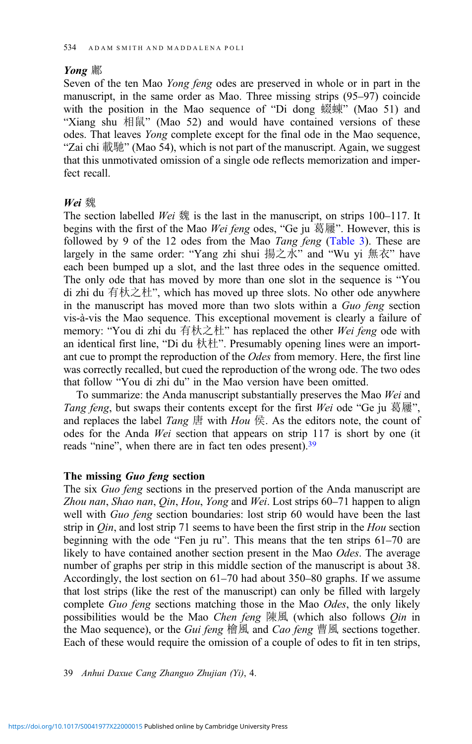### *Yong* 鄘

Seven of the ten Mao *Yong feng* odes are preserved in whole or in part in the manuscript, in the same order as Mao. Three missing strips (95–97) coincide with the position in the Mao sequence of "Di dong 蝃蝀" (Mao 51) and "Xiang shu 相鼠" (Mao 52) and would have contained versions of these odes. That leaves *Yong* complete except for the final ode in the Mao sequence, "Zai chi 載馳" (Mao 54), which is not part of the manuscript. Again, we suggest that this unmotivated omission of a single ode reflects memorization and imperfect recall.

### *Wei* 魏

The section labelled *Wei* 魏 is the last in the manuscript, on strips 100–117. It begins with the first of the Mao *Wei feng* odes, "Ge ju 葛屨". However, this is followed by 9 of the 12 odes from the Mao *Tang feng* (Table 3). These are largely in the same order: "Yang zhi shui 揚之水" and "Wu yi 無衣" have each been bumped up a slot, and the last three odes in the sequence omitted. The only ode that has moved by more than one slot in the sequence is "You di zhi du 有杕之杜", which has moved up three slots. No other ode anywhere in the manuscript has moved more than two slots within a *Guo feng* section vis-à-vis the Mao sequence. This exceptional movement is clearly a failure of memory: "You di zhi du 有杕之杜" has replaced the other *Wei feng* ode with an identical first line, "Di du 杕杜". Presumably opening lines were an important cue to prompt the reproduction of the *Odes* from memory. Here, the first line was correctly recalled, but cued the reproduction of the wrong ode. The two odes that follow "You di zhi du" in the Mao version have been omitted.

To summarize: the Anda manuscript substantially preserves the Mao *Wei* and *Tang feng*, but swaps their contents except for the first *Wei* ode "Ge ju 葛屨", and replaces the label *Tang* 唐 with *Hou* 侯. As the editors note, the count of odes for the Anda *Wei* section that appears on strip 117 is short by one (it reads "nine", when there are in fact ten odes present).[39]

### The missing *Guo feng* section

The six *Guo feng* sections in the preserved portion of the Anda manuscript are *Zhou nan*, *Shao nan*, *Qin*, *Hou*, *Yong* and *Wei*. Lost strips 60–71 happen to align well with *Guo feng* section boundaries: lost strip 60 would have been the last strip in *Qin*, and lost strip 71 seems to have been the first strip in the *Hou* section beginning with the ode "Fen ju ru". This means that the ten strips 61–70 are likely to have contained another section present in the Mao *Odes*. The average number of graphs per strip in this middle section of the manuscript is about 38. Accordingly, the lost section on 61–70 had about 350–80 graphs. If we assume that lost strips (like the rest of the manuscript) can only be filled with largely complete *Guo feng* sections matching those in the Mao *Odes*, the only likely possibilities would be the Mao *Chen feng* 陳風 (which also follows *Qin* in the Mao sequence), or the *Gui feng* 檜風 and *Cao feng* 曹風 sections together. Each of these would require the omission of a couple of odes to fit in ten strips,

39 *Anhui Daxue Cang Zhanguo Zhujian (Yi)*, 4.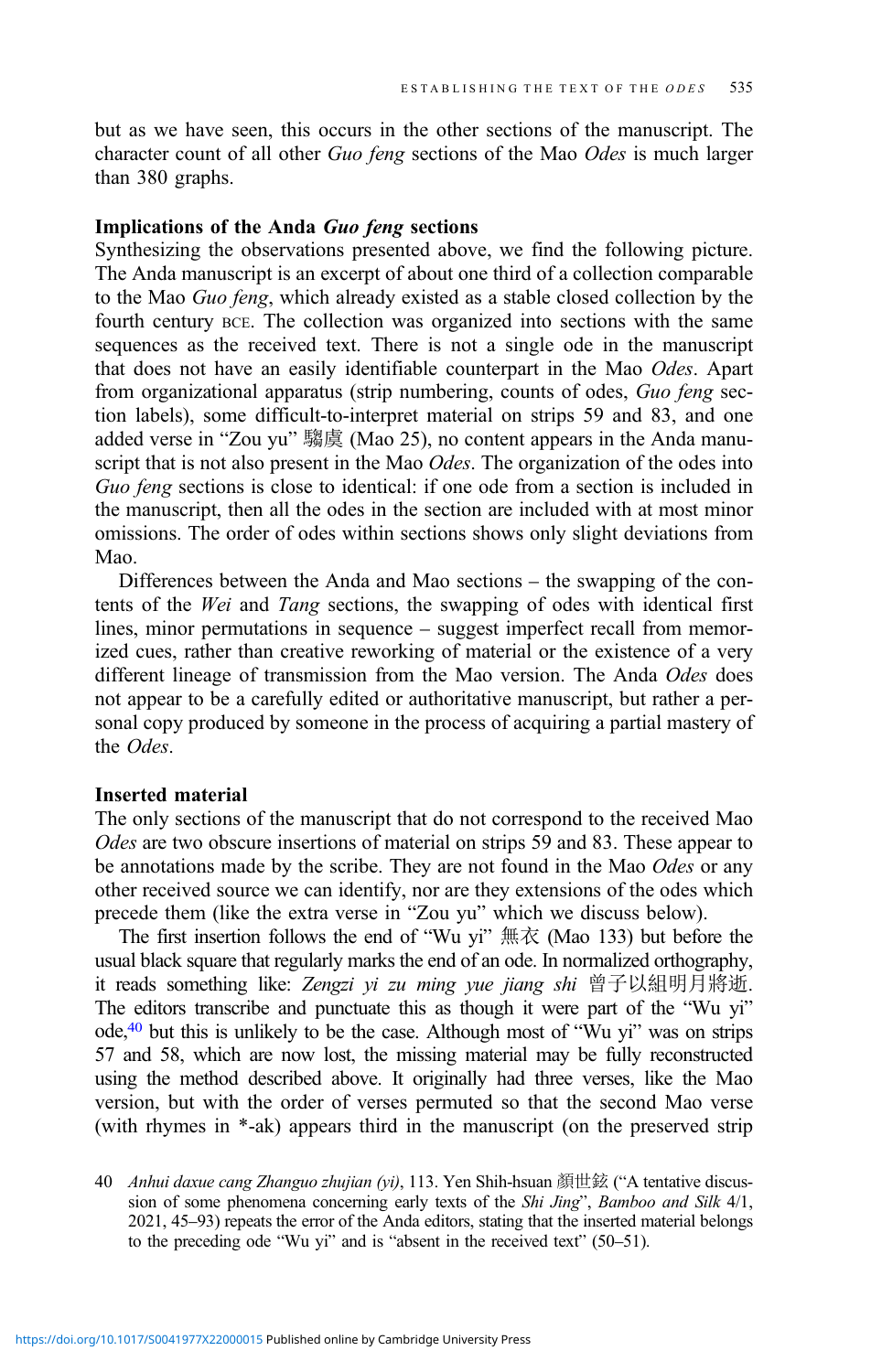but as we have seen, this occurs in the other sections of the manuscript. The character count of all other *Guo feng* sections of the Mao *Odes* is much larger than 380 graphs.

### Implications of the Anda *Guo feng* sections

Synthesizing the observations presented above, we find the following picture. The Anda manuscript is an excerpt of about one third of a collection comparable to the Mao *Guo feng*, which already existed as a stable closed collection by the fourth century BCE. The collection was organized into sections with the same sequences as the received text. There is not a single ode in the manuscript that does not have an easily identifiable counterpart in the Mao *Odes*. Apart from organizational apparatus (strip numbering, counts of odes, *Guo feng* section labels), some difficult-to-interpret material on strips 59 and 83, and one added verse in "Zou yu" 騶虞 (Mao 25), no content appears in the Anda manuscript that is not also present in the Mao *Odes*. The organization of the odes into *Guo feng* sections is close to identical: if one ode from a section is included in the manuscript, then all the odes in the section are included with at most minor omissions. The order of odes within sections shows only slight deviations from Mao.

Differences between the Anda and Mao sections – the swapping of the contents of the *Wei* and *Tang* sections, the swapping of odes with identical first lines, minor permutations in sequence – suggest imperfect recall from memorized cues, rather than creative reworking of material or the existence of a very different lineage of transmission from the Mao version. The Anda *Odes* does not appear to be a carefully edited or authoritative manuscript, but rather a personal copy produced by someone in the process of acquiring a partial mastery of the *Odes*.

### Inserted material

The only sections of the manuscript that do not correspond to the received Mao *Odes* are two obscure insertions of material on strips 59 and 83. These appear to be annotations made by the scribe. They are not found in the Mao *Odes* or any other received source we can identify, nor are they extensions of the odes which precede them (like the extra verse in "Zou yu" which we discuss below).

The first insertion follows the end of "Wu yi" 無衣 (Mao 133) but before the usual black square that regularly marks the end of an ode. In normalized orthography, it reads something like: *Zengzi yi zu ming yue jiang shi* 曾子以組明月將逝. The editors transcribe and punctuate this as though it were part of the "Wu yi" ode,[40] but this is unlikely to be the case. Although most of "Wu yi" was on strips 57 and 58, which are now lost, the missing material may be fully reconstructed using the method described above. It originally had three verses, like the Mao version, but with the order of verses permuted so that the second Mao verse (with rhymes in *-ak) appears third in the manuscript (on the preserved strip

40 *Anhui daxue cang Zhanguo zhujian (yi)*, 113. Yen Shih-hsuan 顏世鉉 ("A tentative discussion of some phenomena concerning early texts of the *Shi Jing*", *Bamboo and Silk* 4/1, 2021, 45–93) repeats the error of the Anda editors, stating that the inserted material belongs to the preceding ode "Wu yi" and is "absent in the received text" (50–51).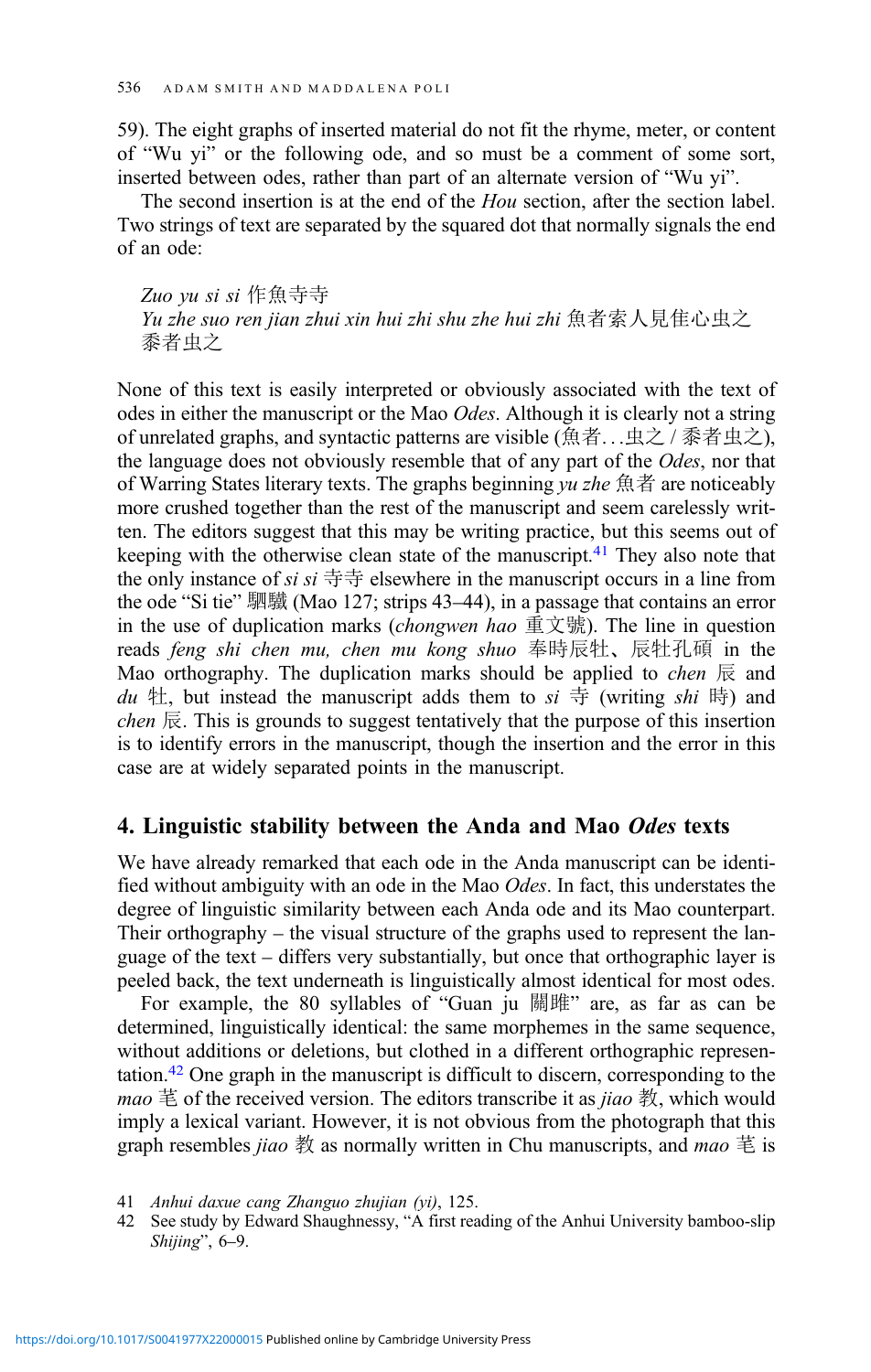59). The eight graphs of inserted material do not fit the rhyme, meter, or content of "Wu yi" or the following ode, and so must be a comment of some sort, inserted between odes, rather than part of an alternate version of "Wu yi".

The second insertion is at the end of the *Hou* section, after the section label. Two strings of text are separated by the squared dot that normally signals the end of an ode:

> *Zuo yu si si* 作魚寺寺
> *Yu zhe suo ren jian zhui xin hui zhi shu zhe hui zhi* 魚者索人見隹心虫之黍者虫之

None of this text is easily interpreted or obviously associated with the text of odes in either the manuscript or the Mao *Odes*. Although it is clearly not a string of unrelated graphs, and syntactic patterns are visible (魚者…虫之 / 黍者虫之), the language does not obviously resemble that of any part of the *Odes*, nor that of Warring States literary texts. The graphs beginning *yu zhe* 魚者 are noticeably more crushed together than the rest of the manuscript and seem carelessly written. The editors suggest that this may be writing practice, but this seems out of keeping with the otherwise clean state of the manuscript.[41] They also note that the only instance of *si si* 寺寺 elsewhere in the manuscript occurs in a line from the ode "Si tie" 駟驖 (Mao 127; strips 43–44), in a passage that contains an error in the use of duplication marks (*chongwen hao* 重文號). The line in question reads *feng shi chen mu, chen mu kong shuo* 奉時辰牡、辰牡孔碩 in the Mao orthography. The duplication marks should be applied to *chen* 辰 and *du* 牡, but instead the manuscript adds them to *si* 寺 (writing *shi* 時) and *chen* 辰. This is grounds to suggest tentatively that the purpose of this insertion is to identify errors in the manuscript, though the insertion and the error in this case are at widely separated points in the manuscript.

## 4. Linguistic stability between the Anda and Mao *Odes* texts

We have already remarked that each ode in the Anda manuscript can be identified without ambiguity with an ode in the Mao *Odes*. In fact, this understates the degree of linguistic similarity between each Anda ode and its Mao counterpart. Their orthography – the visual structure of the graphs used to represent the language of the text – differs very substantially, but once that orthographic layer is peeled back, the text underneath is linguistically almost identical for most odes.

For example, the 80 syllables of "Guan ju 關雎" are, as far as can be determined, linguistically identical: the same morphemes in the same sequence, without additions or deletions, but clothed in a different orthographic representation.[42] One graph in the manuscript is difficult to discern, corresponding to the *mao* 芼 of the received version. The editors transcribe it as *jiao* 教, which would imply a lexical variant. However, it is not obvious from the photograph that this graph resembles *jiao* 教 as normally written in Chu manuscripts, and *mao* 芼 is

41 *Anhui daxue cang Zhanguo zhujian (yi)*, 125.

42 See study by Edward Shaughnessy, "A first reading of the Anhui University bamboo-slip *Shijing*", 6–9.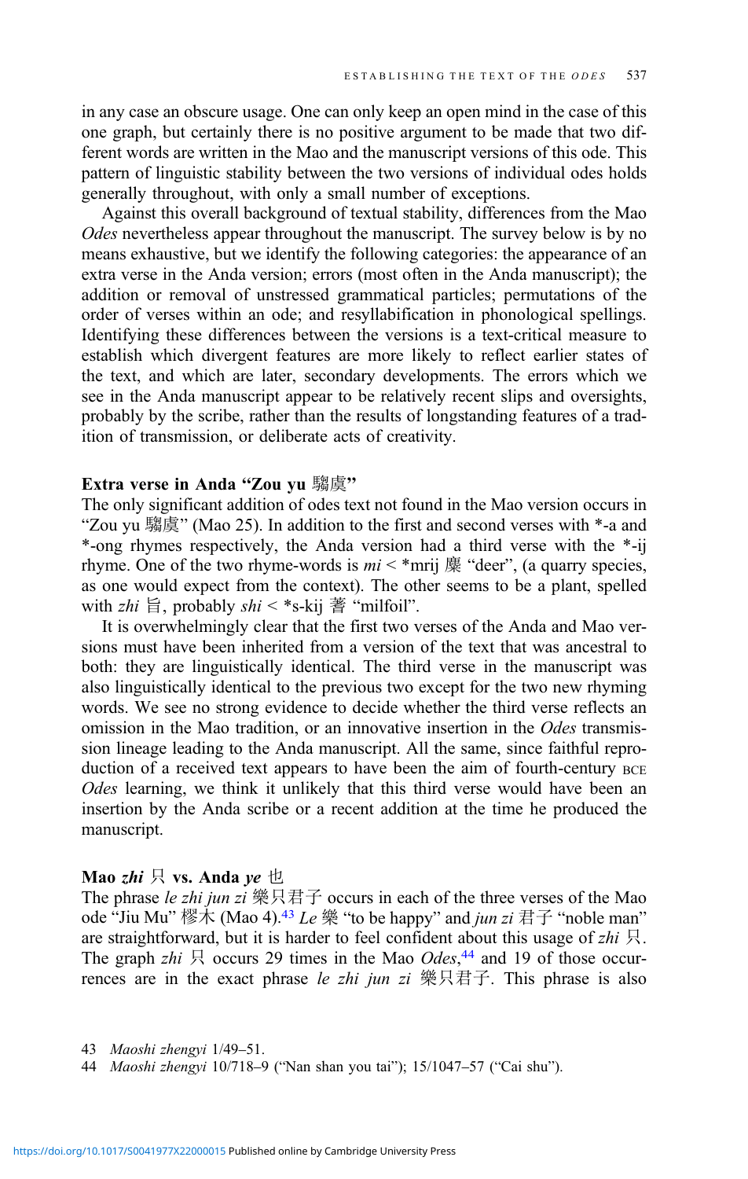in any case an obscure usage. One can only keep an open mind in the case of this one graph, but certainly there is no positive argument to be made that two different words are written in the Mao and the manuscript versions of this ode. This pattern of linguistic stability between the two versions of individual odes holds generally throughout, with only a small number of exceptions.

Against this overall background of textual stability, differences from the Mao *Odes* nevertheless appear throughout the manuscript. The survey below is by no means exhaustive, but we identify the following categories: the appearance of an extra verse in the Anda version; errors (most often in the Anda manuscript); the addition or removal of unstressed grammatical particles; permutations of the order of verses within an ode; and resyllabification in phonological spellings. Identifying these differences between the versions is a text-critical measure to establish which divergent features are more likely to reflect earlier states of the text, and which are later, secondary developments. The errors which we see in the Anda manuscript appear to be relatively recent slips and oversights, probably by the scribe, rather than the results of longstanding features of a tradition of transmission, or deliberate acts of creativity.

### Extra verse in Anda "Zou yu 騶虞"

The only significant addition of odes text not found in the Mao version occurs in "Zou yu 騶虞" (Mao 25). In addition to the first and second verses with *-a and *-ong rhymes respectively, the Anda version had a third verse with the *-ij rhyme. One of the two rhyme-words is *mi* < *mrij 麋 "deer", (a quarry species, as one would expect from the context). The other seems to be a plant, spelled with *zhi* 旨, probably *shi* < *s-kij 蓍 "milfoil".

It is overwhelmingly clear that the first two verses of the Anda and Mao versions must have been inherited from a version of the text that was ancestral to both: they are linguistically identical. The third verse in the manuscript was also linguistically identical to the previous two except for the two new rhyming words. We see no strong evidence to decide whether the third verse reflects an omission in the Mao tradition, or an innovative insertion in the *Odes* transmission lineage leading to the Anda manuscript. All the same, since faithful reproduction of a received text appears to have been the aim of fourth-century BCE *Odes* learning, we think it unlikely that this third verse would have been an insertion by the Anda scribe or a recent addition at the time he produced the manuscript.

### Mao *zhi* 只 vs. Anda *ye* 也

The phrase *le zhi jun zi* 樂只君子 occurs in each of the three verses of the Mao ode "Jiu Mu" 樛木 (Mao 4).[43] *Le* 樂 "to be happy" and *jun zi* 君子 "noble man" are straightforward, but it is harder to feel confident about this usage of *zhi* 只. The graph *zhi* 只 occurs 29 times in the Mao *Odes*,[44] and 19 of those occurrences are in the exact phrase *le zhi jun zi* 樂只君子. This phrase is also

43 *Maoshi zhengyi* 1/49–51.

44 *Maoshi zhengyi* 10/718–9 ("Nan shan you tai"); 15/1047–57 ("Cai shu").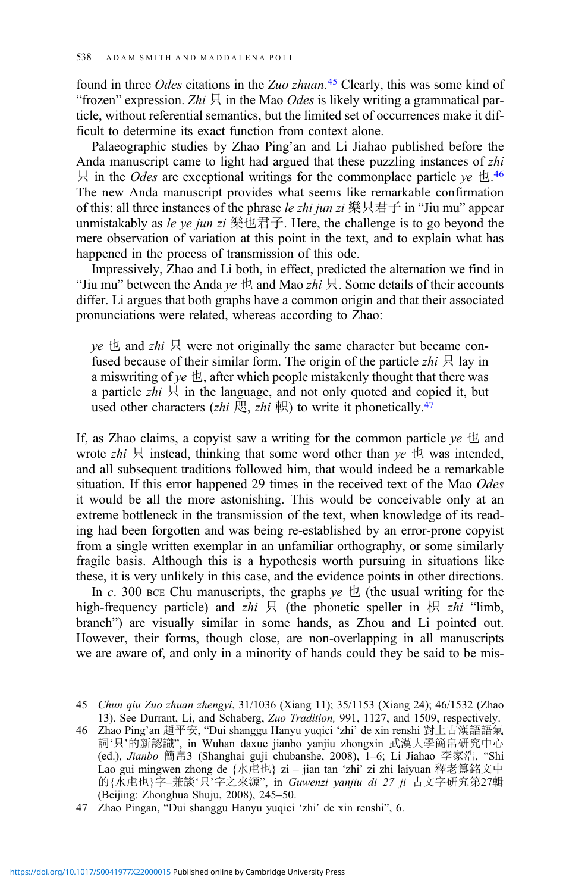found in three *Odes* citations in the *Zuo zhuan*.[45] Clearly, this was some kind of "frozen" expression. *Zhi* 只 in the Mao *Odes* is likely writing a grammatical particle, without referential semantics, but the limited set of occurrences make it difficult to determine its exact function from context alone.

Palaeographic studies by Zhao Ping'an and Li Jiahao published before the Anda manuscript came to light had argued that these puzzling instances of *zhi* 只 in the *Odes* are exceptional writings for the commonplace particle *ye* 也.[46] The new Anda manuscript provides what seems like remarkable confirmation of this: all three instances of the phrase *le zhi jun zi* 樂只君子 in "Jiu mu" appear unmistakably as *le ye jun zi* 樂也君子. Here, the challenge is to go beyond the mere observation of variation at this point in the text, and to explain what has happened in the process of transmission of this ode.

Impressively, Zhao and Li both, in effect, predicted the alternation we find in "Jiu mu" between the Anda *ye* 也 and Mao *zhi* 只. Some details of their accounts differ. Li argues that both graphs have a common origin and that their associated pronunciations were related, whereas according to Zhao:

> *ye* 也 and *zhi* 只 were not originally the same character but became confused because of their similar form. The origin of the particle *zhi* 只 lay in a miswriting of *ye* 也, after which people mistakenly thought that there was a particle *zhi* 只 in the language, and not only quoted and copied it, but used other characters (*zhi* 咫, *zhi* 軹) to write it phonetically.[47]

If, as Zhao claims, a copyist saw a writing for the common particle *ye* 也 and wrote *zhi* 只 instead, thinking that some word other than *ye* 也 was intended, and all subsequent traditions followed him, that would indeed be a remarkable situation. If this error happened 29 times in the received text of the Mao *Odes* it would be all the more astonishing. This would be conceivable only at an extreme bottleneck in the transmission of the text, when knowledge of its reading had been forgotten and was being re-established by an error-prone copyist from a single written exemplar in an unfamiliar orthography, or some similarly fragile basis. Although this is a hypothesis worth pursuing in situations like these, it is very unlikely in this case, and the evidence points in other directions.

In *c*. 300 BCE Chu manuscripts, the graphs *ye* 也 (the usual writing for the high-frequency particle) and *zhi* 只 (the phonetic speller in 枳 *zhi* "limb, branch") are visually similar in some hands, as Zhou and Li pointed out. However, their forms, though close, are non-overlapping in all manuscripts we are aware of, and only in a minority of hands could they be said to be mis-

45 *Chun qiu Zuo zhuan zhengyi*, 31/1036 (Xiang 11); 35/1153 (Xiang 24); 46/1532 (Zhao 13). See Durrant, Li, and Schaberg, *Zuo Tradition,* 991, 1127, and 1509, respectively.

46 Zhao Ping'an 趙平安, "Dui shanggu Hanyu yuqici 'zhi' de xin renshi 對上古漢語語氣詞'只'的新認識", in Wuhan daxue jianbo yanjiu zhongxin 武漢大學簡帛研究中心 (ed.), *Jianbo* 簡帛3 (Shanghai guji chubanshe, 2008), 1–6; Li Jiahao 李家浩, "Shi Lao gui mingwen zhong de {水虍也} zi – jian tan 'zhi' zi zhi laiyuan 釋老簋銘文中的{水虍也}字–兼談'只'字之來源", in *Guwenzi yanjiu di 27 ji* 古文字研究第27輯 (Beijing: Zhonghua Shuju, 2008), 245–50.

47 Zhao Pingan, "Dui shanggu Hanyu yuqici 'zhi' de xin renshi", 6.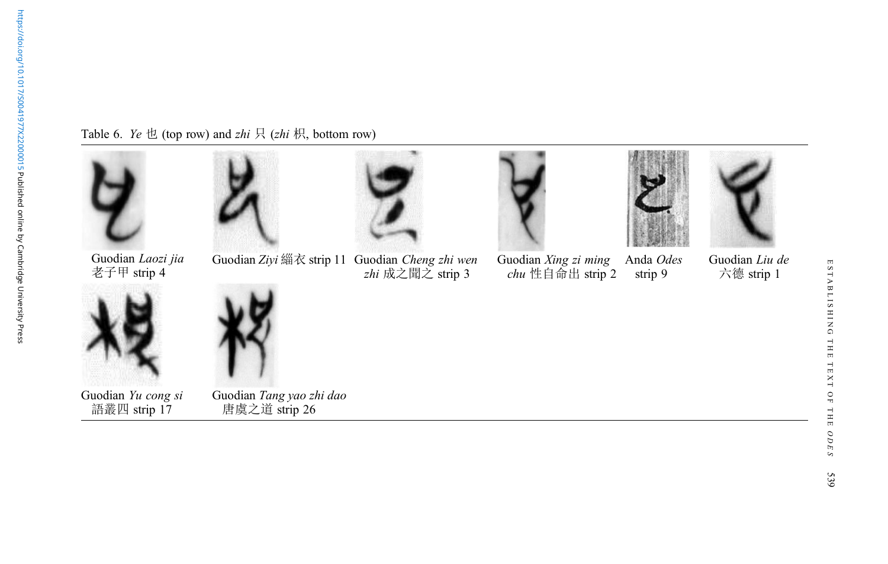Table 6. *Ye* 也 (top row) and *zhi* 只 (*zhi* 枳, bottom row)

| Guodian *Laozi jia* 老子甲 strip 4 | Guodian *Ziyi* 緇衣 strip 11 | Guodian *Cheng zhi wen zhi* 成之聞之 strip 3 | Guodian *Xing zi ming chu* 性自命出 strip 2 | Anda *Odes* strip 9 | Guodian *Liu de* 六德 strip 1 |
| --- | --- | --- | --- | --- | --- |
| Guodian *Yu cong si* 語叢四 strip 17 | Guodian *Tang yao zhi dao* 唐虞之道 strip 26 | | | | |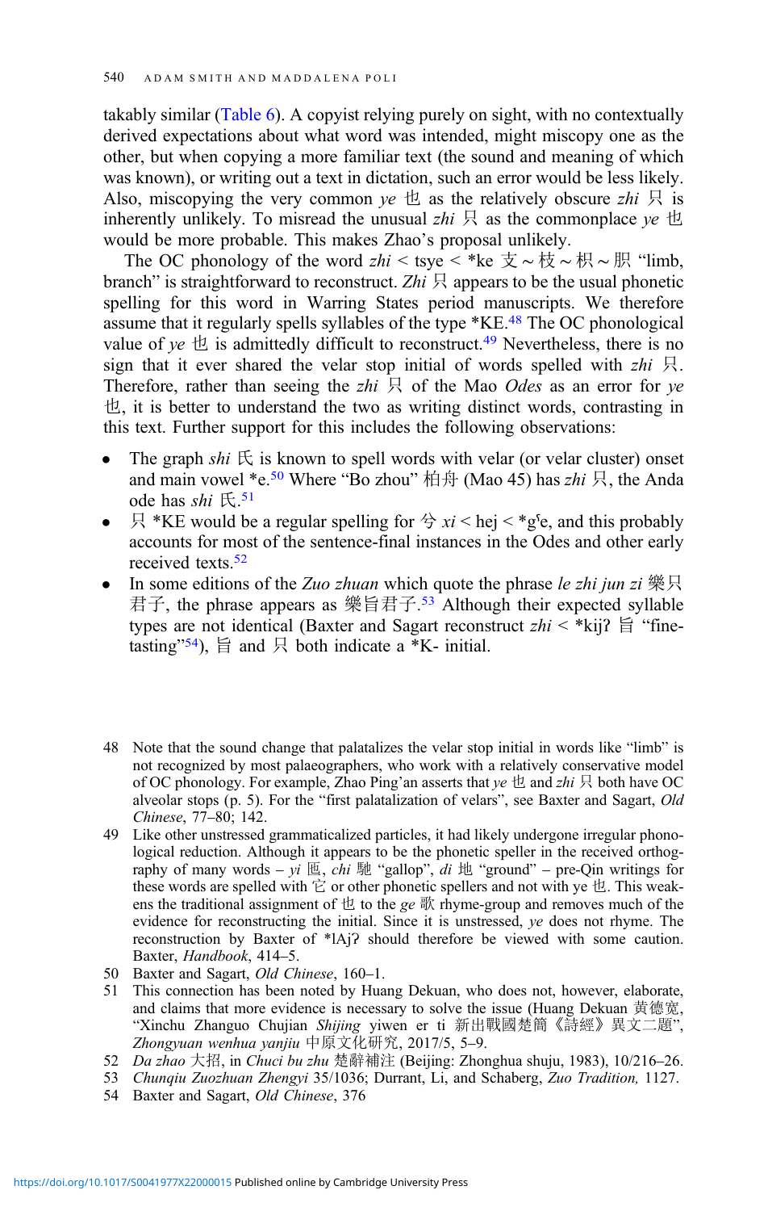takably similar (Table 6). A copyist relying purely on sight, with no contextually derived expectations about what word was intended, might miscopy one as the other, but when copying a more familiar text (the sound and meaning of which was known), or writing out a text in dictation, such an error would be less likely. Also, miscopying the very common *ye* 也 as the relatively obscure *zhi* 只 is inherently unlikely. To misread the unusual *zhi* 只 as the commonplace *ye* 也 would be more probable. This makes Zhao's proposal unlikely.

The OC phonology of the word *zhi* < tsye < *ke 支 ~ 枝 ~ 枳 ~ 肢 "limb, branch" is straightforward to reconstruct. *Zhi* 只 appears to be the usual phonetic spelling for this word in Warring States period manuscripts. We therefore assume that it regularly spells syllables of the type *KE.[48] The OC phonological value of *ye* 也 is admittedly difficult to reconstruct.[49] Nevertheless, there is no sign that it ever shared the velar stop initial of words spelled with *zhi* 只. Therefore, rather than seeing the *zhi* 只 of the Mao *Odes* as an error for *ye* 也, it is better to understand the two as writing distinct words, contrasting in this text. Further support for this includes the following observations:

- The graph *shi* 氏 is known to spell words with velar (or velar cluster) onset and main vowel *e.[50] Where "Bo zhou" 柏舟 (Mao 45) has *zhi* 只, the Anda ode has *shi* 氏.[51]
- 只 *KE would be a regular spelling for 兮 *xi* < hej < *gˤe, and this probably accounts for most of the sentence-final instances in the Odes and other early received texts.[52]
- In some editions of the *Zuo zhuan* which quote the phrase *le zhi jun zi* 樂只君子, the phrase appears as 樂旨君子.[53] Although their expected syllable types are not identical (Baxter and Sagart reconstruct *zhi* < *kijʔ 旨 "fine-tasting"[54]), 旨 and 只 both indicate a *K- initial.

---

48 Note that the sound change that palatalizes the velar stop initial in words like "limb" is not recognized by most palaeographers, who work with a relatively conservative model of OC phonology. For example, Zhao Ping'an asserts that *ye* 也 and *zhi* 只 both have OC alveolar stops (p. 5). For the "first palatalization of velars", see Baxter and Sagart, *Old Chinese*, 77–80; 142.

49 Like other unstressed grammaticalized particles, it had likely undergone irregular phonological reduction. Although it appears to be the phonetic speller in the received orthography of many words – *yi* 匜, *chi* 馳 "gallop", *di* 地 "ground" – pre-Qin writings for these words are spelled with 它 or other phonetic spellers and not with ye 也. This weakens the traditional assignment of 也 to the *ge* 歌 rhyme-group and removes much of the evidence for reconstructing the initial. Since it is unstressed, *ye* does not rhyme. The reconstruction by Baxter of *lAjʔ should therefore be viewed with some caution. Baxter, *Handbook*, 414–5.

50 Baxter and Sagart, *Old Chinese*, 160–1.

51 This connection has been noted by Huang Dekuan, who does not, however, elaborate, and claims that more evidence is necessary to solve the issue (Huang Dekuan 黃德寬, "Xinchu Zhanguo Chujian *Shijing* yiwen er ti 新出戰國楚簡《詩經》異文二題", *Zhongyuan wenhua yanjiu* 中原文化研究, 2017/5, 5–9.

52 *Da zhao* 大招, in *Chuci bu zhu* 楚辭補注 (Beijing: Zhonghua shuju, 1983), 10/216–26.

53 *Chunqiu Zuozhuan Zhengyi* 35/1036; Durrant, Li, and Schaberg, *Zuo Tradition,* 1127.

54 Baxter and Sagart, *Old Chinese*, 376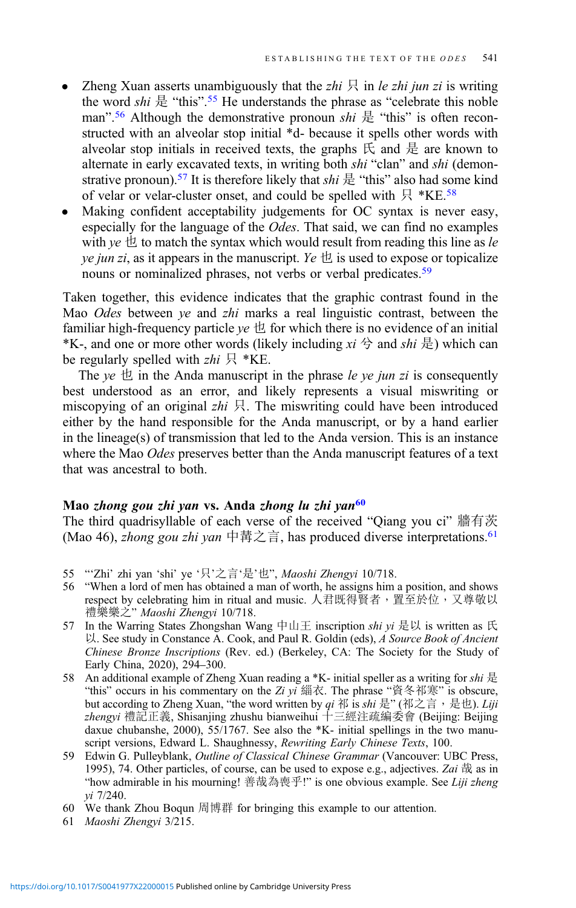- Zheng Xuan asserts unambiguously that the *zhi* 只 in *le zhi jun zi* is writing the word *shi* 是 "this".[55] He understands the phrase as "celebrate this noble man".[56] Although the demonstrative pronoun *shi* 是 "this" is often reconstructed with an alveolar stop initial *d- because it spells other words with alveolar stop initials in received texts, the graphs 氏 and 是 are known to alternate in early excavated texts, in writing both *shi* "clan" and *shi* (demonstrative pronoun).[57] It is therefore likely that *shi* 是 "this" also had some kind of velar or velar-cluster onset, and could be spelled with 只 *KE.[58]
- Making confident acceptability judgements for OC syntax is never easy, especially for the language of the *Odes*. That said, we can find no examples with *ye* 也 to match the syntax which would result from reading this line as *le ye jun zi*, as it appears in the manuscript. *Ye* 也 is used to expose or topicalize nouns or nominalized phrases, not verbs or verbal predicates.[59]

Taken together, this evidence indicates that the graphic contrast found in the Mao *Odes* between *ye* and *zhi* marks a real linguistic contrast, between the familiar high-frequency particle *ye* 也 for which there is no evidence of an initial *K-, and one or more other words (likely including *xi* 兮 and *shi* 是) which can be regularly spelled with *zhi* 只 *KE.

The *ye* 也 in the Anda manuscript in the phrase *le ye jun zi* is consequently best understood as an error, and likely represents a visual miswriting or miscopying of an original *zhi* 只. The miswriting could have been introduced either by the hand responsible for the Anda manuscript, or by a hand earlier in the lineage(s) of transmission that led to the Anda version. This is an instance where the Mao *Odes* preserves better than the Anda manuscript features of a text that was ancestral to both.

### Mao *zhong gou zhi yan* vs. Anda *zhong lu zhi yan*[60]

The third quadrisyllable of each verse of the received "Qiang you ci" 牆有茨 (Mao 46), *zhong gou zhi yan* 中冓之言, has produced diverse interpretations.[61]

55 "'Zhi' zhi yan 'shi' ye '只'之言'是'也", *Maoshi Zhengyi* 10/718.

56 "When a lord of men has obtained a man of worth, he assigns him a position, and shows respect by celebrating him in ritual and music. 人君既得賢者，置至於位，又尊敬以禮樂樂之" *Maoshi Zhengyi* 10/718.

57 In the Warring States Zhongshan Wang 中山王 inscription *shi yi* 是以 is written as 氏以. See study in Constance A. Cook, and Paul R. Goldin (eds), *A Source Book of Ancient Chinese Bronze Inscriptions* (Rev. ed.) (Berkeley, CA: The Society for the Study of Early China, 2020), 294–300.

58 An additional example of Zheng Xuan reading a *K- initial speller as a writing for *shi* 是 "this" occurs in his commentary on the *Zi yi* 緇衣. The phrase "資冬祁寒" is obscure, but according to Zheng Xuan, "the word written by *qi* 祁 is *shi* 是" (祁之言，是也). *Liji zhengyi* 禮記正義, Shisanjing zhushu bianweihui 十三經注疏編委會 (Beijing: Beijing daxue chubanshe, 2000), 55/1767. See also the *K- initial spellings in the two manuscript versions, Edward L. Shaughnessy, *Rewriting Early Chinese Texts*, 100.

59 Edwin G. Pulleyblank, *Outline of Classical Chinese Grammar* (Vancouver: UBC Press, 1995), 74. Other particles, of course, can be used to expose e.g., adjectives. *Zai* 哉 as in "how admirable in his mourning! 善哉為喪乎!" is one obvious example. See *Liji zheng yi* 7/240.

60 We thank Zhou Boqun 周博群 for bringing this example to our attention.

61 *Maoshi Zhengyi* 3/215.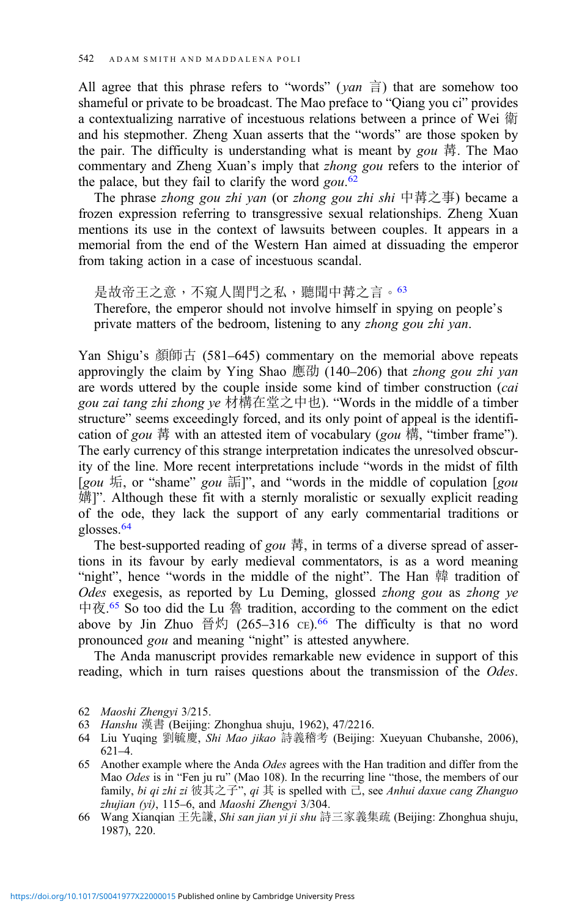All agree that this phrase refers to "words" (*yan* 言) that are somehow too shameful or private to be broadcast. The Mao preface to "Qiang you ci" provides a contextualizing narrative of incestuous relations between a prince of Wei 衛 and his stepmother. Zheng Xuan asserts that the "words" are those spoken by the pair. The difficulty is understanding what is meant by *gou* 冓. The Mao commentary and Zheng Xuan's imply that *zhong gou* refers to the interior of the palace, but they fail to clarify the word *gou*.[62]

The phrase *zhong gou zhi yan* (or *zhong gou zhi shi* 中冓之事) became a frozen expression referring to transgressive sexual relationships. Zheng Xuan mentions its use in the context of lawsuits between couples. It appears in a memorial from the end of the Western Han aimed at dissuading the emperor from taking action in a case of incestuous scandal.

> 是故帝王之意，不窺人閨門之私，聽聞中冓之言。[63]
> Therefore, the emperor should not involve himself in spying on people's private matters of the bedroom, listening to any *zhong gou zhi yan*.

Yan Shigu's 顏師古 (581–645) commentary on the memorial above repeats approvingly the claim by Ying Shao 應劭 (140–206) that *zhong gou zhi yan* are words uttered by the couple inside some kind of timber construction (*cai gou zai tang zhi zhong ye* 材構在堂之中也). "Words in the middle of a timber structure" seems exceedingly forced, and its only point of appeal is the identification of *gou* 冓 with an attested item of vocabulary (*gou* 構, "timber frame"). The early currency of this strange interpretation indicates the unresolved obscurity of the line. More recent interpretations include "words in the midst of filth [*gou* 垢, or "shame" *gou* 詬]", and "words in the middle of copulation [*gou* 媾]". Although these fit with a sternly moralistic or sexually explicit reading of the ode, they lack the support of any early commentarial traditions or glosses.[64]

The best-supported reading of *gou* 冓, in terms of a diverse spread of assertions in its favour by early medieval commentators, is as a word meaning "night", hence "words in the middle of the night". The Han 韓 tradition of *Odes* exegesis, as reported by Lu Deming, glossed *zhong gou* as *zhong ye* 中夜.[65] So too did the Lu 魯 tradition, according to the comment on the edict above by Jin Zhuo 晉灼 (265–316 CE).[66] The difficulty is that no word pronounced *gou* and meaning "night" is attested anywhere.

The Anda manuscript provides remarkable new evidence in support of this reading, which in turn raises questions about the transmission of the *Odes*.

62 *Maoshi Zhengyi* 3/215.

63 *Hanshu* 漢書 (Beijing: Zhonghua shuju, 1962), 47/2216.

64 Liu Yuqing 劉毓慶, *Shi Mao jikao* 詩義稽考 (Beijing: Xueyuan Chubanshe, 2006), 621–4.

65 Another example where the Anda *Odes* agrees with the Han tradition and differ from the Mao *Odes* is in "Fen ju ru" (Mao 108). In the recurring line "those, the members of our family, *bi qi zhi zi* 彼其之子", *qi* 其 is spelled with 己, see *Anhui daxue cang Zhanguo zhujian (yi)*, 115–6, and *Maoshi Zhengyi* 3/304.

66 Wang Xianqian 王先謙, *Shi san jian yi ji shu* 詩三家義集疏 (Beijing: Zhonghua shuju, 1987), 220.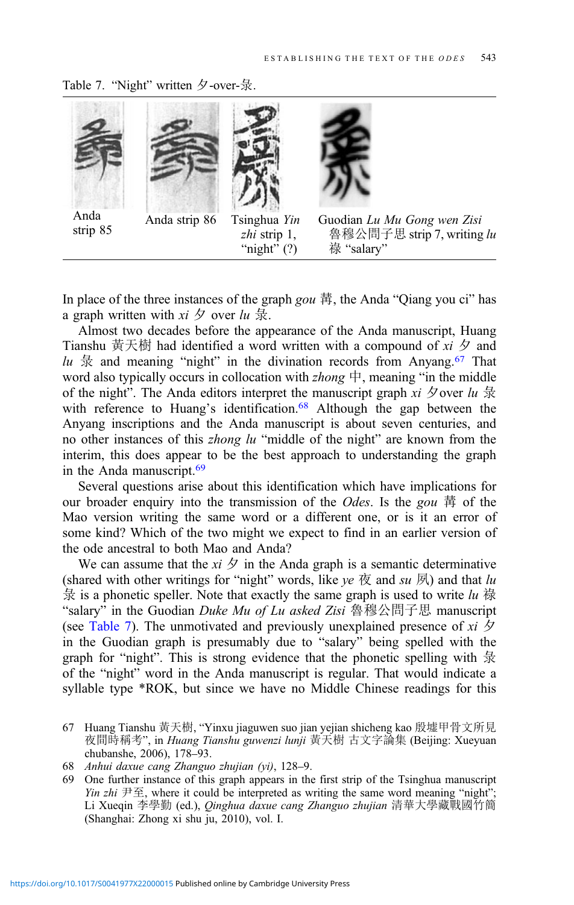Table 7. "Night" written 夕-over-彔.

| Anda strip 85 | Anda strip 86 | Tsinghua *Yin zhi* strip 1, "night" (?) | Guodian *Lu Mu Gong wen Zisi* 魯穆公問子思 strip 7, writing *lu* 祿 "salary" |
|---|---|---|---|

In place of the three instances of the graph *gou* 冓, the Anda "Qiang you ci" has a graph written with *xi* 夕 over *lu* 彔.

Almost two decades before the appearance of the Anda manuscript, Huang Tianshu 黃天樹 had identified a word written with a compound of *xi* 夕 and *lu* 彔 and meaning "night" in the divination records from Anyang.[67] That word also typically occurs in collocation with *zhong* 中, meaning "in the middle of the night". The Anda editors interpret the manuscript graph *xi* 夕 over *lu* 彔 with reference to Huang's identification.[68] Although the gap between the Anyang inscriptions and the Anda manuscript is about seven centuries, and no other instances of this *zhong lu* "middle of the night" are known from the interim, this does appear to be the best approach to understanding the graph in the Anda manuscript.[69]

Several questions arise about this identification which have implications for our broader enquiry into the transmission of the *Odes*. Is the *gou* 冓 of the Mao version writing the same word or a different one, or is it an error of some kind? Which of the two might we expect to find in an earlier version of the ode ancestral to both Mao and Anda?

We can assume that the *xi* 夕 in the Anda graph is a semantic determinative (shared with other writings for "night" words, like *ye* 夜 and *su* 夙) and that *lu* 彔 is a phonetic speller. Note that exactly the same graph is used to write *lu* 祿 "salary" in the Guodian *Duke Mu of Lu asked Zisi* 魯穆公問子思 manuscript (see Table 7). The unmotivated and previously unexplained presence of *xi* 夕 in the Guodian graph is presumably due to "salary" being spelled with the graph for "night". This is strong evidence that the phonetic spelling with 彔 of the "night" word in the Anda manuscript is regular. That would indicate a syllable type *ROK, but since we have no Middle Chinese readings for this

67 Huang Tianshu 黃天樹, "Yinxu jiaguwen suo jian yejian shicheng kao 殷墟甲骨文所見夜間時稱考", in *Huang Tianshu guwenzi lunji* 黃天樹古文字論集 (Beijing: Xueyuan chubanshe, 2006), 178–93.

68 *Anhui daxue cang Zhanguo zhujian (yi)*, 128–9.

69 One further instance of this graph appears in the first strip of the Tsinghua manuscript *Yin zhi* 尹至, where it could be interpreted as writing the same word meaning "night"; Li Xueqin 李學勤 (ed.), *Qinghua daxue cang Zhanguo zhujian* 清華大學藏戰國竹簡 (Shanghai: Zhong xi shu ju, 2010), vol. I.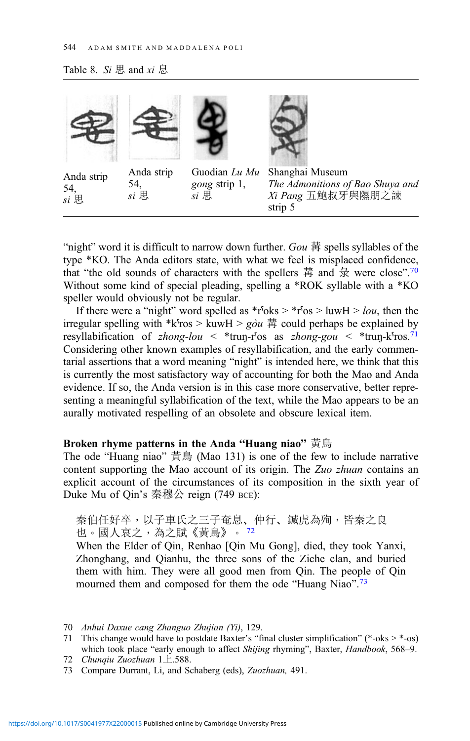Table 8. *Si* 思 and *xi* 息

| | | | |
|---|---|---|---|
| Anda strip 54, *si* 思 | Anda strip 54, *si* 思 | Guodian *Lu Mu gong* strip 1, *si* 思 | Shanghai Museum *The Admonitions of Bao Shuya and Xi Pang* 五鮑叔牙與隰朋之諫 strip 5 |

"night" word it is difficult to narrow down further. *Gou* 冓 spells syllables of the type *KO. The Anda editors state, with what we feel is misplaced confidence, that "the old sounds of characters with the spellers 冓 and 彔 were close".[70] Without some kind of special pleading, spelling a *ROK syllable with a *KO speller would obviously not be regular.

If there were a "night" word spelled as *rˤoks > *rˤos > luwH > *lou*, then the irregular spelling with *kˤros > kuwH > *gòu* 冓 could perhaps be explained by resyllabification of *zhong-lou* < *truŋ-rˤos as *zhong-gou* < *truŋ-kˤros.[71] Considering other known examples of resyllabification, and the early commentarial assertions that a word meaning "night" is intended here, we think that this is currently the most satisfactory way of accounting for both the Mao and Anda evidence. If so, the Anda version is in this case more conservative, better representing a meaningful syllabification of the text, while the Mao appears to be an aurally motivated respelling of an obsolete and obscure lexical item.

### Broken rhyme patterns in the Anda "Huang niao" 黃鳥

The ode "Huang niao" 黃鳥 (Mao 131) is one of the few to include narrative content supporting the Mao account of its origin. The *Zuo zhuan* contains an explicit account of the circumstances of its composition in the sixth year of Duke Mu of Qin's 秦穆公 reign (749 BCE):

> 秦伯任好卒，以子車氏之三子奄息、仲行、鍼虎為殉，皆秦之良也。國人哀之，為之賦《黃鳥》。[72]
>
> When the Elder of Qin, Renhao [Qin Mu Gong], died, they took Yanxi, Zhonghang, and Qianhu, the three sons of the Ziche clan, and buried them with him. They were all good men from Qin. The people of Qin mourned them and composed for them the ode "Huang Niao".[73]

---

70 *Anhui Daxue cang Zhanguo Zhujian (Yi)*, 129.

71 This change would have to postdate Baxter's "final cluster simplification" (*-oks > *-os) which took place "early enough to affect *Shijing* rhyming", Baxter, *Handbook*, 568–9.

72 *Chunqiu Zuozhuan* 1上.588.

73 Compare Durrant, Li, and Schaberg (eds), *Zuozhuan,* 491.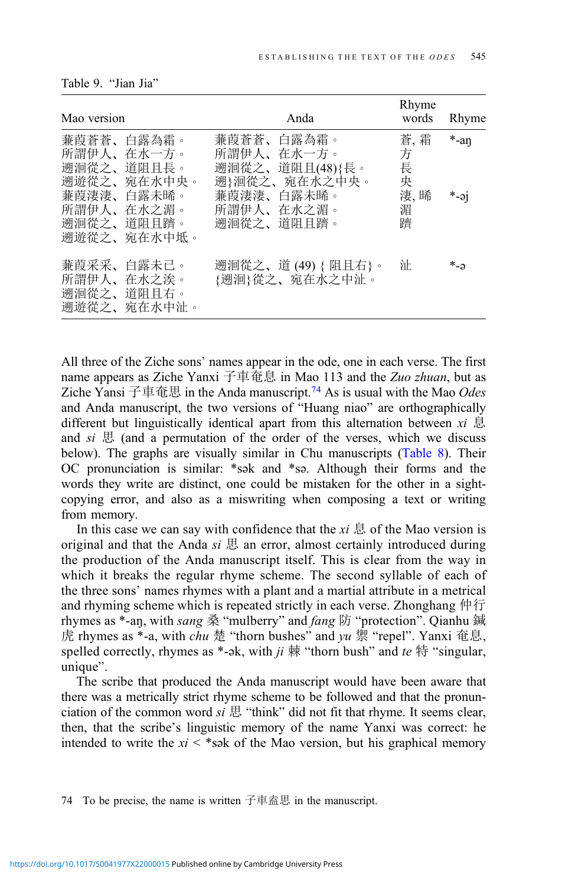Table 9. "Jian Jia"

| Mao version | Anda | Rhyme words | Rhyme |
|---|---|---|---|
| 蒹葭蒼蒼、白露為霜。 | 蒹葭蒼蒼、白露為霜。 | 蒼, 霜 | *-aŋ |
| 所謂伊人、在水一方。 | 所謂伊人、在水一方。 | 方 | |
| 遡洄從之、道阻且長。 | 遡洄從之、道阻且(48){長。 | 長 | |
| 遡遊從之、宛在水中央。 | 遡}洄從之、宛在水之中央。 | 央 | |
| 蒹葭淒淒、白露未晞。 | 蒹葭淒淒、白露未晞。 | 淒, 晞 | *-əj |
| 所謂伊人、在水之湄。 | 所謂伊人、在水之湄。 | 湄 | |
| 遡洄從之、道阻且躋。 | 遡洄從之、道阻且躋。 | 躋 | |
| 遡遊從之、宛在水中坻。 | | | |
| 蒹葭采采、白露未已。 | 遡洄從之、道 (49) { 阻且右}。 | 沚 | *-ə |
| 所謂伊人、在水之涘。 | {遡洄}從之、宛在水之中沚。 | | |
| 遡洄從之、道阻且右。 | | | |
| 遡遊從之、宛在水中沚。 | | | |

All three of the Ziche sons' names appear in the ode, one in each verse. The first name appears as Ziche Yanxi 子車奄息 in Mao 113 and the *Zuo zhuan*, but as Ziche Yansi 子車奄思 in the Anda manuscript.[74] As is usual with the Mao *Odes* and Anda manuscript, the two versions of "Huang niao" are orthographically different but linguistically identical apart from this alternation between *xi* 息 and *si* 思 (and a permutation of the order of the verses, which we discuss below). The graphs are visually similar in Chu manuscripts (Table 8). Their OC pronunciation is similar: *sək and *sə. Although their forms and the words they write are distinct, one could be mistaken for the other in a sight-copying error, and also as a miswriting when composing a text or writing from memory.

In this case we can say with confidence that the *xi* 息 of the Mao version is original and that the Anda *si* 思 an error, almost certainly introduced during the production of the Anda manuscript itself. This is clear from the way in which it breaks the regular rhyme scheme. The second syllable of each of the three sons' names rhymes with a plant and a martial attribute in a metrical and rhyming scheme which is repeated strictly in each verse. Zhonghang 仲行 rhymes as *-aŋ, with *sang* 桑 "mulberry" and *fang* 防 "protection". Qianhu 鍼虎 rhymes as *-a, with *chu* 楚 "thorn bushes" and *yu* 禦 "repel". Yanxi 奄息, spelled correctly, rhymes as *-ək, with *ji* 棘 "thorn bush" and *te* 特 "singular, unique".

The scribe that produced the Anda manuscript would have been aware that there was a metrically strict rhyme scheme to be followed and that the pronunciation of the common word *si* 思 "think" did not fit that rhyme. It seems clear, then, that the scribe's linguistic memory of the name Yanxi was correct: he intended to write the *xi* < *sək of the Mao version, but his graphical memory

74 To be precise, the name is written 子車奆思 in the manuscript.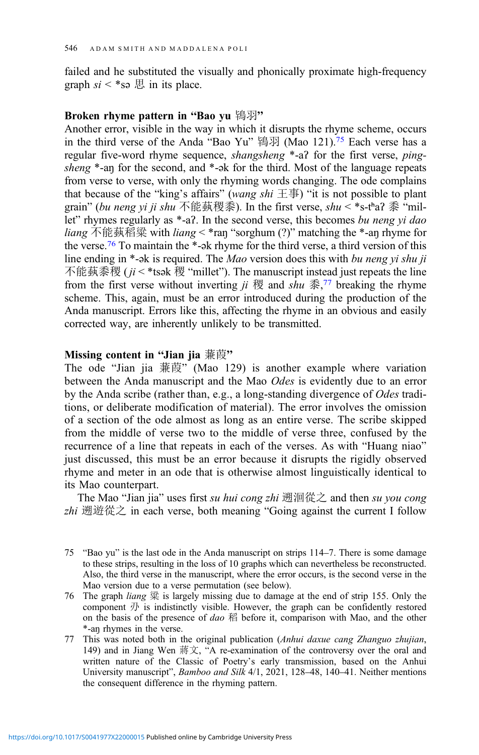failed and he substituted the visually and phonically proximate high-frequency graph *si* < *sə 思 in its place.

**Broken rhyme pattern in "Bao yu 鴇羽"**

Another error, visible in the way in which it disrupts the rhyme scheme, occurs in the third verse of the Anda "Bao Yu" 鴇羽 (Mao 121).[75] Each verse has a regular five-word rhyme sequence, *shangsheng* *-aʔ for the first verse, *pingsheng* *-aŋ for the second, and *-ək for the third. Most of the language repeats from verse to verse, with only the rhyming words changing. The ode complains that because of the "king's affairs" (*wang shi* 王事) "it is not possible to plant grain" (*bu neng yi ji shu* 不能蓺稷黍). In the first verse, *shu* < *s-tʰaʔ 黍 "millet" rhymes regularly as *-aʔ. In the second verse, this becomes *bu neng yi dao liang* 不能蓺稻粱 with *liang* < *raŋ "sorghum (?)" matching the *-aŋ rhyme for the verse.[76] To maintain the *-ək rhyme for the third verse, a third version of this line ending in *-ək is required. The *Mao* version does this with *bu neng yi shu ji* 不能蓺黍稷 (*ji* < *tsək 稷 "millet"). The manuscript instead just repeats the line from the first verse without inverting *ji* 稷 and *shu* 黍,[77] breaking the rhyme scheme. This, again, must be an error introduced during the production of the Anda manuscript. Errors like this, affecting the rhyme in an obvious and easily corrected way, are inherently unlikely to be transmitted.

**Missing content in "Jian jia 蒹葭"**

The ode "Jian jia 蒹葭" (Mao 129) is another example where variation between the Anda manuscript and the Mao *Odes* is evidently due to an error by the Anda scribe (rather than, e.g., a long-standing divergence of *Odes* traditions, or deliberate modification of material). The error involves the omission of a section of the ode almost as long as an entire verse. The scribe skipped from the middle of verse two to the middle of verse three, confused by the recurrence of a line that repeats in each of the verses. As with "Huang niao" just discussed, this must be an error because it disrupts the rigidly observed rhyme and meter in an ode that is otherwise almost linguistically identical to its Mao counterpart.

The Mao "Jian jia" uses first *su hui cong zhi* 遡洄從之 and then *su you cong zhi* 遡遊從之 in each verse, both meaning "Going against the current I follow

75 "Bao yu" is the last ode in the Anda manuscript on strips 114–7. There is some damage to these strips, resulting in the loss of 10 graphs which can nevertheless be reconstructed. Also, the third verse in the manuscript, where the error occurs, is the second verse in the Mao version due to a verse permutation (see below).

76 The graph *liang* 粱 is largely missing due to damage at the end of strip 155. Only the component 刅 is indistinctly visible. However, the graph can be confidently restored on the basis of the presence of *dao* 稻 before it, comparison with Mao, and the other *-aŋ rhymes in the verse.

77 This was noted both in the original publication (*Anhui daxue cang Zhanguo zhujian*, 149) and in Jiang Wen 蔣文, "A re-examination of the controversy over the oral and written nature of the Classic of Poetry's early transmission, based on the Anhui University manuscript", *Bamboo and Silk* 4/1, 2021, 128–48, 140–41. Neither mentions the consequent difference in the rhyming pattern.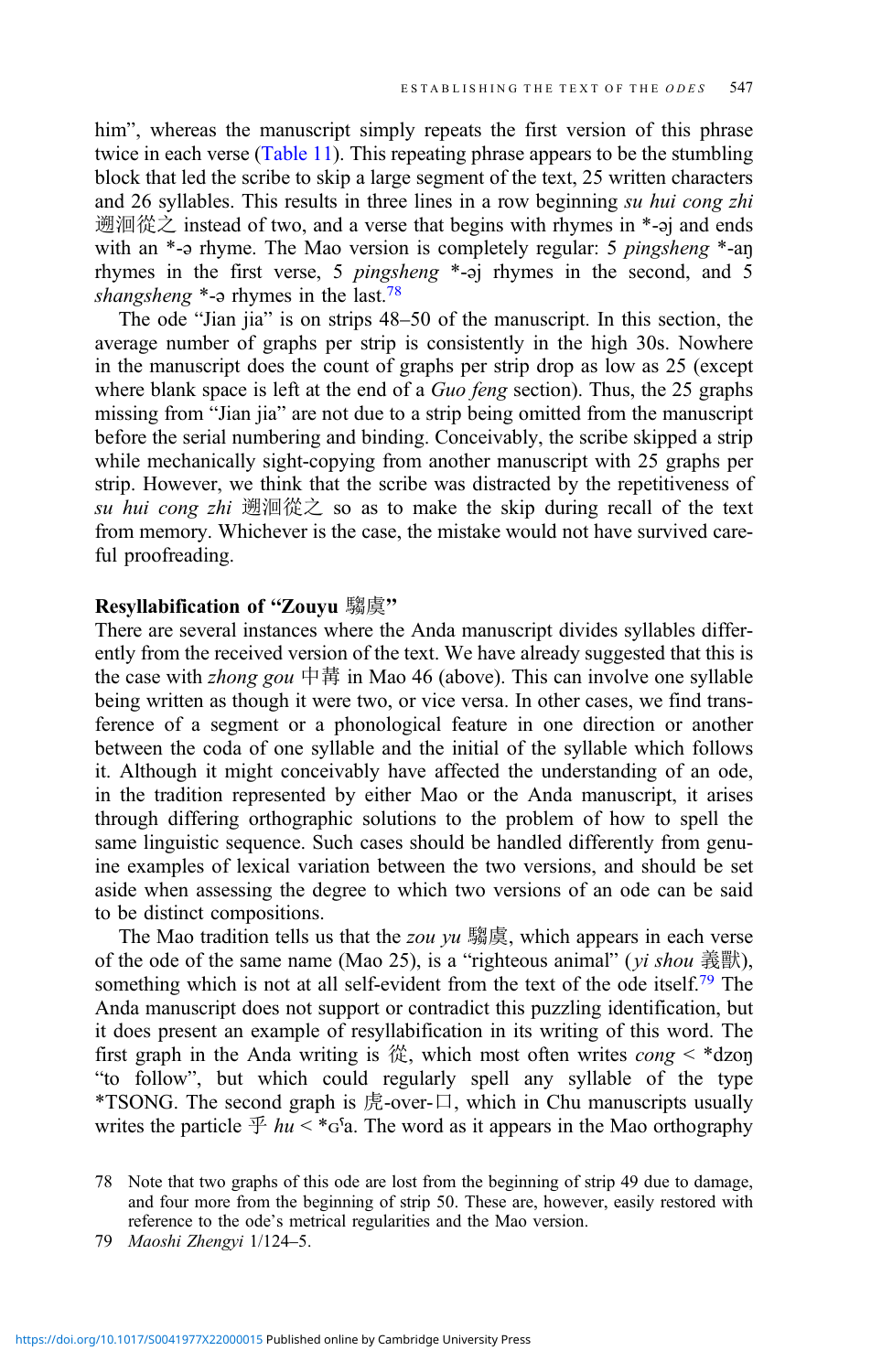him", whereas the manuscript simply repeats the first version of this phrase twice in each verse (Table 11). This repeating phrase appears to be the stumbling block that led the scribe to skip a large segment of the text, 25 written characters and 26 syllables. This results in three lines in a row beginning *su hui cong zhi* 遡洄從之 instead of two, and a verse that begins with rhymes in *-əj and ends with an *-ə rhyme. The Mao version is completely regular: 5 *pingsheng* *-aŋ rhymes in the first verse, 5 *pingsheng* *-əj rhymes in the second, and 5 *shangsheng* *-ə rhymes in the last.[78]

The ode "Jian jia" is on strips 48–50 of the manuscript. In this section, the average number of graphs per strip is consistently in the high 30s. Nowhere in the manuscript does the count of graphs per strip drop as low as 25 (except where blank space is left at the end of a *Guo feng* section). Thus, the 25 graphs missing from "Jian jia" are not due to a strip being omitted from the manuscript before the serial numbering and binding. Conceivably, the scribe skipped a strip while mechanically sight-copying from another manuscript with 25 graphs per strip. However, we think that the scribe was distracted by the repetitiveness of *su hui cong zhi* 遡洄從之 so as to make the skip during recall of the text from memory. Whichever is the case, the mistake would not have survived careful proofreading.

**Resyllabification of "Zouyu 騶虞"**

There are several instances where the Anda manuscript divides syllables differently from the received version of the text. We have already suggested that this is the case with *zhong gou* 中冓 in Mao 46 (above). This can involve one syllable being written as though it were two, or vice versa. In other cases, we find transference of a segment or a phonological feature in one direction or another between the coda of one syllable and the initial of the syllable which follows it. Although it might conceivably have affected the understanding of an ode, in the tradition represented by either Mao or the Anda manuscript, it arises through differing orthographic solutions to the problem of how to spell the same linguistic sequence. Such cases should be handled differently from genuine examples of lexical variation between the two versions, and should be set aside when assessing the degree to which two versions of an ode can be said to be distinct compositions.

The Mao tradition tells us that the *zou yu* 騶虞, which appears in each verse of the ode of the same name (Mao 25), is a "righteous animal" (*yi shou* 義獸), something which is not at all self-evident from the text of the ode itself.[79] The Anda manuscript does not support or contradict this puzzling identification, but it does present an example of resyllabification in its writing of this word. The first graph in the Anda writing is 從, which most often writes *cong* < *dzoŋ "to follow", but which could regularly spell any syllable of the type *TSONG. The second graph is 虎-over-口, which in Chu manuscripts usually writes the particle 乎 *hu* < *ɢˤa. The word as it appears in the Mao orthography

78 Note that two graphs of this ode are lost from the beginning of strip 49 due to damage, and four more from the beginning of strip 50. These are, however, easily restored with reference to the ode's metrical regularities and the Mao version.

79 *Maoshi Zhengyi* 1/124–5.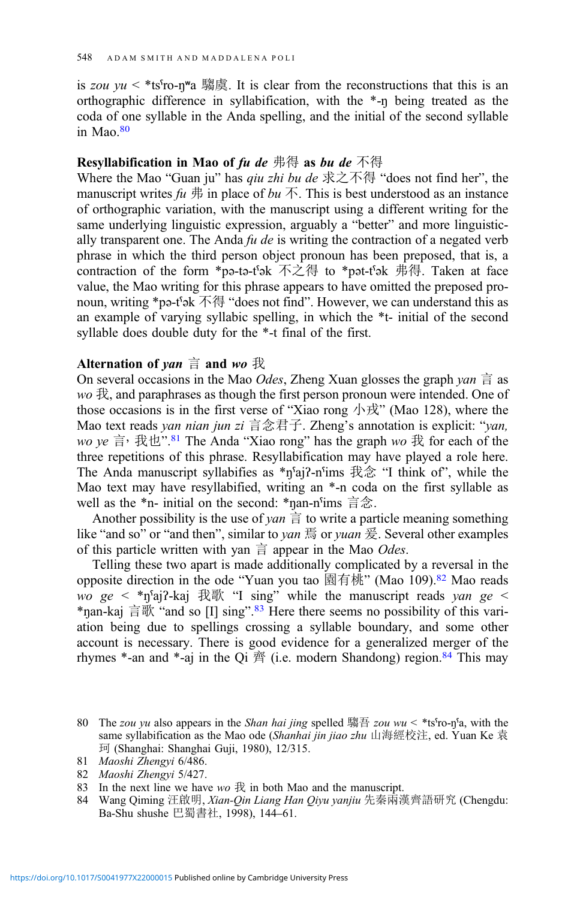is *zou yu* < *tsˤro-ŋʷa 騶虞. It is clear from the reconstructions that this is an orthographic difference in syllabification, with the *-ŋ being treated as the coda of one syllable in the Anda spelling, and the initial of the second syllable in Mao.[80]

### Resyllabification in Mao of *fu de* 弗得 as *bu de* 不得

Where the Mao "Guan ju" has *qiu zhi bu de* 求之不得 "does not find her", the manuscript writes *fu* 弗 in place of *bu* 不. This is best understood as an instance of orthographic variation, with the manuscript using a different writing for the same underlying linguistic expression, arguably a "better" and more linguistically transparent one. The Anda *fu de* is writing the contraction of a negated verb phrase in which the third person object pronoun has been preposed, that is, a contraction of the form *pə-tə-tˤək 不之得 to *pət-tˤək 弗得. Taken at face value, the Mao writing for this phrase appears to have omitted the preposed pronoun, writing *pə-tˤək 不得 "does not find". However, we can understand this as an example of varying syllabic spelling, in which the *t- initial of the second syllable does double duty for the *-t final of the first.

### Alternation of *yan* 言 and *wo* 我

On several occasions in the Mao *Odes*, Zheng Xuan glosses the graph *yan* 言 as *wo* 我, and paraphrases as though the first person pronoun were intended. One of those occasions is in the first verse of "Xiao rong 小戎" (Mao 128), where the Mao text reads *yan nian jun zi* 言念君子. Zheng's annotation is explicit: "*yan, wo ye* 言，我也".[81] The Anda "Xiao rong" has the graph *wo* 我 for each of the three repetitions of this phrase. Resyllabification may have played a role here. The Anda manuscript syllabifies as *ŋˤajʔ-nˤims 我念 "I think of", while the Mao text may have resyllabified, writing an *-n coda on the first syllable as well as the *n- initial on the second: *ŋan-nˤims 言念.

Another possibility is the use of *yan* 言 to write a particle meaning something like "and so" or "and then", similar to *yan* 焉 or *yuan* 爰. Several other examples of this particle written with yan 言 appear in the Mao *Odes*.

Telling these two apart is made additionally complicated by a reversal in the opposite direction in the ode "Yuan you tao 園有桃" (Mao 109).[82] Mao reads *wo ge* < *ŋˤajʔ-kaj 我歌 "I sing" while the manuscript reads *yan ge* < *ŋan-kaj 言歌 "and so [I] sing".[83] Here there seems no possibility of this variation being due to spellings crossing a syllable boundary, and some other account is necessary. There is good evidence for a generalized merger of the rhymes *-an and *-aj in the Qi 齊 (i.e. modern Shandong) region.[84] This may

---

80 The *zou yu* also appears in the *Shan hai jing* spelled 騶吾 *zou wu* < *tsˤro-ŋˤa, with the same syllabification as the Mao ode (*Shanhai jin jiao zhu* 山海經校注, ed. Yuan Ke 袁珂 (Shanghai: Shanghai Guji, 1980), 12/315.

81 *Maoshi Zhengyi* 6/486.

82 *Maoshi Zhengyi* 5/427.

83 In the next line we have *wo* 我 in both Mao and the manuscript.

84 Wang Qiming 汪啟明, *Xian-Qin Liang Han Qiyu yanjiu* 先秦兩漢齊語研究 (Chengdu: Ba-Shu shushe 巴蜀書社, 1998), 144–61.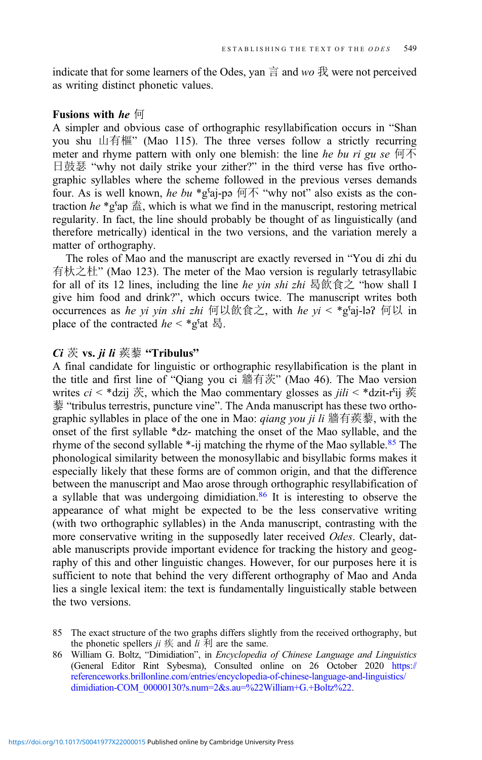indicate that for some learners of the Odes, yan 言 and *wo* 我 were not perceived as writing distinct phonetic values.

### Fusions with *he* 何

A simpler and obvious case of orthographic resyllabification occurs in "Shan you shu 山有樞" (Mao 115). The three verses follow a strictly recurring meter and rhyme pattern with only one blemish: the line *he bu ri gu se* 何不日鼓瑟 "why not daily strike your zither?" in the third verse has five orthographic syllables where the scheme followed in the previous verses demands four. As is well known, *he bu* *gˤaj-pə 何不 "why not" also exists as the contraction *he* *gˤap 盍, which is what we find in the manuscript, restoring metrical regularity. In fact, the line should probably be thought of as linguistically (and therefore metrically) identical in the two versions, and the variation merely a matter of orthography.

The roles of Mao and the manuscript are exactly reversed in "You di zhi du 有杕之杜" (Mao 123). The meter of the Mao version is regularly tetrasyllabic for all of its 12 lines, including the line *he yin shi zhi* 曷飲食之 "how shall I give him food and drink?", which occurs twice. The manuscript writes both occurrences as *he yi yin shi zhi* 何以飲食之, with *he yi* < *gˤaj-ləʔ 何以 in place of the contracted *he* < *gˤat 曷.

### *Ci* 茨 vs. *ji li* 蒺藜 "Tribulus"

A final candidate for linguistic or orthographic resyllabification is the plant in the title and first line of "Qiang you ci 牆有茨" (Mao 46). The Mao version writes *ci* < *dzij 茨, which the Mao commentary glosses as *jili* < *dzit-rˤij 蒺藜 "tribulus terrestris, puncture vine". The Anda manuscript has these two orthographic syllables in place of the one in Mao: *qiang you ji li* 牆有蒺藜, with the onset of the first syllable *dz- matching the onset of the Mao syllable, and the rhyme of the second syllable *-ij matching the rhyme of the Mao syllable.[85] The phonological similarity between the monosyllabic and bisyllabic forms makes it especially likely that these forms are of common origin, and that the difference between the manuscript and Mao arose through orthographic resyllabification of a syllable that was undergoing dimidiation.[86] It is interesting to observe the appearance of what might be expected to be the less conservative writing (with two orthographic syllables) in the Anda manuscript, contrasting with the more conservative writing in the supposedly later received *Odes*. Clearly, datable manuscripts provide important evidence for tracking the history and geography of this and other linguistic changes. However, for our purposes here it is sufficient to note that behind the very different orthography of Mao and Anda lies a single lexical item: the text is fundamentally linguistically stable between the two versions.

85 The exact structure of the two graphs differs slightly from the received orthography, but the phonetic spellers *ji* 疾 and *li* 利 are the same.

86 William G. Boltz, "Dimidiation", in *Encyclopedia of Chinese Language and Linguistics* (General Editor Rint Sybesma), Consulted online on 26 October 2020 https://referenceworks.brillonline.com/entries/encyclopedia-of-chinese-language-and-linguistics/dimidiation-COM_00000130?s.num=2&s.au=%22William+G.+Boltz%22.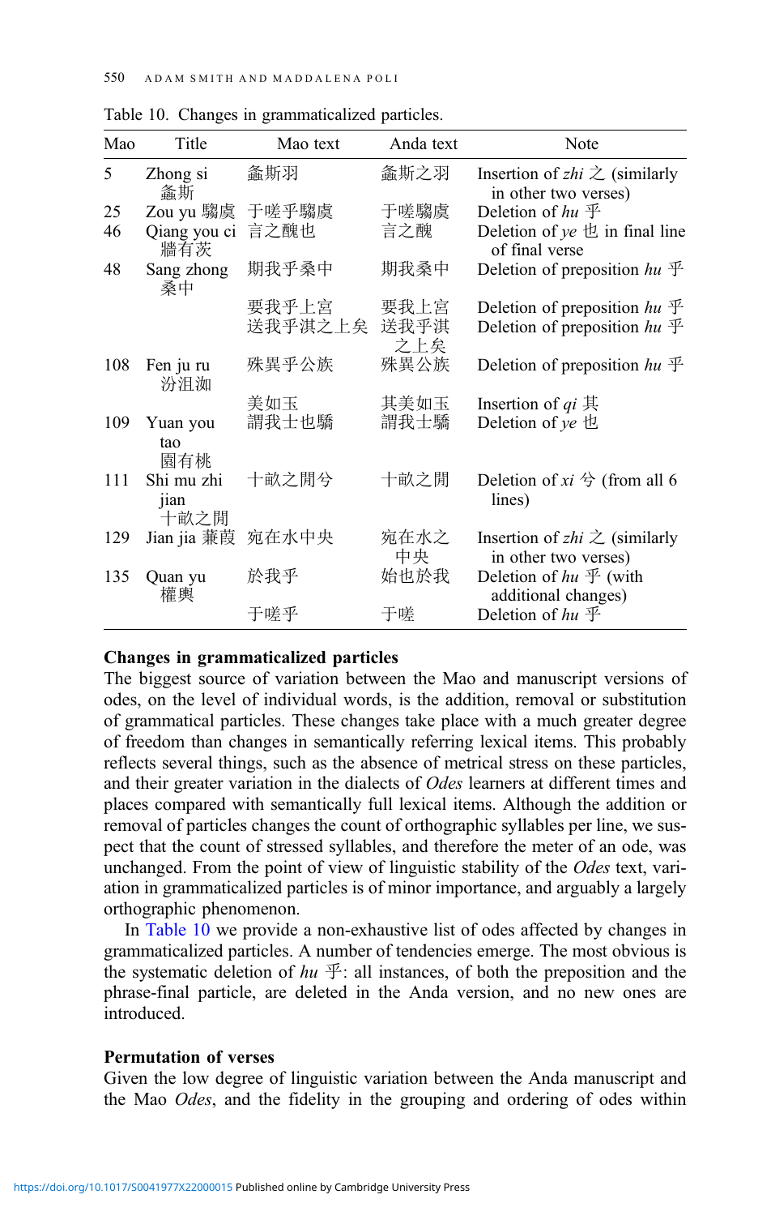Table 10. Changes in grammaticalized particles.

| Mao | Title | Mao text | Anda text | Note |
|---|---|---|---|---|
| 5 | Zhong si 螽斯 | 螽斯羽 | 螽斯之羽 | Insertion of *zhi* 之 (similarly in other two verses) |
| 25 | Zou yu 騶虞 | 于嗟乎騶虞 | 于嗟騶虞 | Deletion of *hu* 乎 |
| 46 | Qiang you ci 牆有茨 | 言之醜也 | 言之醜 | Deletion of *ye* 也 in final line of final verse |
| 48 | Sang zhong 桑中 | 期我乎桑中 | 期我桑中 | Deletion of preposition *hu* 乎 |
| | | 要我乎上宮 | 要我上宮 | Deletion of preposition *hu* 乎 |
| | | 送我乎淇之上矣 | 送我乎淇之上矣 | Deletion of preposition *hu* 乎 |
| 108 | Fen ju ru 汾沮洳 | 殊異乎公族 | 殊異公族 | Deletion of preposition *hu* 乎 |
| | | 美如玉 | 其美如玉 | Insertion of *qi* 其 |
| 109 | Yuan you tao 園有桃 | 謂我士也驕 | 謂我士驕 | Deletion of *ye* 也 |
| 111 | Shi mu zhi jian 十畝之閒 | 十畝之閒兮 | 十畝之閒 | Deletion of *xi* 兮 (from all 6 lines) |
| 129 | Jian jia 蒹葭 | 宛在水中央 | 宛在水之中央 | Insertion of *zhi* 之 (similarly in other two verses) |
| 135 | Quan yu 權輿 | 於我乎 | 始也於我 | Deletion of *hu* 乎 (with additional changes) |
| | | 于嗟乎 | 于嗟 | Deletion of *hu* 乎 |

**Changes in grammaticalized particles**

The biggest source of variation between the Mao and manuscript versions of odes, on the level of individual words, is the addition, removal or substitution of grammatical particles. These changes take place with a much greater degree of freedom than changes in semantically referring lexical items. This probably reflects several things, such as the absence of metrical stress on these particles, and their greater variation in the dialects of *Odes* learners at different times and places compared with semantically full lexical items. Although the addition or removal of particles changes the count of orthographic syllables per line, we suspect that the count of stressed syllables, and therefore the meter of an ode, was unchanged. From the point of view of linguistic stability of the *Odes* text, variation in grammaticalized particles is of minor importance, and arguably a largely orthographic phenomenon.

In Table 10 we provide a non-exhaustive list of odes affected by changes in grammaticalized particles. A number of tendencies emerge. The most obvious is the systematic deletion of *hu* 乎: all instances, of both the preposition and the phrase-final particle, are deleted in the Anda version, and no new ones are introduced.

**Permutation of verses**

Given the low degree of linguistic variation between the Anda manuscript and the Mao *Odes*, and the fidelity in the grouping and ordering of odes within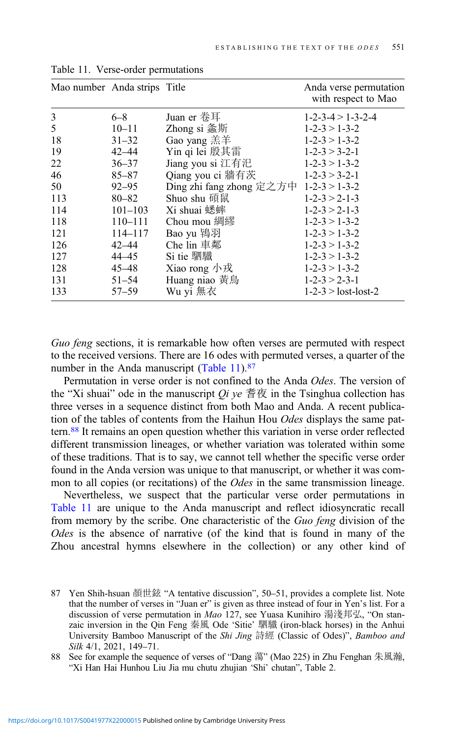Table 11. Verse-order permutations

| Mao number | Anda strips | Title | Anda verse permutation with respect to Mao |
|---|---|---|---|
| 3 | 6–8 | Juan er 卷耳 | 1-2-3-4 > 1-3-2-4 |
| 5 | 10–11 | Zhong si 螽斯 | 1-2-3 > 1-3-2 |
| 18 | 31–32 | Gao yang 羔羊 | 1-2-3 > 1-3-2 |
| 19 | 42–44 | Yin qi lei 殷其雷 | 1-2-3 > 3-2-1 |
| 22 | 36–37 | Jiang you si 江有汜 | 1-2-3 > 1-3-2 |
| 46 | 85–87 | Qiang you ci 牆有茨 | 1-2-3 > 3-2-1 |
| 50 | 92–95 | Ding zhi fang zhong 定之方中 | 1-2-3 > 1-3-2 |
| 113 | 80–82 | Shuo shu 碩鼠 | 1-2-3 > 2-1-3 |
| 114 | 101–103 | Xi shuai 蟋蟀 | 1-2-3 > 2-1-3 |
| 118 | 110–111 | Chou mou 綢繆 | 1-2-3 > 1-3-2 |
| 121 | 114–117 | Bao yu 鴇羽 | 1-2-3 > 1-3-2 |
| 126 | 42–44 | Che lin 車鄰 | 1-2-3 > 1-3-2 |
| 127 | 44–45 | Si tie 駟驖 | 1-2-3 > 1-3-2 |
| 128 | 45–48 | Xiao rong 小戎 | 1-2-3 > 1-3-2 |
| 131 | 51–54 | Huang niao 黃鳥 | 1-2-3 > 2-3-1 |
| 133 | 57–59 | Wu yi 無衣 | 1-2-3 > lost-lost-2 |

*Guo feng* sections, it is remarkable how often verses are permuted with respect to the received versions. There are 16 odes with permuted verses, a quarter of the number in the Anda manuscript (Table 11).[87]

Permutation in verse order is not confined to the Anda *Odes*. The version of the "Xi shuai" ode in the manuscript *Qi ye* 耆夜 in the Tsinghua collection has three verses in a sequence distinct from both Mao and Anda. A recent publication of the tables of contents from the Haihun Hou *Odes* displays the same pattern.[88] It remains an open question whether this variation in verse order reflected different transmission lineages, or whether variation was tolerated within some of these traditions. That is to say, we cannot tell whether the specific verse order found in the Anda version was unique to that manuscript, or whether it was common to all copies (or recitations) of the *Odes* in the same transmission lineage.

Nevertheless, we suspect that the particular verse order permutations in Table 11 are unique to the Anda manuscript and reflect idiosyncratic recall from memory by the scribe. One characteristic of the *Guo feng* division of the *Odes* is the absence of narrative (of the kind that is found in many of the Zhou ancestral hymns elsewhere in the collection) or any other kind of

87 Yen Shih-hsuan 顏世鉉 "A tentative discussion", 50–51, provides a complete list. Note that the number of verses in "Juan er" is given as three instead of four in Yen's list. For a discussion of verse permutation in *Mao* 127, see Yuasa Kunihiro 湯淺邦弘, "On stanzaic inversion in the Qin Feng 秦風 Ode 'Sitie' 駟驖 (iron-black horses) in the Anhui University Bamboo Manuscript of the *Shi Jing* 詩經 (Classic of Odes)", *Bamboo and Silk* 4/1, 2021, 149–71.

88 See for example the sequence of verses of "Dang 蕩" (Mao 225) in Zhu Fenghan 朱鳳瀚, "Xi Han Hai Hunhou Liu Jia mu chutu zhujian 'Shi' chutan", Table 2.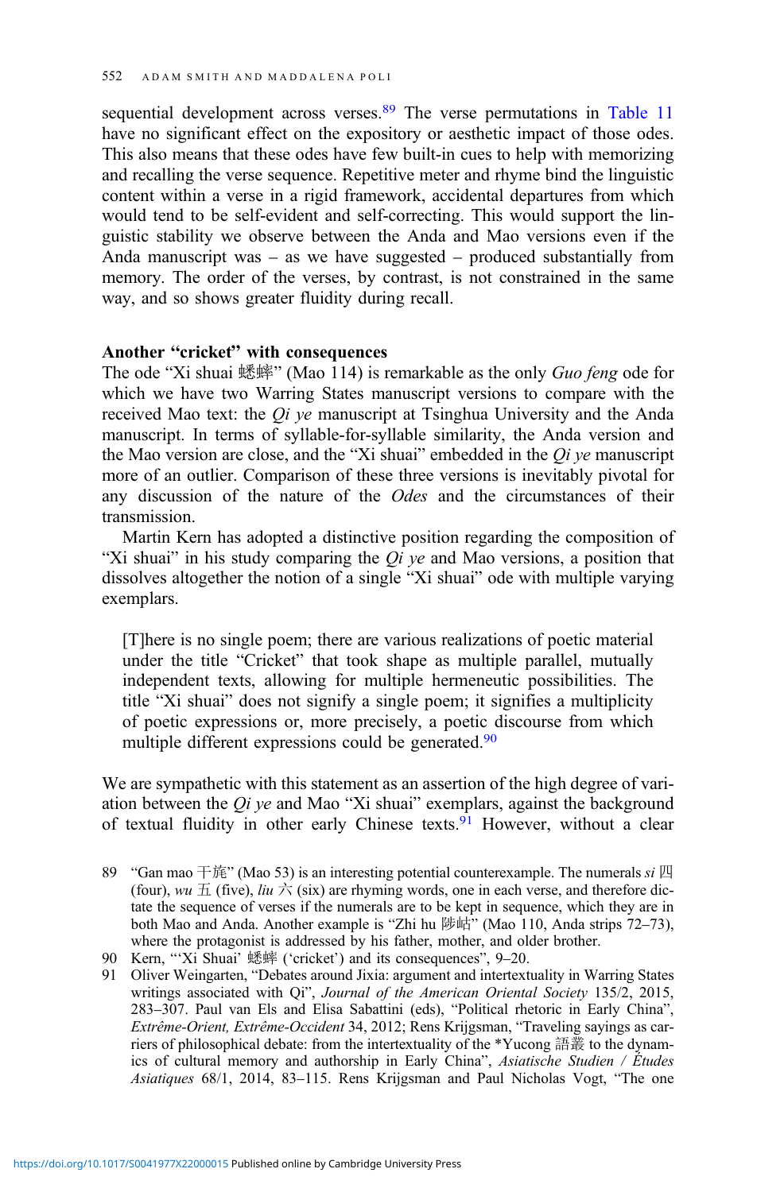sequential development across verses.[89] The verse permutations in Table 11 have no significant effect on the expository or aesthetic impact of those odes. This also means that these odes have few built-in cues to help with memorizing and recalling the verse sequence. Repetitive meter and rhyme bind the linguistic content within a verse in a rigid framework, accidental departures from which would tend to be self-evident and self-correcting. This would support the linguistic stability we observe between the Anda and Mao versions even if the Anda manuscript was – as we have suggested – produced substantially from memory. The order of the verses, by contrast, is not constrained in the same way, and so shows greater fluidity during recall.

## Another "cricket" with consequences

The ode "Xi shuai 蟋蟀" (Mao 114) is remarkable as the only *Guo feng* ode for which we have two Warring States manuscript versions to compare with the received Mao text: the *Qi ye* manuscript at Tsinghua University and the Anda manuscript. In terms of syllable-for-syllable similarity, the Anda version and the Mao version are close, and the "Xi shuai" embedded in the *Qi ye* manuscript more of an outlier. Comparison of these three versions is inevitably pivotal for any discussion of the nature of the *Odes* and the circumstances of their transmission.

Martin Kern has adopted a distinctive position regarding the composition of "Xi shuai" in his study comparing the *Qi ye* and Mao versions, a position that dissolves altogether the notion of a single "Xi shuai" ode with multiple varying exemplars.

> [T]here is no single poem; there are various realizations of poetic material under the title "Cricket" that took shape as multiple parallel, mutually independent texts, allowing for multiple hermeneutic possibilities. The title "Xi shuai" does not signify a single poem; it signifies a multiplicity of poetic expressions or, more precisely, a poetic discourse from which multiple different expressions could be generated.[90]

We are sympathetic with this statement as an assertion of the high degree of variation between the *Qi ye* and Mao "Xi shuai" exemplars, against the background of textual fluidity in other early Chinese texts.[91] However, without a clear

89 "Gan mao 干旄" (Mao 53) is an interesting potential counterexample. The numerals *si* 四 (four), *wu* 五 (five), *liu* 六 (six) are rhyming words, one in each verse, and therefore dictate the sequence of verses if the numerals are to be kept in sequence, which they are in both Mao and Anda. Another example is "Zhi hu 陟岵" (Mao 110, Anda strips 72–73), where the protagonist is addressed by his father, mother, and older brother.

90 Kern, "'Xi Shuai' 蟋蟀 ('cricket') and its consequences", 9–20.

91 Oliver Weingarten, "Debates around Jixia: argument and intertextuality in Warring States writings associated with Qi", *Journal of the American Oriental Society* 135/2, 2015, 283–307. Paul van Els and Elisa Sabattini (eds), "Political rhetoric in Early China", *Extrême-Orient, Extrême-Occident* 34, 2012; Rens Krijgsman, "Traveling sayings as carriers of philosophical debate: from the intertextuality of the *Yucong 語叢 to the dynamics of cultural memory and authorship in Early China", *Asiatische Studien / Études Asiatiques* 68/1, 2014, 83–115. Rens Krijgsman and Paul Nicholas Vogt, "The one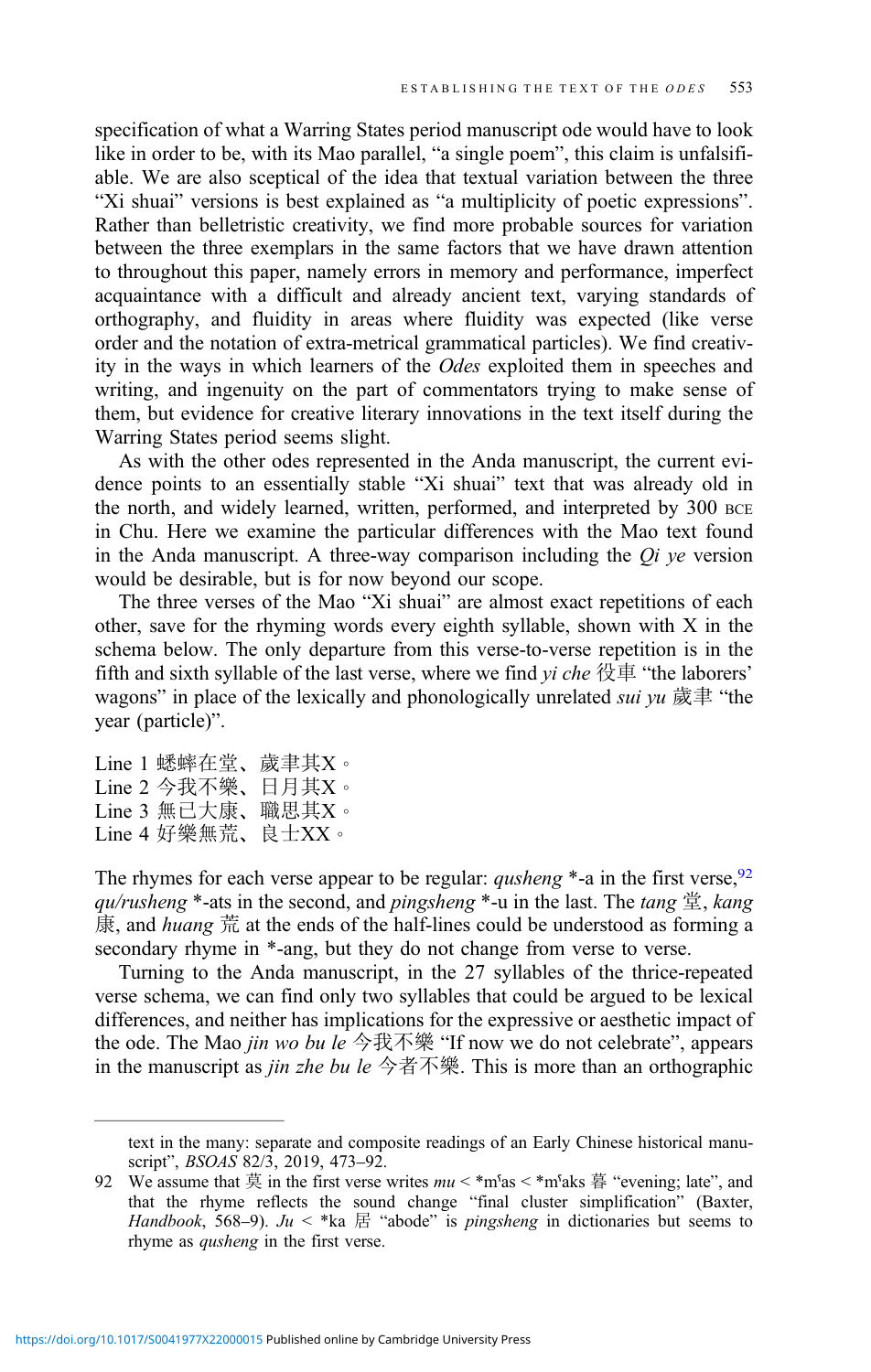specification of what a Warring States period manuscript ode would have to look like in order to be, with its Mao parallel, "a single poem", this claim is unfalsifiable. We are also sceptical of the idea that textual variation between the three "Xi shuai" versions is best explained as "a multiplicity of poetic expressions". Rather than belletristic creativity, we find more probable sources for variation between the three exemplars in the same factors that we have drawn attention to throughout this paper, namely errors in memory and performance, imperfect acquaintance with a difficult and already ancient text, varying standards of orthography, and fluidity in areas where fluidity was expected (like verse order and the notation of extra-metrical grammatical particles). We find creativity in the ways in which learners of the *Odes* exploited them in speeches and writing, and ingenuity on the part of commentators trying to make sense of them, but evidence for creative literary innovations in the text itself during the Warring States period seems slight.

As with the other odes represented in the Anda manuscript, the current evidence points to an essentially stable "Xi shuai" text that was already old in the north, and widely learned, written, performed, and interpreted by 300 BCE in Chu. Here we examine the particular differences with the Mao text found in the Anda manuscript. A three-way comparison including the *Qi ye* version would be desirable, but is for now beyond our scope.

The three verses of the Mao "Xi shuai" are almost exact repetitions of each other, save for the rhyming words every eighth syllable, shown with X in the schema below. The only departure from this verse-to-verse repetition is in the fifth and sixth syllable of the last verse, where we find *yi che* 役車 "the laborers' wagons" in place of the lexically and phonologically unrelated *sui yu* 歲聿 "the year (particle)".

Line 1 蟋蟀在堂、歲聿其X。
Line 2 今我不樂、日月其X。
Line 3 無已大康、職思其X。
Line 4 好樂無荒、良士XX。

The rhymes for each verse appear to be regular: *qusheng* *-a in the first verse,[92] *qu/rusheng* *-ats in the second, and *pingsheng* *-u in the last. The *tang* 堂, *kang* 康, and *huang* 荒 at the ends of the half-lines could be understood as forming a secondary rhyme in *-ang, but they do not change from verse to verse.

Turning to the Anda manuscript, in the 27 syllables of the thrice-repeated verse schema, we can find only two syllables that could be argued to be lexical differences, and neither has implications for the expressive or aesthetic impact of the ode. The Mao *jin wo bu le* 今我不樂 "If now we do not celebrate", appears in the manuscript as *jin zhe bu le* 今者不樂. This is more than an orthographic

---

text in the many: separate and composite readings of an Early Chinese historical manuscript", *BSOAS* 82/3, 2019, 473–92.

92 We assume that 莫 in the first verse writes *mu* < *mˤas < *mˤaks 暮 "evening; late", and that the rhyme reflects the sound change "final cluster simplification" (Baxter, *Handbook*, 568–9). *Ju* < *ka 居 "abode" is *pingsheng* in dictionaries but seems to rhyme as *qusheng* in the first verse.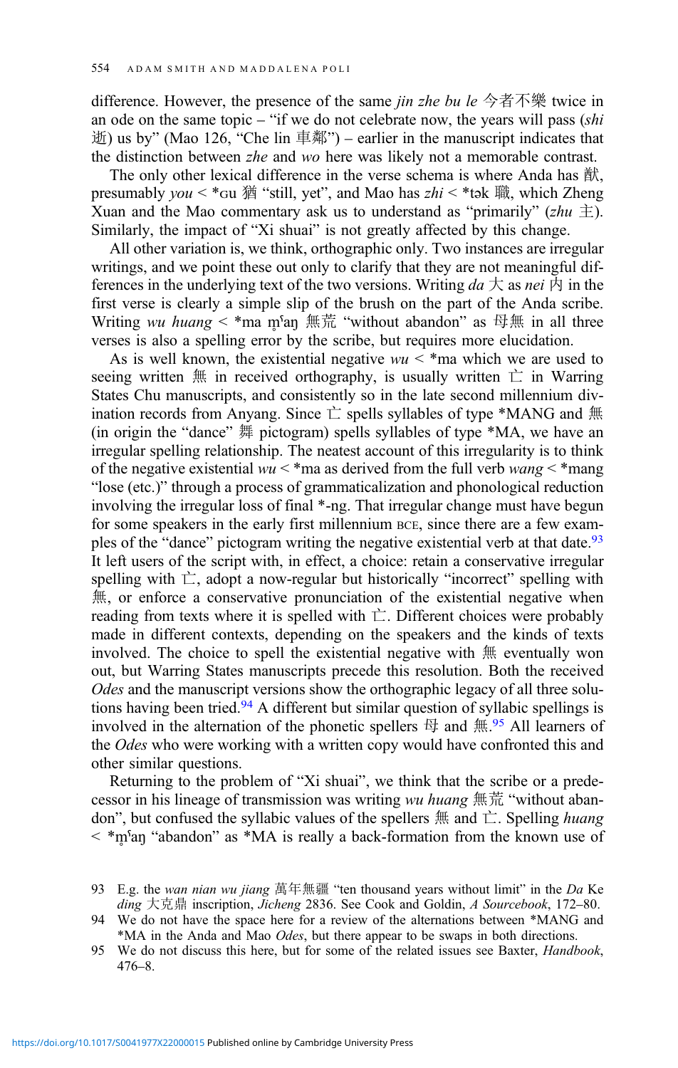difference. However, the presence of the same *jin zhe bu le* 今者不樂 twice in an ode on the same topic – "if we do not celebrate now, the years will pass (*shi* 逝) us by" (Mao 126, "Che lin 車鄰") – earlier in the manuscript indicates that the distinction between *zhe* and *wo* here was likely not a memorable contrast.

The only other lexical difference in the verse schema is where Anda has 猷, presumably *you* < *ɢu 猶 "still, yet", and Mao has *zhi* < *tək 職, which Zheng Xuan and the Mao commentary ask us to understand as "primarily" (*zhu* 主). Similarly, the impact of "Xi shuai" is not greatly affected by this change.

All other variation is, we think, orthographic only. Two instances are irregular writings, and we point these out only to clarify that they are not meaningful differences in the underlying text of the two versions. Writing *da* 大 as *nei* 內 in the first verse is clearly a simple slip of the brush on the part of the Anda scribe. Writing *wu huang* < *ma m̥ˤaŋ 無荒 "without abandon" as 母無 in all three verses is also a spelling error by the scribe, but requires more elucidation.

As is well known, the existential negative *wu* < *ma which we are used to seeing written 無 in received orthography, is usually written 亡 in Warring States Chu manuscripts, and consistently so in the late second millennium divination records from Anyang. Since 亡 spells syllables of type *MANG and 無 (in origin the "dance" 舞 pictogram) spells syllables of type *MA, we have an irregular spelling relationship. The neatest account of this irregularity is to think of the negative existential *wu* < *ma as derived from the full verb *wang* < *mang "lose (etc.)" through a process of grammaticalization and phonological reduction involving the irregular loss of final *-ng. That irregular change must have begun for some speakers in the early first millennium BCE, since there are a few examples of the "dance" pictogram writing the negative existential verb at that date.[93] It left users of the script with, in effect, a choice: retain a conservative irregular spelling with 亡, adopt a now-regular but historically "incorrect" spelling with 無, or enforce a conservative pronunciation of the existential negative when reading from texts where it is spelled with 亡. Different choices were probably made in different contexts, depending on the speakers and the kinds of texts involved. The choice to spell the existential negative with 無 eventually won out, but Warring States manuscripts precede this resolution. Both the received *Odes* and the manuscript versions show the orthographic legacy of all three solutions having been tried.[94] A different but similar question of syllabic spellings is involved in the alternation of the phonetic spellers 母 and 無.[95] All learners of the *Odes* who were working with a written copy would have confronted this and other similar questions.

Returning to the problem of "Xi shuai", we think that the scribe or a predecessor in his lineage of transmission was writing *wu huang* 無荒 "without abandon", but confused the syllabic values of the spellers 無 and 亡. Spelling *huang* < *m̥ˤaŋ "abandon" as *MA is really a back-formation from the known use of

93 E.g. the *wan nian wu jiang* 萬年無疆 "ten thousand years without limit" in the *Da Ke ding* 大克鼎 inscription, *Jicheng* 2836. See Cook and Goldin, *A Sourcebook*, 172–80.

94 We do not have the space here for a review of the alternations between *MANG and *MA in the Anda and Mao *Odes*, but there appear to be swaps in both directions.

95 We do not discuss this here, but for some of the related issues see Baxter, *Handbook*, 476–8.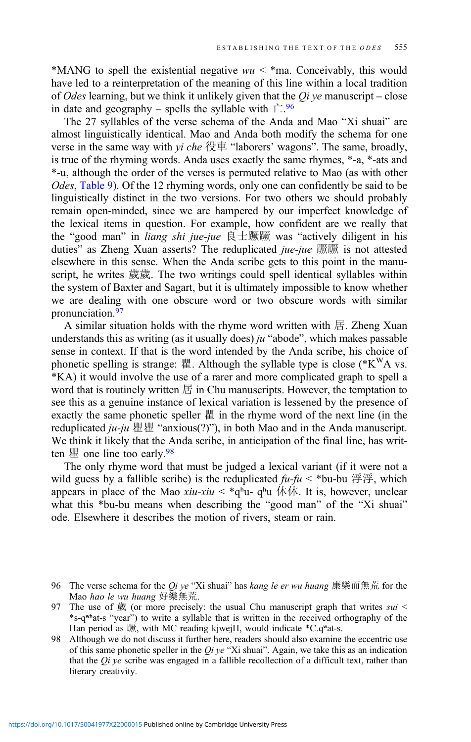*MANG to spell the existential negative *wu* < *ma. Conceivably, this would have led to a reinterpretation of the meaning of this line within a local tradition of *Odes* learning, but we think it unlikely given that the *Qi ye* manuscript – close in date and geography – spells the syllable with 亡.[96]

The 27 syllables of the verse schema of the Anda and Mao "Xi shuai" are almost linguistically identical. Mao and Anda both modify the schema for one verse in the same way with *yi che* 役車 "laborers' wagons". The same, broadly, is true of the rhyming words. Anda uses exactly the same rhymes, *-a, *-ats and *-u, although the order of the verses is permuted relative to Mao (as with other *Odes*, Table 9). Of the 12 rhyming words, only one can confidently be said to be linguistically distinct in the two versions. For two others we should probably remain open-minded, since we are hampered by our imperfect knowledge of the lexical items in question. For example, how confident are we really that the "good man" in *liang shi jue-jue* 良士蹶蹶 was "actively diligent in his duties" as Zheng Xuan asserts? The reduplicated *jue-jue* 蹶蹶 is not attested elsewhere in this sense. When the Anda scribe gets to this point in the manuscript, he writes 歲歲. The two writings could spell identical syllables within the system of Baxter and Sagart, but it is ultimately impossible to know whether we are dealing with one obscure word or two obscure words with similar pronunciation.[97]

A similar situation holds with the rhyme word written with 居. Zheng Xuan understands this as writing (as it usually does) *ju* "abode", which makes passable sense in context. If that is the word intended by the Anda scribe, his choice of phonetic spelling is strange: 瞿. Although the syllable type is close (*K$^{W}$A vs. *KA) it would involve the use of a rarer and more complicated graph to spell a word that is routinely written 居 in Chu manuscripts. However, the temptation to see this as a genuine instance of lexical variation is lessened by the presence of exactly the same phonetic speller 瞿 in the rhyme word of the next line (in the reduplicated *ju-ju* 瞿瞿 "anxious(?)"), in both Mao and in the Anda manuscript. We think it likely that the Anda scribe, in anticipation of the final line, has written 瞿 one line too early.[98]

The only rhyme word that must be judged a lexical variant (if it were not a wild guess by a fallible scribe) is the reduplicated *fu-fu* < *bu-bu 浮浮, which appears in place of the Mao *xiu-xiu* < *qʰu- qʰu 休休. It is, however, unclear what this *bu-bu means when describing the "good man" of the "Xi shuai" ode. Elsewhere it describes the motion of rivers, steam or rain.

96 The verse schema for the *Qi ye* "Xi shuai" has *kang le er wu huang* 康樂而無荒 for the Mao *hao le wu huang* 好樂無荒.

97 The use of 歲 (or more precisely: the usual Chu manuscript graph that writes *sui* < *s-qʷʰat-s "year") to write a syllable that is written in the received orthography of the Han period as 蹶, with MC reading kjwejH, would indicate *C.qʷat-s.

98 Although we do not discuss it further here, readers should also examine the eccentric use of this same phonetic speller in the *Qi ye* "Xi shuai". Again, we take this as an indication that the *Qi ye* scribe was engaged in a fallible recollection of a difficult text, rather than literary creativity.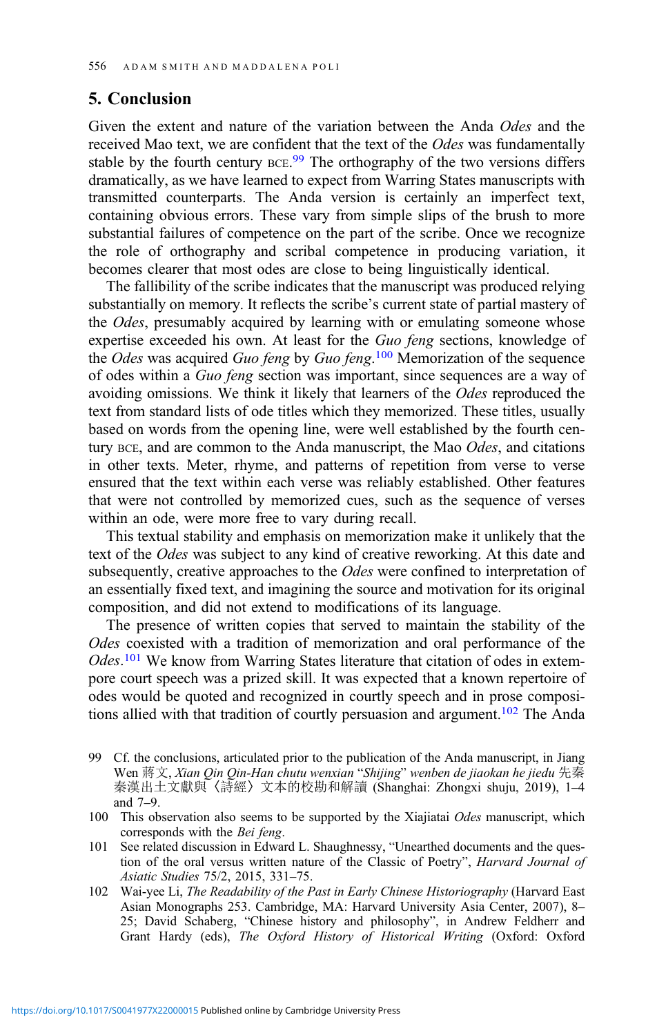## 5. Conclusion

Given the extent and nature of the variation between the Anda *Odes* and the received Mao text, we are confident that the text of the *Odes* was fundamentally stable by the fourth century BCE.[99] The orthography of the two versions differs dramatically, as we have learned to expect from Warring States manuscripts with transmitted counterparts. The Anda version is certainly an imperfect text, containing obvious errors. These vary from simple slips of the brush to more substantial failures of competence on the part of the scribe. Once we recognize the role of orthography and scribal competence in producing variation, it becomes clearer that most odes are close to being linguistically identical.

The fallibility of the scribe indicates that the manuscript was produced relying substantially on memory. It reflects the scribe's current state of partial mastery of the *Odes*, presumably acquired by learning with or emulating someone whose expertise exceeded his own. At least for the *Guo feng* sections, knowledge of the *Odes* was acquired *Guo feng* by *Guo feng*.[100] Memorization of the sequence of odes within a *Guo feng* section was important, since sequences are a way of avoiding omissions. We think it likely that learners of the *Odes* reproduced the text from standard lists of ode titles which they memorized. These titles, usually based on words from the opening line, were well established by the fourth century BCE, and are common to the Anda manuscript, the Mao *Odes*, and citations in other texts. Meter, rhyme, and patterns of repetition from verse to verse ensured that the text within each verse was reliably established. Other features that were not controlled by memorized cues, such as the sequence of verses within an ode, were more free to vary during recall.

This textual stability and emphasis on memorization make it unlikely that the text of the *Odes* was subject to any kind of creative reworking. At this date and subsequently, creative approaches to the *Odes* were confined to interpretation of an essentially fixed text, and imagining the source and motivation for its original composition, and did not extend to modifications of its language.

The presence of written copies that served to maintain the stability of the *Odes* coexisted with a tradition of memorization and oral performance of the *Odes*.[101] We know from Warring States literature that citation of odes in extempore court speech was a prized skill. It was expected that a known repertoire of odes would be quoted and recognized in courtly speech and in prose compositions allied with that tradition of courtly persuasion and argument.[102] The Anda

99 Cf. the conclusions, articulated prior to the publication of the Anda manuscript, in Jiang Wen 蔣文, *Xian Qin Qin-Han chutu wenxian "Shijing" wenben de jiaokan he jiedu* 先秦秦漢出土文獻與〈詩經〉文本的校勘和解讀 (Shanghai: Zhongxi shuju, 2019), 1–4 and 7–9.

100 This observation also seems to be supported by the Xiajiatai *Odes* manuscript, which corresponds with the *Bei feng*.

101 See related discussion in Edward L. Shaughnessy, "Unearthed documents and the question of the oral versus written nature of the Classic of Poetry", *Harvard Journal of Asiatic Studies* 75/2, 2015, 331–75.

102 Wai-yee Li, *The Readability of the Past in Early Chinese Historiography* (Harvard East Asian Monographs 253. Cambridge, MA: Harvard University Asia Center, 2007), 8–25; David Schaberg, "Chinese history and philosophy", in Andrew Feldherr and Grant Hardy (eds), *The Oxford History of Historical Writing* (Oxford: Oxford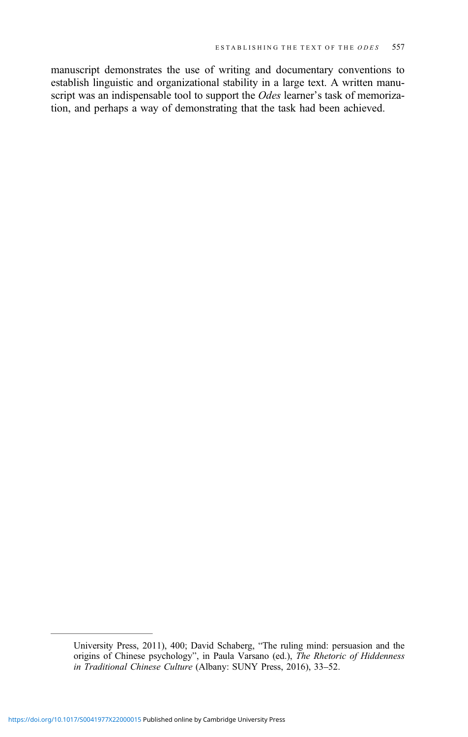manuscript demonstrates the use of writing and documentary conventions to establish linguistic and organizational stability in a large text. A written manuscript was an indispensable tool to support the *Odes* learner's task of memorization, and perhaps a way of demonstrating that the task had been achieved.

---

University Press, 2011), 400; David Schaberg, "The ruling mind: persuasion and the origins of Chinese psychology", in Paula Varsano (ed.), *The Rhetoric of Hiddenness in Traditional Chinese Culture* (Albany: SUNY Press, 2016), 33–52.